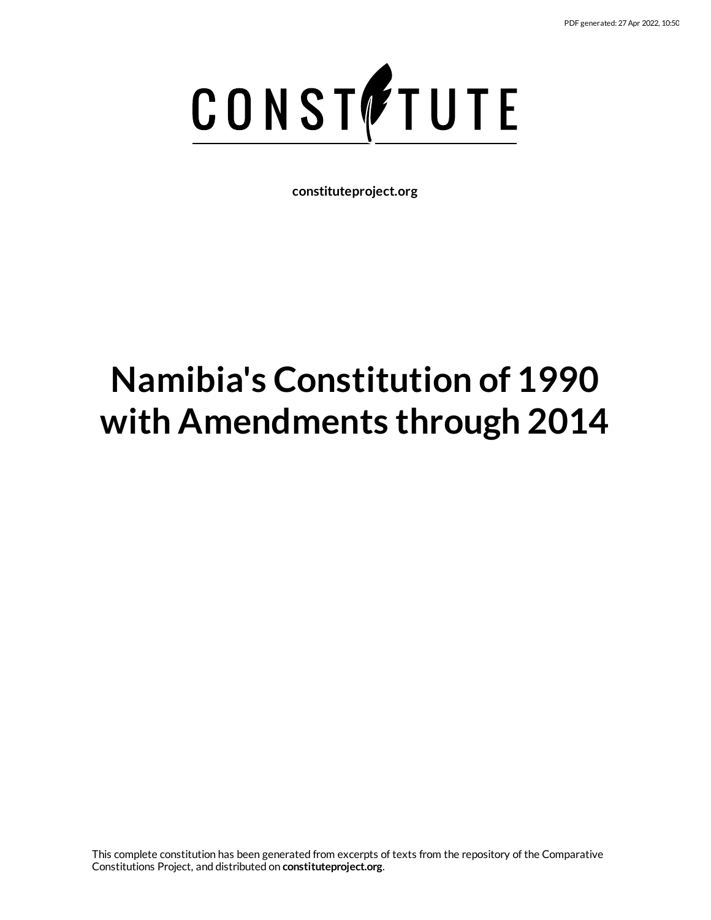CONSTITUTE

**constituteproject.org**

# Namibia's Constitution of 1990 with Amendments through 2014

This complete constitution has been generated from excerpts of texts from the repository of the Comparative Constitutions Project, and distributed on **constituteproject.org**.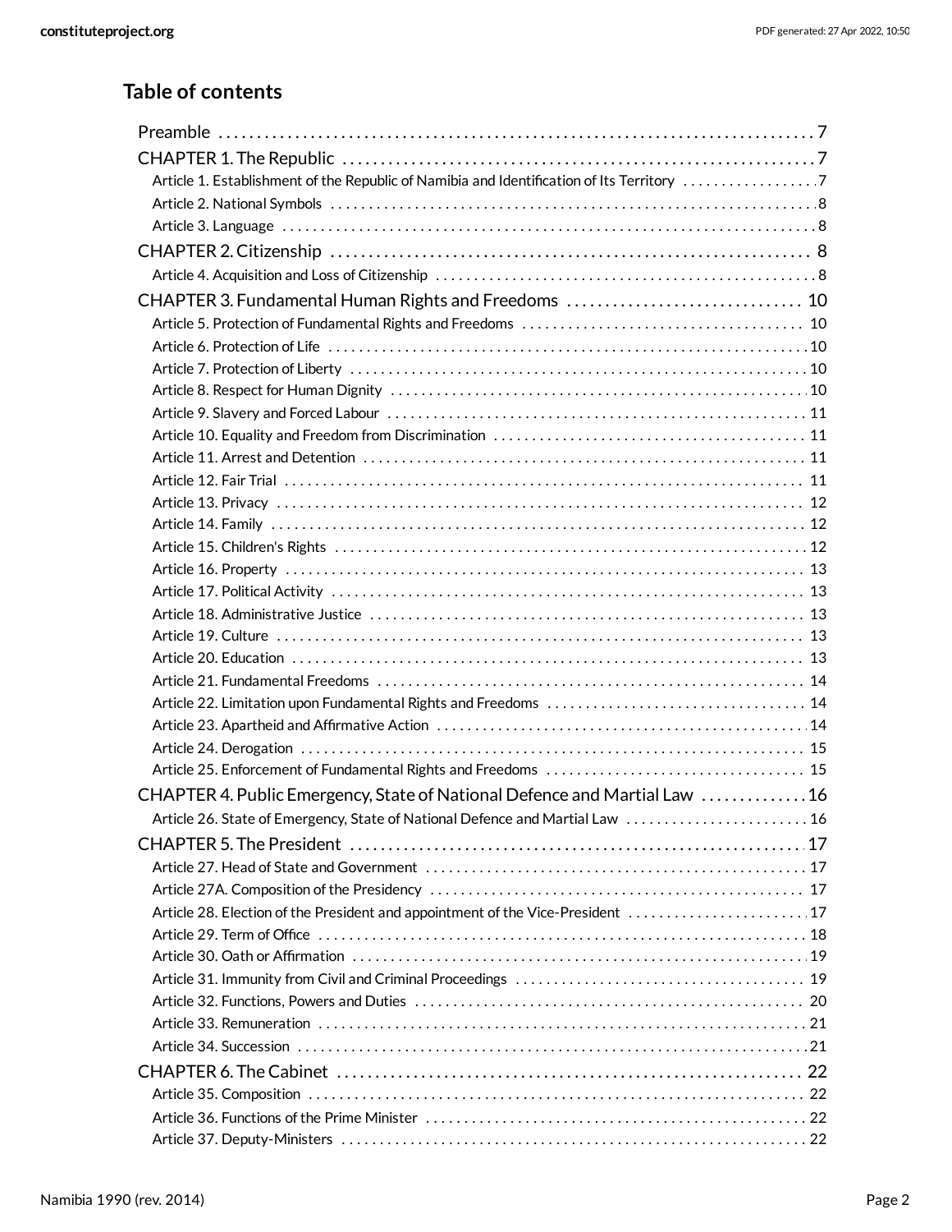## Table of contents

- Preamble ..... 7
- CHAPTER 1. The Republic ..... 7
  - Article 1. Establishment of the Republic of Namibia and Identification of Its Territory ..... 7
  - Article 2. National Symbols ..... 8
  - Article 3. Language ..... 8
- CHAPTER 2. Citizenship ..... 8
  - Article 4. Acquisition and Loss of Citizenship ..... 8
- CHAPTER 3. Fundamental Human Rights and Freedoms ..... 10
  - Article 5. Protection of Fundamental Rights and Freedoms ..... 10
  - Article 6. Protection of Life ..... 10
  - Article 7. Protection of Liberty ..... 10
  - Article 8. Respect for Human Dignity ..... 10
  - Article 9. Slavery and Forced Labour ..... 11
  - Article 10. Equality and Freedom from Discrimination ..... 11
  - Article 11. Arrest and Detention ..... 11
  - Article 12. Fair Trial ..... 11
  - Article 13. Privacy ..... 12
  - Article 14. Family ..... 12
  - Article 15. Children's Rights ..... 12
  - Article 16. Property ..... 13
  - Article 17. Political Activity ..... 13
  - Article 18. Administrative Justice ..... 13
  - Article 19. Culture ..... 13
  - Article 20. Education ..... 13
  - Article 21. Fundamental Freedoms ..... 14
  - Article 22. Limitation upon Fundamental Rights and Freedoms ..... 14
  - Article 23. Apartheid and Affirmative Action ..... 14
  - Article 24. Derogation ..... 15
  - Article 25. Enforcement of Fundamental Rights and Freedoms ..... 15
- CHAPTER 4. Public Emergency, State of National Defence and Martial Law ..... 16
  - Article 26. State of Emergency, State of National Defence and Martial Law ..... 16
- CHAPTER 5. The President ..... 17
  - Article 27. Head of State and Government ..... 17
  - Article 27A. Composition of the Presidency ..... 17
  - Article 28. Election of the President and appointment of the Vice-President ..... 17
  - Article 29. Term of Office ..... 18
  - Article 30. Oath or Affirmation ..... 19
  - Article 31. Immunity from Civil and Criminal Proceedings ..... 19
  - Article 32. Functions, Powers and Duties ..... 20
  - Article 33. Remuneration ..... 21
  - Article 34. Succession ..... 21
- CHAPTER 6. The Cabinet ..... 22
  - Article 35. Composition ..... 22
  - Article 36. Functions of the Prime Minister ..... 22
  - Article 37. Deputy-Ministers ..... 22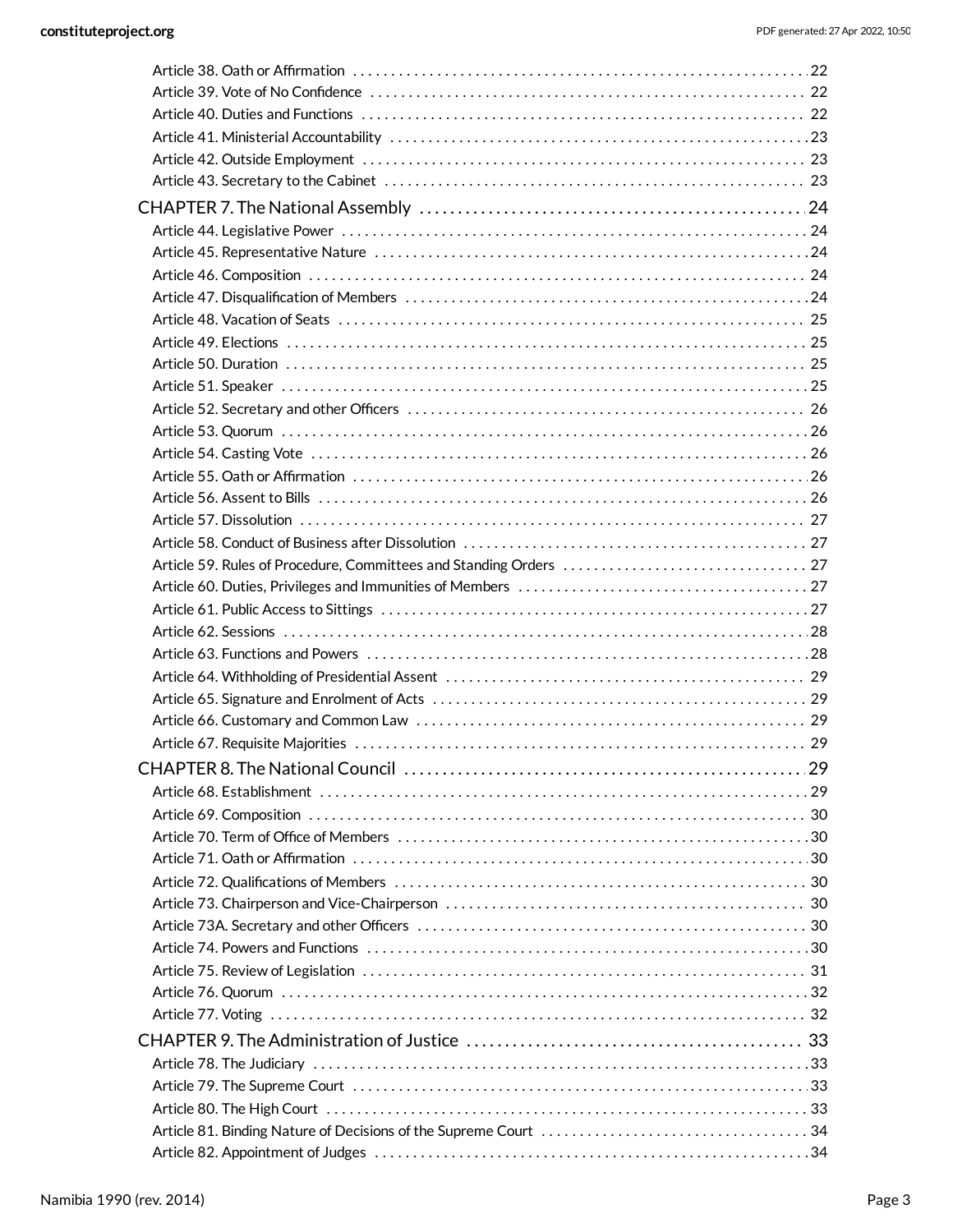Article 38. Oath or Affirmation . . . . . . . . . . 22
Article 39. Vote of No Confidence . . . . . . . . . . 22
Article 40. Duties and Functions . . . . . . . . . . 22
Article 41. Ministerial Accountability . . . . . . . . . . 23
Article 42. Outside Employment . . . . . . . . . . 23
Article 43. Secretary to the Cabinet . . . . . . . . . . 23

CHAPTER 7. The National Assembly . . . . . . . . . . 24
Article 44. Legislative Power . . . . . . . . . . 24
Article 45. Representative Nature . . . . . . . . . . 24
Article 46. Composition . . . . . . . . . . 24
Article 47. Disqualification of Members . . . . . . . . . . 24
Article 48. Vacation of Seats . . . . . . . . . . 25
Article 49. Elections . . . . . . . . . . 25
Article 50. Duration . . . . . . . . . . 25
Article 51. Speaker . . . . . . . . . . 25
Article 52. Secretary and other Officers . . . . . . . . . . 26
Article 53. Quorum . . . . . . . . . . 26
Article 54. Casting Vote . . . . . . . . . . 26
Article 55. Oath or Affirmation . . . . . . . . . . 26
Article 56. Assent to Bills . . . . . . . . . . 26
Article 57. Dissolution . . . . . . . . . . 27
Article 58. Conduct of Business after Dissolution . . . . . . . . . . 27
Article 59. Rules of Procedure, Committees and Standing Orders . . . . . . . . . . 27
Article 60. Duties, Privileges and Immunities of Members . . . . . . . . . . 27
Article 61. Public Access to Sittings . . . . . . . . . . 27
Article 62. Sessions . . . . . . . . . . 28
Article 63. Functions and Powers . . . . . . . . . . 28
Article 64. Withholding of Presidential Assent . . . . . . . . . . 29
Article 65. Signature and Enrolment of Acts . . . . . . . . . . 29
Article 66. Customary and Common Law . . . . . . . . . . 29
Article 67. Requisite Majorities . . . . . . . . . . 29

CHAPTER 8. The National Council . . . . . . . . . . 29
Article 68. Establishment . . . . . . . . . . 29
Article 69. Composition . . . . . . . . . . 30
Article 70. Term of Office of Members . . . . . . . . . . 30
Article 71. Oath or Affirmation . . . . . . . . . . 30
Article 72. Qualifications of Members . . . . . . . . . . 30
Article 73. Chairperson and Vice-Chairperson . . . . . . . . . . 30
Article 73A. Secretary and other Officers . . . . . . . . . . 30
Article 74. Powers and Functions . . . . . . . . . . 30
Article 75. Review of Legislation . . . . . . . . . . 31
Article 76. Quorum . . . . . . . . . . 32
Article 77. Voting . . . . . . . . . . 32

CHAPTER 9. The Administration of Justice . . . . . . . . . . 33
Article 78. The Judiciary . . . . . . . . . . 33
Article 79. The Supreme Court . . . . . . . . . . 33
Article 80. The High Court . . . . . . . . . . 33
Article 81. Binding Nature of Decisions of the Supreme Court . . . . . . . . . . 34
Article 82. Appointment of Judges . . . . . . . . . . 34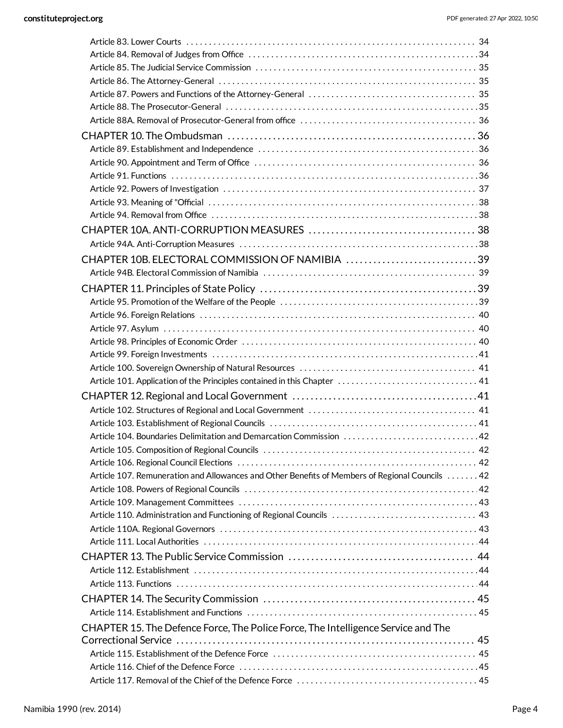Article 83. Lower Courts ........ 34
Article 84. Removal of Judges from Office ........ 34
Article 85. The Judicial Service Commission ........ 35
Article 86. The Attorney-General ........ 35
Article 87. Powers and Functions of the Attorney-General ........ 35
Article 88. The Prosecutor-General ........ 35
Article 88A. Removal of Prosecutor-General from office ........ 36

CHAPTER 10. The Ombudsman ........ 36
Article 89. Establishment and Independence ........ 36
Article 90. Appointment and Term of Office ........ 36
Article 91. Functions ........ 36
Article 92. Powers of Investigation ........ 37
Article 93. Meaning of "Official ........ 38
Article 94. Removal from Office ........ 38

CHAPTER 10A. ANTI-CORRUPTION MEASURES ........ 38
Article 94A. Anti-Corruption Measures ........ 38

CHAPTER 10B. ELECTORAL COMMISSION OF NAMIBIA ........ 39
Article 94B. Electoral Commission of Namibia ........ 39

CHAPTER 11. Principles of State Policy ........ 39
Article 95. Promotion of the Welfare of the People ........ 39
Article 96. Foreign Relations ........ 40
Article 97. Asylum ........ 40
Article 98. Principles of Economic Order ........ 40
Article 99. Foreign Investments ........ 41
Article 100. Sovereign Ownership of Natural Resources ........ 41
Article 101. Application of the Principles contained in this Chapter ........ 41

CHAPTER 12. Regional and Local Government ........ 41
Article 102. Structures of Regional and Local Government ........ 41
Article 103. Establishment of Regional Councils ........ 41
Article 104. Boundaries Delimitation and Demarcation Commission ........ 42
Article 105. Composition of Regional Councils ........ 42
Article 106. Regional Council Elections ........ 42
Article 107. Remuneration and Allowances and Other Benefits of Members of Regional Councils ........ 42
Article 108. Powers of Regional Councils ........ 42
Article 109. Management Committees ........ 43
Article 110. Administration and Functioning of Regional Councils ........ 43
Article 110A. Regional Governors ........ 43
Article 111. Local Authorities ........ 44

CHAPTER 13. The Public Service Commission ........ 44
Article 112. Establishment ........ 44
Article 113. Functions ........ 44

CHAPTER 14. The Security Commission ........ 45
Article 114. Establishment and Functions ........ 45

CHAPTER 15. The Defence Force, The Police Force, The Intelligence Service and The Correctional Service ........ 45
Article 115. Establishment of the Defence Force ........ 45
Article 116. Chief of the Defence Force ........ 45
Article 117. Removal of the Chief of the Defence Force ........ 45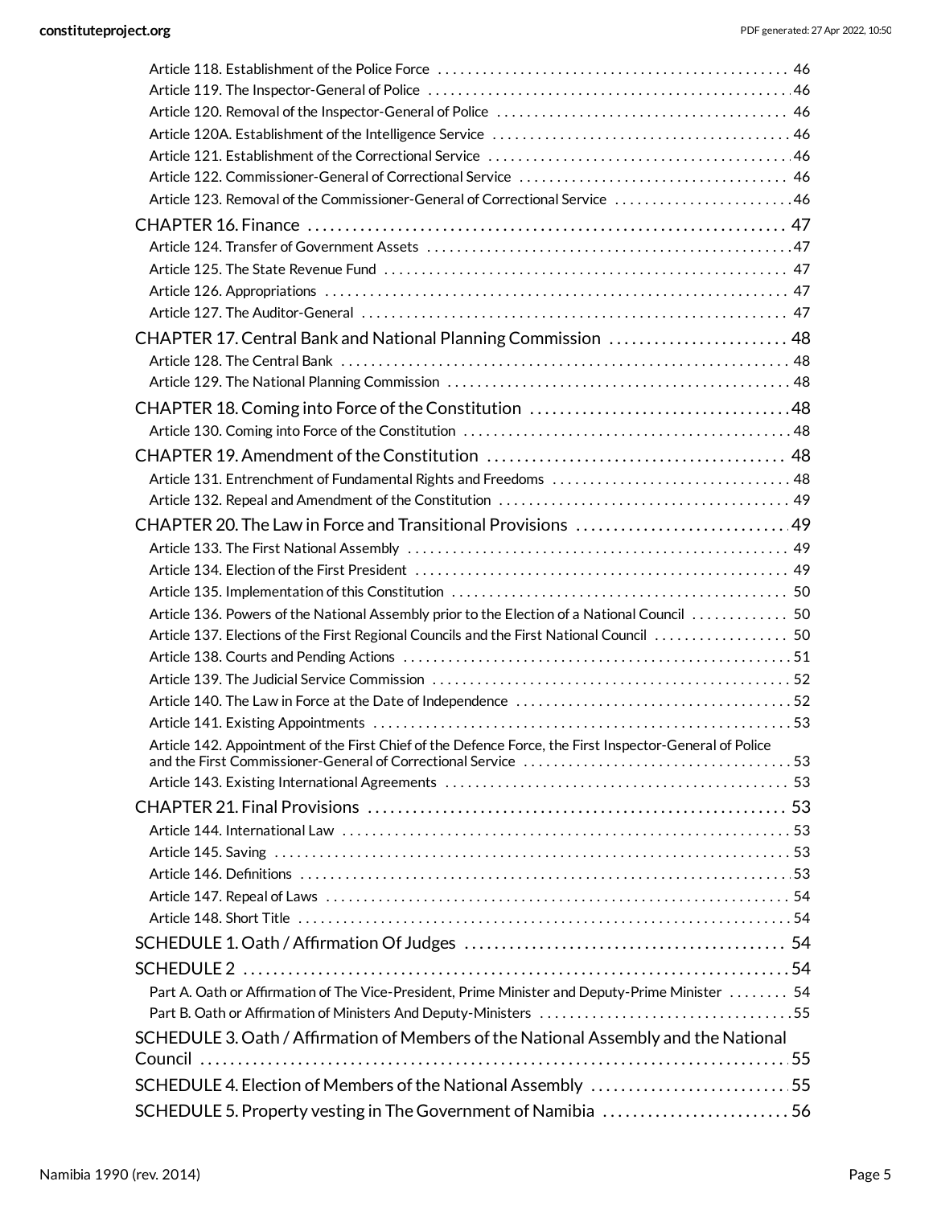Article 118. Establishment of the Police Force . . . . . . . . . . . . . . . . . . . . . . . . . . . . . . . . . . . . . . . . . . . . . . . 46
Article 119. The Inspector-General of Police . . . . . . . . . . . . . . . . . . . . . . . . . . . . . . . . . . . . . . . . . . . . . . . . . 46
Article 120. Removal of the Inspector-General of Police . . . . . . . . . . . . . . . . . . . . . . . . . . . . . . . . . . . . . . . 46
Article 120A. Establishment of the Intelligence Service . . . . . . . . . . . . . . . . . . . . . . . . . . . . . . . . . . . . . . . . 46
Article 121. Establishment of the Correctional Service . . . . . . . . . . . . . . . . . . . . . . . . . . . . . . . . . . . . . . . . . 46
Article 122. Commissioner-General of Correctional Service . . . . . . . . . . . . . . . . . . . . . . . . . . . . . . . . . . . . 46
Article 123. Removal of the Commissioner-General of Correctional Service . . . . . . . . . . . . . . . . . . . . . . . . 46

CHAPTER 16. Finance . . . . . . . . . . . . . . . . . . . . . . . . . . . . . . . . . . . . . . . . . . . . . . . . . . . . . . . . . . . . . . . 47
Article 124. Transfer of Government Assets . . . . . . . . . . . . . . . . . . . . . . . . . . . . . . . . . . . . . . . . . . . . . . . . . 47
Article 125. The State Revenue Fund . . . . . . . . . . . . . . . . . . . . . . . . . . . . . . . . . . . . . . . . . . . . . . . . . . . . . . 47
Article 126. Appropriations . . . . . . . . . . . . . . . . . . . . . . . . . . . . . . . . . . . . . . . . . . . . . . . . . . . . . . . . . . . . . . 47
Article 127. The Auditor-General . . . . . . . . . . . . . . . . . . . . . . . . . . . . . . . . . . . . . . . . . . . . . . . . . . . . . . . . . 47

CHAPTER 17. Central Bank and National Planning Commission . . . . . . . . . . . . . . . . . . . . . . . . 48
Article 128. The Central Bank . . . . . . . . . . . . . . . . . . . . . . . . . . . . . . . . . . . . . . . . . . . . . . . . . . . . . . . . . . . . 48
Article 129. The National Planning Commission . . . . . . . . . . . . . . . . . . . . . . . . . . . . . . . . . . . . . . . . . . . . . . 48

CHAPTER 18. Coming into Force of the Constitution . . . . . . . . . . . . . . . . . . . . . . . . . . . . . . . . . . 48
Article 130. Coming into Force of the Constitution . . . . . . . . . . . . . . . . . . . . . . . . . . . . . . . . . . . . . . . . . . . . 48

CHAPTER 19. Amendment of the Constitution . . . . . . . . . . . . . . . . . . . . . . . . . . . . . . . . . . . . . . . 48
Article 131. Entrenchment of Fundamental Rights and Freedoms . . . . . . . . . . . . . . . . . . . . . . . . . . . . . . . . 48
Article 132. Repeal and Amendment of the Constitution . . . . . . . . . . . . . . . . . . . . . . . . . . . . . . . . . . . . . . . 49

CHAPTER 20. The Law in Force and Transitional Provisions . . . . . . . . . . . . . . . . . . . . . . . . . . . . 49
Article 133. The First National Assembly . . . . . . . . . . . . . . . . . . . . . . . . . . . . . . . . . . . . . . . . . . . . . . . . . . . 49
Article 134. Election of the First President . . . . . . . . . . . . . . . . . . . . . . . . . . . . . . . . . . . . . . . . . . . . . . . . . . 49
Article 135. Implementation of this Constitution . . . . . . . . . . . . . . . . . . . . . . . . . . . . . . . . . . . . . . . . . . . . . 50
Article 136. Powers of the National Assembly prior to the Election of a National Council . . . . . . . . . . . . . 50
Article 137. Elections of the First Regional Councils and the First National Council . . . . . . . . . . . . . . . . . . 50
Article 138. Courts and Pending Actions . . . . . . . . . . . . . . . . . . . . . . . . . . . . . . . . . . . . . . . . . . . . . . . . . . . . 51
Article 139. The Judicial Service Commission . . . . . . . . . . . . . . . . . . . . . . . . . . . . . . . . . . . . . . . . . . . . . . . . 52
Article 140. The Law in Force at the Date of Independence . . . . . . . . . . . . . . . . . . . . . . . . . . . . . . . . . . . . . 52
Article 141. Existing Appointments . . . . . . . . . . . . . . . . . . . . . . . . . . . . . . . . . . . . . . . . . . . . . . . . . . . . . . . . 53
Article 142. Appointment of the First Chief of the Defence Force, the First Inspector-General of Police and the First Commissioner-General of Correctional Service . . . . . . . . . . . . . . . . . . . . . . . . . . . . . . . . . . . . 53
Article 143. Existing International Agreements . . . . . . . . . . . . . . . . . . . . . . . . . . . . . . . . . . . . . . . . . . . . . . 53

CHAPTER 21. Final Provisions . . . . . . . . . . . . . . . . . . . . . . . . . . . . . . . . . . . . . . . . . . . . . . . . . . . . . . 53
Article 144. International Law . . . . . . . . . . . . . . . . . . . . . . . . . . . . . . . . . . . . . . . . . . . . . . . . . . . . . . . . . . . . 53
Article 145. Saving . . . . . . . . . . . . . . . . . . . . . . . . . . . . . . . . . . . . . . . . . . . . . . . . . . . . . . . . . . . . . . . . . . . . . 53
Article 146. Definitions . . . . . . . . . . . . . . . . . . . . . . . . . . . . . . . . . . . . . . . . . . . . . . . . . . . . . . . . . . . . . . . . . . 53
Article 147. Repeal of Laws . . . . . . . . . . . . . . . . . . . . . . . . . . . . . . . . . . . . . . . . . . . . . . . . . . . . . . . . . . . . . . 54
Article 148. Short Title . . . . . . . . . . . . . . . . . . . . . . . . . . . . . . . . . . . . . . . . . . . . . . . . . . . . . . . . . . . . . . . . . . 54

SCHEDULE 1. Oath / Affirmation Of Judges . . . . . . . . . . . . . . . . . . . . . . . . . . . . . . . . . . . . . . . . . . 54

SCHEDULE 2 . . . . . . . . . . . . . . . . . . . . . . . . . . . . . . . . . . . . . . . . . . . . . . . . . . . . . . . . . . . . . . . . . . . . . . 54
Part A. Oath or Affirmation of The Vice-President, Prime Minister and Deputy-Prime Minister . . . . . . . . 54
Part B. Oath or Affirmation of Ministers And Deputy-Ministers . . . . . . . . . . . . . . . . . . . . . . . . . . . . . . . . . . 55

SCHEDULE 3. Oath / Affirmation of Members of the National Assembly and the National Council . . . . . . . . . . . . . . . . . . . . . . . . . . . . . . . . . . . . . . . . . . . . . . . . . . . . . . . . . . . . . . . . . . . . . . . . . 55

SCHEDULE 4. Election of Members of the National Assembly . . . . . . . . . . . . . . . . . . . . . . . . . . 55

SCHEDULE 5. Property vesting in The Government of Namibia . . . . . . . . . . . . . . . . . . . . . . . . . 56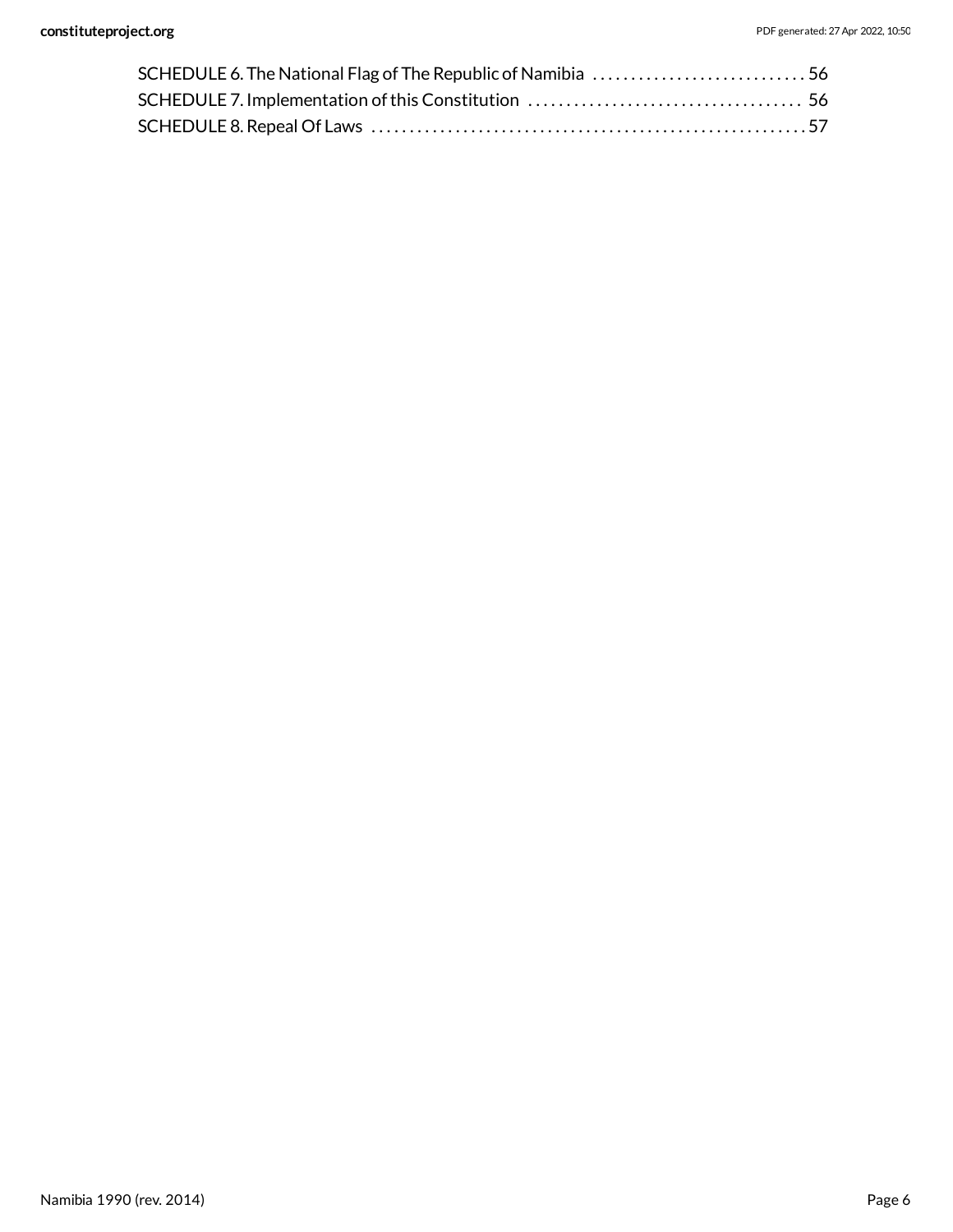SCHEDULE 6. The National Flag of The Republic of Namibia . . . . . . . . . . . . . . . . . . . . . . . . . . . . 56
SCHEDULE 7. Implementation of this Constitution . . . . . . . . . . . . . . . . . . . . . . . . . . . . . . . . . . . . 56
SCHEDULE 8. Repeal Of Laws . . . . . . . . . . . . . . . . . . . . . . . . . . . . . . . . . . . . . . . . . . . . . . . . . . . . . . . . . 57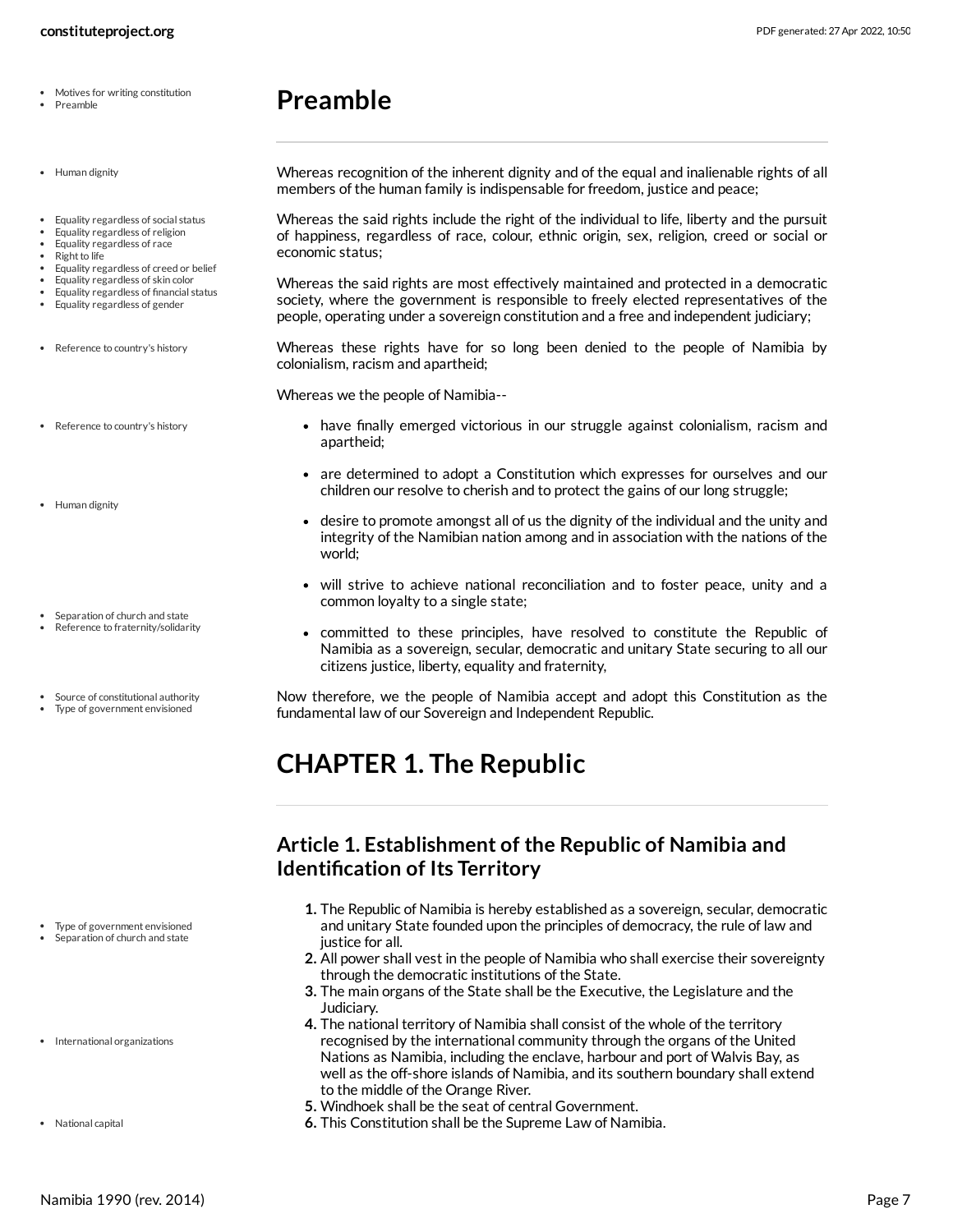# Preamble

Whereas recognition of the inherent dignity and of the equal and inalienable rights of all members of the human family is indispensable for freedom, justice and peace;

Whereas the said rights include the right of the individual to life, liberty and the pursuit of happiness, regardless of race, colour, ethnic origin, sex, religion, creed or social or economic status;

Whereas the said rights are most effectively maintained and protected in a democratic society, where the government is responsible to freely elected representatives of the people, operating under a sovereign constitution and a free and independent judiciary;

Whereas these rights have for so long been denied to the people of Namibia by colonialism, racism and apartheid;

Whereas we the people of Namibia--

- have finally emerged victorious in our struggle against colonialism, racism and apartheid;
- are determined to adopt a Constitution which expresses for ourselves and our children our resolve to cherish and to protect the gains of our long struggle;
- desire to promote amongst all of us the dignity of the individual and the unity and integrity of the Namibian nation among and in association with the nations of the world;
- will strive to achieve national reconciliation and to foster peace, unity and a common loyalty to a single state;
- committed to these principles, have resolved to constitute the Republic of Namibia as a sovereign, secular, democratic and unitary State securing to all our citizens justice, liberty, equality and fraternity,

Now therefore, we the people of Namibia accept and adopt this Constitution as the fundamental law of our Sovereign and Independent Republic.

# CHAPTER 1. The Republic

## Article 1. Establishment of the Republic of Namibia and Identification of Its Territory

1. The Republic of Namibia is hereby established as a sovereign, secular, democratic and unitary State founded upon the principles of democracy, the rule of law and justice for all.
2. All power shall vest in the people of Namibia who shall exercise their sovereignty through the democratic institutions of the State.
3. The main organs of the State shall be the Executive, the Legislature and the Judiciary.
4. The national territory of Namibia shall consist of the whole of the territory recognised by the international community through the organs of the United Nations as Namibia, including the enclave, harbour and port of Walvis Bay, as well as the off-shore islands of Namibia, and its southern boundary shall extend to the middle of the Orange River.
5. Windhoek shall be the seat of central Government.
6. This Constitution shall be the Supreme Law of Namibia.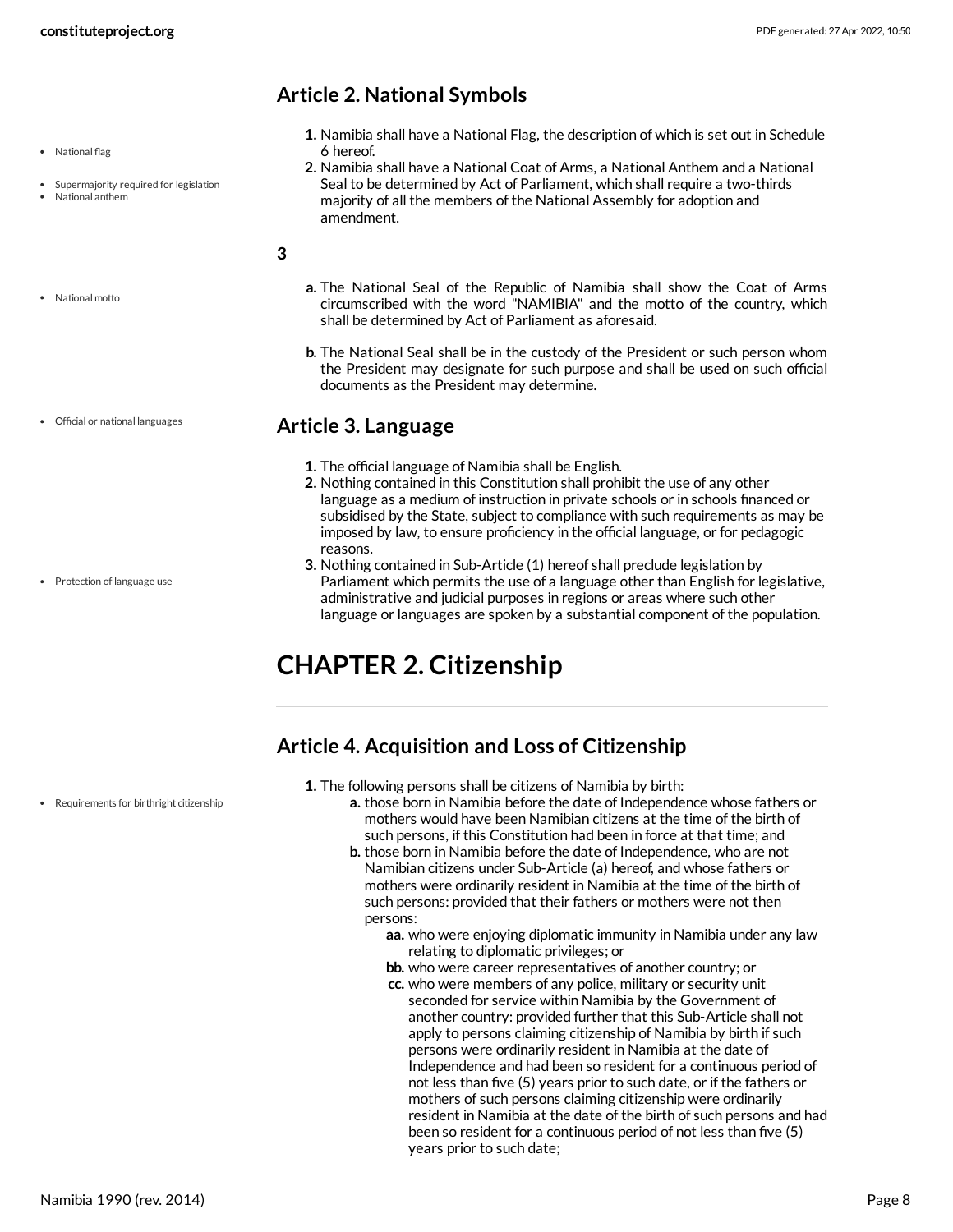## Article 2. National Symbols

- National flag
- Supermajority required for legislation
- National anthem

1. Namibia shall have a National Flag, the description of which is set out in Schedule 6 hereof.
2. Namibia shall have a National Coat of Arms, a National Anthem and a National Seal to be determined by Act of Parliament, which shall require a two-thirds majority of all the members of the National Assembly for adoption and amendment.

**3**

- National motto

a. The National Seal of the Republic of Namibia shall show the Coat of Arms circumscribed with the word "NAMIBIA" and the motto of the country, which shall be determined by Act of Parliament as aforesaid.

b. The National Seal shall be in the custody of the President or such person whom the President may designate for such purpose and shall be used on such official documents as the President may determine.

- Official or national languages

## Article 3. Language

1. The official language of Namibia shall be English.
2. Nothing contained in this Constitution shall prohibit the use of any other language as a medium of instruction in private schools or in schools financed or subsidised by the State, subject to compliance with such requirements as may be imposed by law, to ensure proficiency in the official language, or for pedagogic reasons.
3. Nothing contained in Sub-Article (1) hereof shall preclude legislation by Parliament which permits the use of a language other than English for legislative, administrative and judicial purposes in regions or areas where such other language or languages are spoken by a substantial component of the population.

- Protection of language use

# CHAPTER 2. Citizenship

## Article 4. Acquisition and Loss of Citizenship

- Requirements for birthright citizenship

1. The following persons shall be citizens of Namibia by birth:
   a. those born in Namibia before the date of Independence whose fathers or mothers would have been Namibian citizens at the time of the birth of such persons, if this Constitution had been in force at that time; and
   b. those born in Namibia before the date of Independence, who are not Namibian citizens under Sub-Article (a) hereof, and whose fathers or mothers were ordinarily resident in Namibia at the time of the birth of such persons: provided that their fathers or mothers were not then persons:
      aa. who were enjoying diplomatic immunity in Namibia under any law relating to diplomatic privileges; or
      bb. who were career representatives of another country; or
      cc. who were members of any police, military or security unit seconded for service within Namibia by the Government of another country: provided further that this Sub-Article shall not apply to persons claiming citizenship of Namibia by birth if such persons were ordinarily resident in Namibia at the date of Independence and had been so resident for a continuous period of not less than five (5) years prior to such date, or if the fathers or mothers of such persons claiming citizenship were ordinarily resident in Namibia at the date of the birth of such persons and had been so resident for a continuous period of not less than five (5) years prior to such date;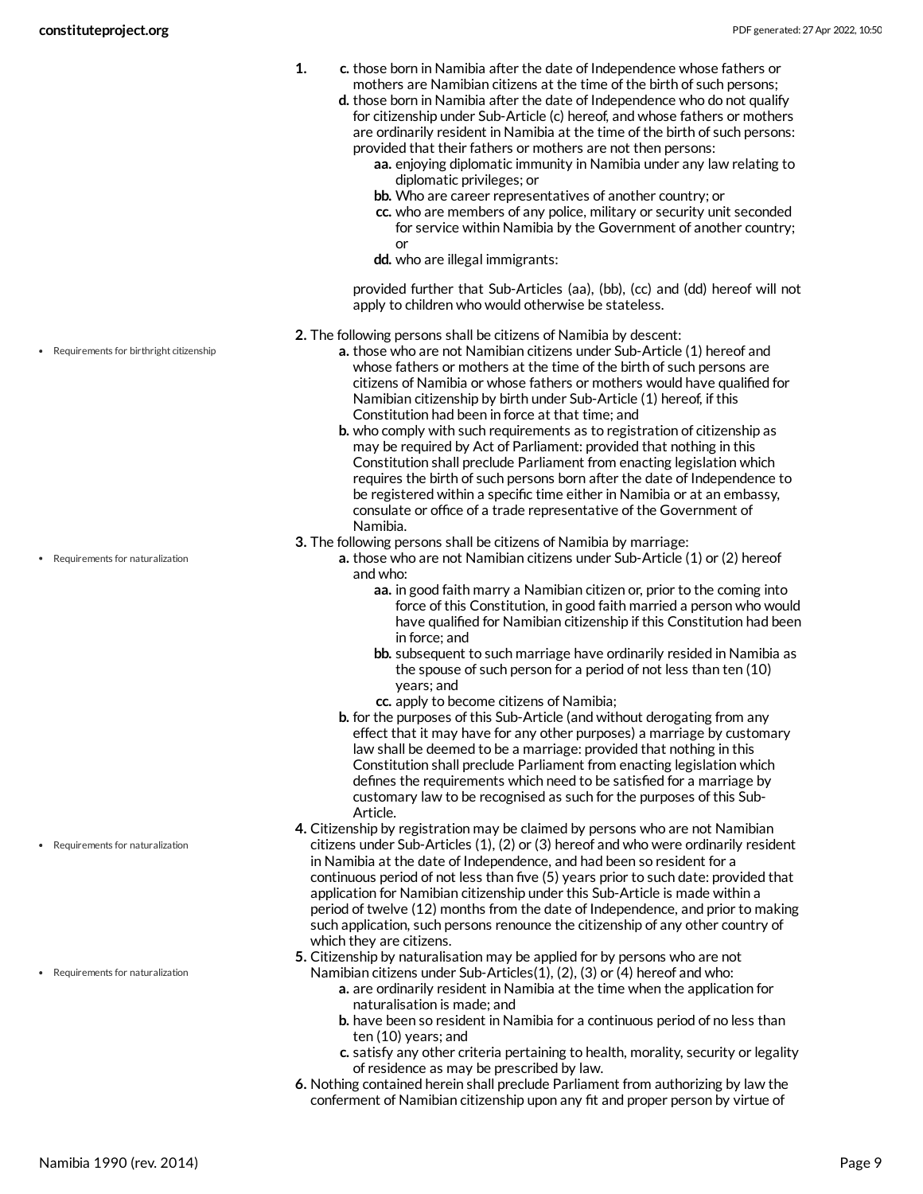1. 
   c. those born in Namibia after the date of Independence whose fathers or mothers are Namibian citizens at the time of the birth of such persons;
   d. those born in Namibia after the date of Independence who do not qualify for citizenship under Sub-Article (c) hereof, and whose fathers or mothers are ordinarily resident in Namibia at the time of the birth of such persons: provided that their fathers or mothers are not then persons:
      - aa. enjoying diplomatic immunity in Namibia under any law relating to diplomatic privileges; or
      - bb. Who are career representatives of another country; or
      - cc. who are members of any police, military or security unit seconded for service within Namibia by the Government of another country; or
      - dd. who are illegal immigrants:

   provided further that Sub-Articles (aa), (bb), (cc) and (dd) hereof will not apply to children who would otherwise be stateless.

- Requirements for birthright citizenship

2. The following persons shall be citizens of Namibia by descent:
   a. those who are not Namibian citizens under Sub-Article (1) hereof and whose fathers or mothers at the time of the birth of such persons are citizens of Namibia or whose fathers or mothers would have qualified for Namibian citizenship by birth under Sub-Article (1) hereof, if this Constitution had been in force at that time; and
   b. who comply with such requirements as to registration of citizenship as may be required by Act of Parliament: provided that nothing in this Constitution shall preclude Parliament from enacting legislation which requires the birth of such persons born after the date of Independence to be registered within a specific time either in Namibia or at an embassy, consulate or office of a trade representative of the Government of Namibia.

- Requirements for naturalization

3. The following persons shall be citizens of Namibia by marriage:
   a. those who are not Namibian citizens under Sub-Article (1) or (2) hereof and who:
      - aa. in good faith marry a Namibian citizen or, prior to the coming into force of this Constitution, in good faith married a person who would have qualified for Namibian citizenship if this Constitution had been in force; and
      - bb. subsequent to such marriage have ordinarily resided in Namibia as the spouse of such person for a period of not less than ten (10) years; and
      - cc. apply to become citizens of Namibia;
   b. for the purposes of this Sub-Article (and without derogating from any effect that it may have for any other purposes) a marriage by customary law shall be deemed to be a marriage: provided that nothing in this Constitution shall preclude Parliament from enacting legislation which defines the requirements which need to be satisfied for a marriage by customary law to be recognised as such for the purposes of this Sub-Article.

- Requirements for naturalization

4. Citizenship by registration may be claimed by persons who are not Namibian citizens under Sub-Articles (1), (2) or (3) hereof and who were ordinarily resident in Namibia at the date of Independence, and had been so resident for a continuous period of not less than five (5) years prior to such date: provided that application for Namibian citizenship under this Sub-Article is made within a period of twelve (12) months from the date of Independence, and prior to making such application, such persons renounce the citizenship of any other country of which they are citizens.

- Requirements for naturalization

5. Citizenship by naturalisation may be applied for by persons who are not Namibian citizens under Sub-Articles(1), (2), (3) or (4) hereof and who:
   a. are ordinarily resident in Namibia at the time when the application for naturalisation is made; and
   b. have been so resident in Namibia for a continuous period of no less than ten (10) years; and
   c. satisfy any other criteria pertaining to health, morality, security or legality of residence as may be prescribed by law.
6. Nothing contained herein shall preclude Parliament from authorizing by law the conferment of Namibian citizenship upon any fit and proper person by virtue of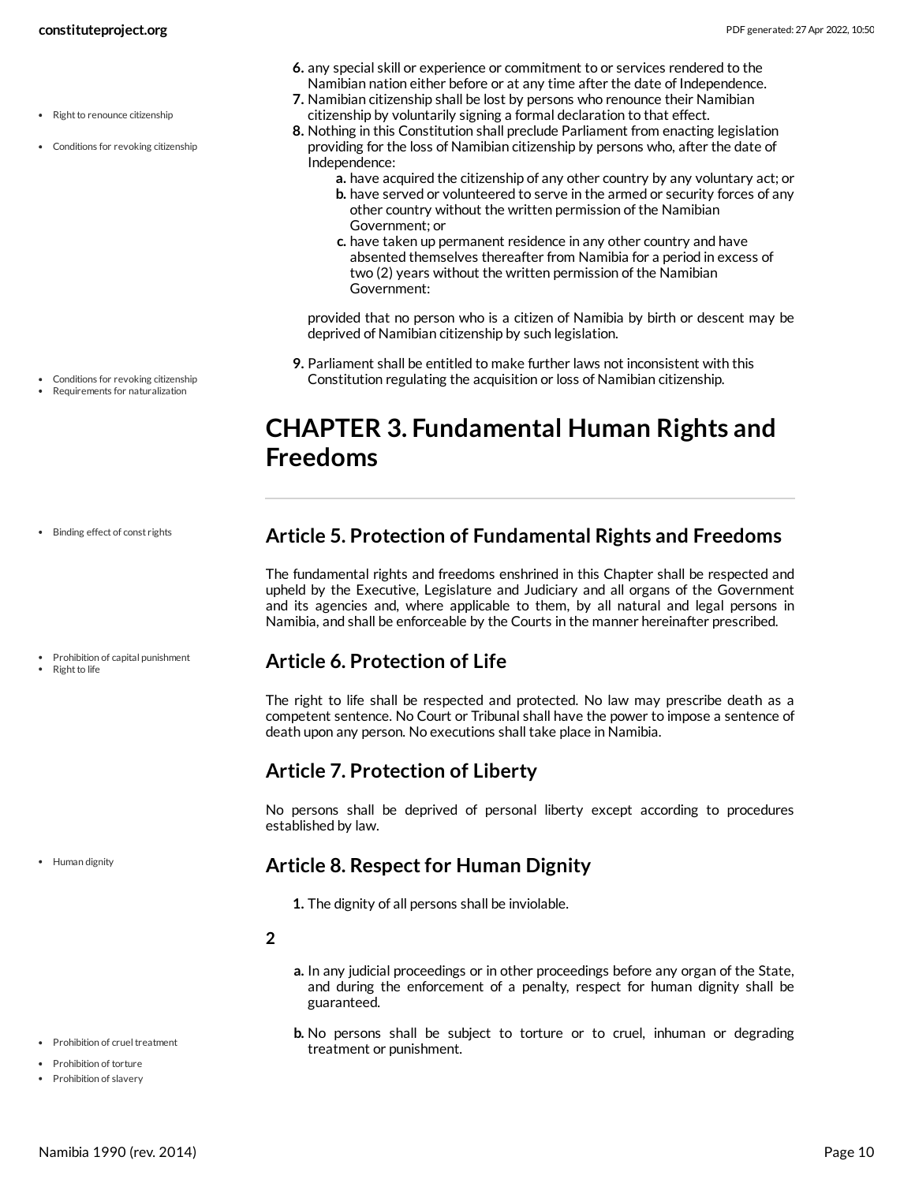6. any special skill or experience or commitment to or services rendered to the Namibian nation either before or at any time after the date of Independence.
7. Namibian citizenship shall be lost by persons who renounce their Namibian citizenship by voluntarily signing a formal declaration to that effect.
8. Nothing in this Constitution shall preclude Parliament from enacting legislation providing for the loss of Namibian citizenship by persons who, after the date of Independence:
   a. have acquired the citizenship of any other country by any voluntary act; or
   b. have served or volunteered to serve in the armed or security forces of any other country without the written permission of the Namibian Government; or
   c. have taken up permanent residence in any other country and have absented themselves thereafter from Namibia for a period in excess of two (2) years without the written permission of the Namibian Government:

   provided that no person who is a citizen of Namibia by birth or descent may be deprived of Namibian citizenship by such legislation.
9. Parliament shall be entitled to make further laws not inconsistent with this Constitution regulating the acquisition or loss of Namibian citizenship.

# CHAPTER 3. Fundamental Human Rights and Freedoms

## Article 5. Protection of Fundamental Rights and Freedoms

The fundamental rights and freedoms enshrined in this Chapter shall be respected and upheld by the Executive, Legislature and Judiciary and all organs of the Government and its agencies and, where applicable to them, by all natural and legal persons in Namibia, and shall be enforceable by the Courts in the manner hereinafter prescribed.

## Article 6. Protection of Life

The right to life shall be respected and protected. No law may prescribe death as a competent sentence. No Court or Tribunal shall have the power to impose a sentence of death upon any person. No executions shall take place in Namibia.

## Article 7. Protection of Liberty

No persons shall be deprived of personal liberty except according to procedures established by law.

## Article 8. Respect for Human Dignity

1. The dignity of all persons shall be inviolable.

**2**

a. In any judicial proceedings or in other proceedings before any organ of the State, and during the enforcement of a penalty, respect for human dignity shall be guaranteed.

b. No persons shall be subject to torture or to cruel, inhuman or degrading treatment or punishment.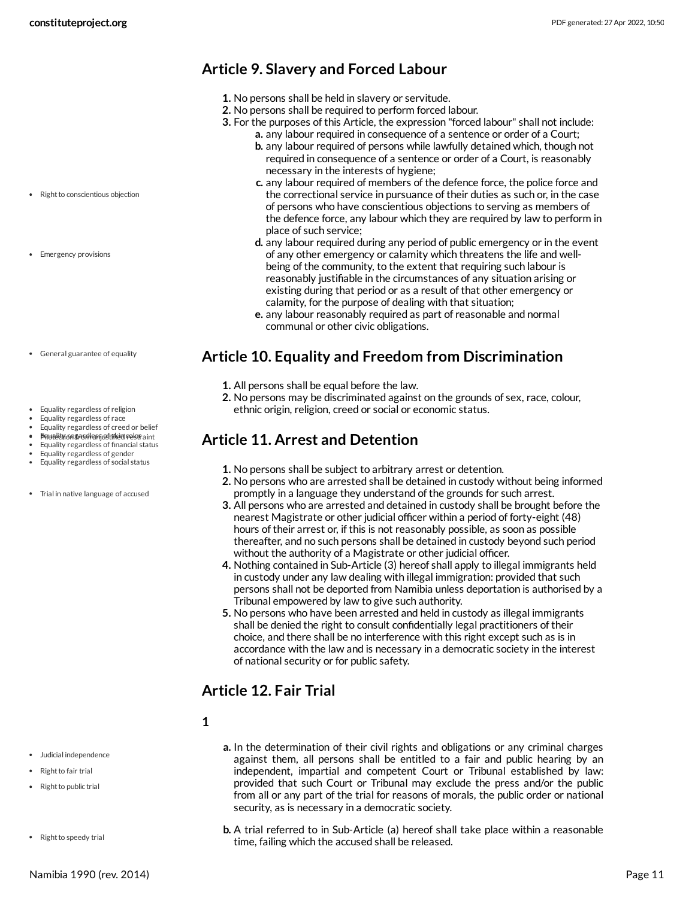## Article 9. Slavery and Forced Labour

1. No persons shall be held in slavery or servitude.
2. No persons shall be required to perform forced labour.
3. For the purposes of this Article, the expression "forced labour" shall not include:
   a. any labour required in consequence of a sentence or order of a Court;
   b. any labour required of persons while lawfully detained which, though not required in consequence of a sentence or order of a Court, is reasonably necessary in the interests of hygiene;
   c. any labour required of members of the defence force, the police force and the correctional service in pursuance of their duties as such or, in the case of persons who have conscientious objections to serving as members of the defence force, any labour which they are required by law to perform in place of such service;
   d. any labour required during any period of public emergency or in the event of any other emergency or calamity which threatens the life and well-being of the community, to the extent that requiring such labour is reasonably justifiable in the circumstances of any situation arising or existing during that period or as a result of that other emergency or calamity, for the purpose of dealing with that situation;
   e. any labour reasonably required as part of reasonable and normal communal or other civic obligations.

## Article 10. Equality and Freedom from Discrimination

1. All persons shall be equal before the law.
2. No persons may be discriminated against on the grounds of sex, race, colour, ethnic origin, religion, creed or social or economic status.

## Article 11. Arrest and Detention

1. No persons shall be subject to arbitrary arrest or detention.
2. No persons who are arrested shall be detained in custody without being informed promptly in a language they understand of the grounds for such arrest.
3. All persons who are arrested and detained in custody shall be brought before the nearest Magistrate or other judicial officer within a period of forty-eight (48) hours of their arrest or, if this is not reasonably possible, as soon as possible thereafter, and no such persons shall be detained in custody beyond such period without the authority of a Magistrate or other judicial officer.
4. Nothing contained in Sub-Article (3) hereof shall apply to illegal immigrants held in custody under any law dealing with illegal immigration: provided that such persons shall not be deported from Namibia unless deportation is authorised by a Tribunal empowered by law to give such authority.
5. No persons who have been arrested and held in custody as illegal immigrants shall be denied the right to consult confidentially legal practitioners of their choice, and there shall be no interference with this right except such as is in accordance with the law and is necessary in a democratic society in the interest of national security or for public safety.

## Article 12. Fair Trial

**1**

a. In the determination of their civil rights and obligations or any criminal charges against them, all persons shall be entitled to a fair and public hearing by an independent, impartial and competent Court or Tribunal established by law: provided that such Court or Tribunal may exclude the press and/or the public from all or any part of the trial for reasons of morals, the public order or national security, as is necessary in a democratic society.

b. A trial referred to in Sub-Article (a) hereof shall take place within a reasonable time, failing which the accused shall be released.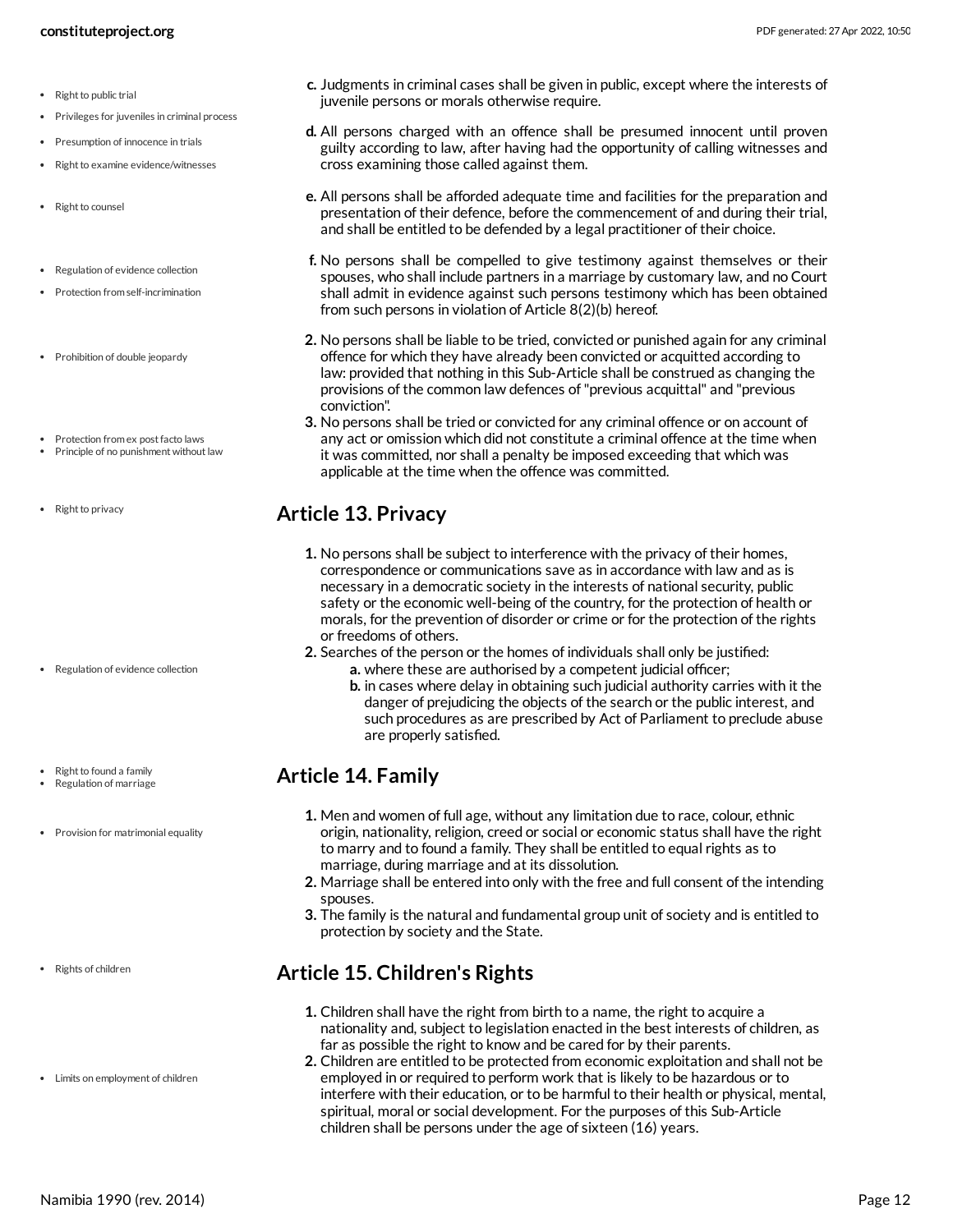- Right to public trial
- Privileges for juveniles in criminal process
- Presumption of innocence in trials
- Right to examine evidence/witnesses
- Right to counsel
- Regulation of evidence collection
- Protection from self-incrimination
- Prohibition of double jeopardy
- Protection from ex post facto laws
- Principle of no punishment without law

c. Judgments in criminal cases shall be given in public, except where the interests of juvenile persons or morals otherwise require.

d. All persons charged with an offence shall be presumed innocent until proven guilty according to law, after having had the opportunity of calling witnesses and cross examining those called against them.

e. All persons shall be afforded adequate time and facilities for the preparation and presentation of their defence, before the commencement of and during their trial, and shall be entitled to be defended by a legal practitioner of their choice.

f. No persons shall be compelled to give testimony against themselves or their spouses, who shall include partners in a marriage by customary law, and no Court shall admit in evidence against such persons testimony which has been obtained from such persons in violation of Article 8(2)(b) hereof.

2. No persons shall be liable to be tried, convicted or punished again for any criminal offence for which they have already been convicted or acquitted according to law: provided that nothing in this Sub-Article shall be construed as changing the provisions of the common law defences of "previous acquittal" and "previous conviction".
3. No persons shall be tried or convicted for any criminal offence or on account of any act or omission which did not constitute a criminal offence at the time when it was committed, nor shall a penalty be imposed exceeding that which was applicable at the time when the offence was committed.

- Right to privacy

## Article 13. Privacy

1. No persons shall be subject to interference with the privacy of their homes, correspondence or communications save as in accordance with law and as is necessary in a democratic society in the interests of national security, public safety or the economic well-being of the country, for the protection of health or morals, for the prevention of disorder or crime or for the protection of the rights or freedoms of others.
2. Searches of the person or the homes of individuals shall only be justified:
   a. where these are authorised by a competent judicial officer;
   b. in cases where delay in obtaining such judicial authority carries with it the danger of prejudicing the objects of the search or the public interest, and such procedures as are prescribed by Act of Parliament to preclude abuse are properly satisfied.

- Regulation of evidence collection
- Right to found a family
- Regulation of marriage

## Article 14. Family

- Provision for matrimonial equality

1. Men and women of full age, without any limitation due to race, colour, ethnic origin, nationality, religion, creed or social or economic status shall have the right to marry and to found a family. They shall be entitled to equal rights as to marriage, during marriage and at its dissolution.
2. Marriage shall be entered into only with the free and full consent of the intending spouses.
3. The family is the natural and fundamental group unit of society and is entitled to protection by society and the State.

- Rights of children

## Article 15. Children's Rights

1. Children shall have the right from birth to a name, the right to acquire a nationality and, subject to legislation enacted in the best interests of children, as far as possible the right to know and be cared for by their parents.
2. Children are entitled to be protected from economic exploitation and shall not be employed in or required to perform work that is likely to be hazardous or to interfere with their education, or to be harmful to their health or physical, mental, spiritual, moral or social development. For the purposes of this Sub-Article children shall be persons under the age of sixteen (16) years.

- Limits on employment of children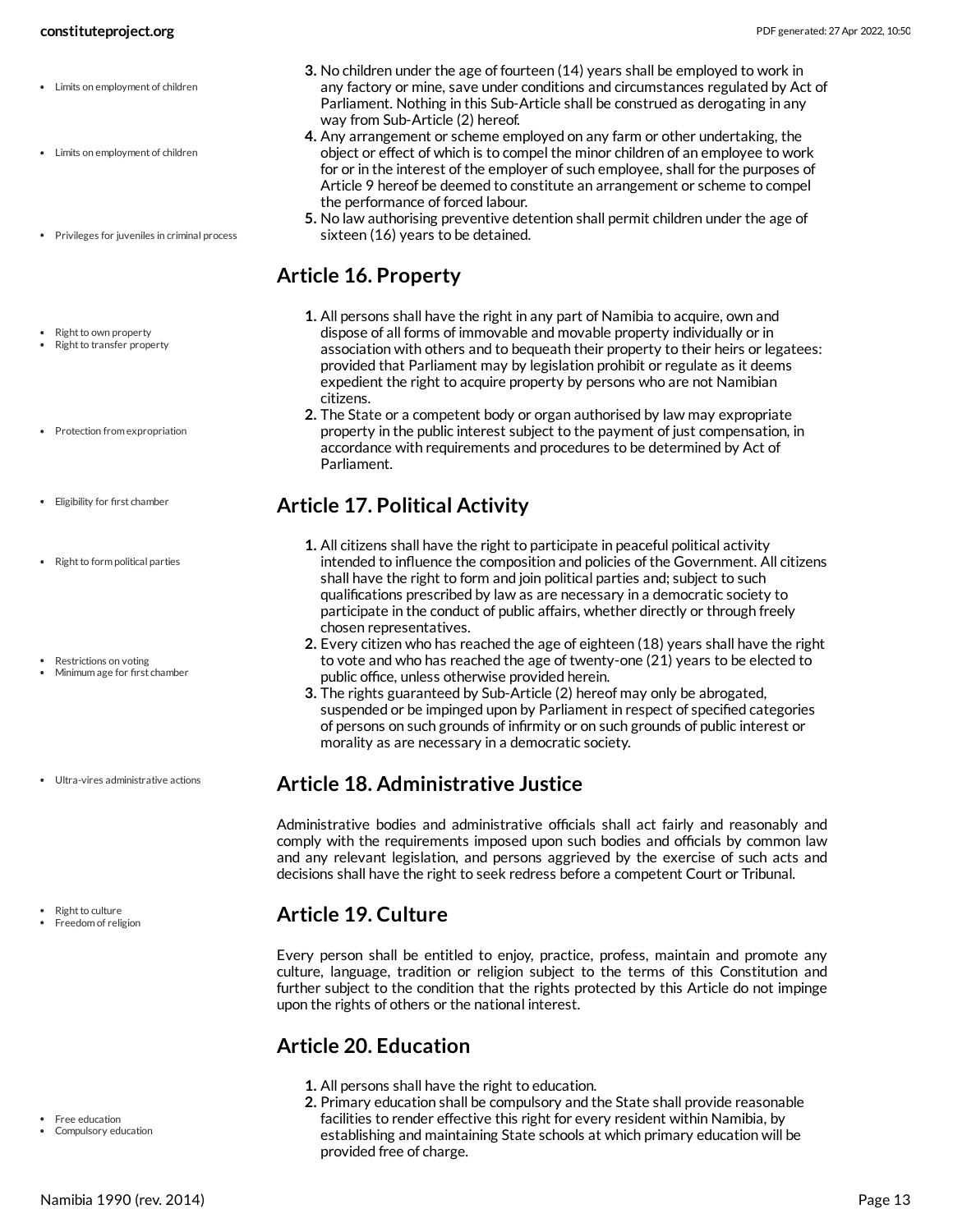3. No children under the age of fourteen (14) years shall be employed to work in any factory or mine, save under conditions and circumstances regulated by Act of Parliament. Nothing in this Sub-Article shall be construed as derogating in any way from Sub-Article (2) hereof.
4. Any arrangement or scheme employed on any farm or other undertaking, the object or effect of which is to compel the minor children of an employee to work for or in the interest of the employer of such employee, shall for the purposes of Article 9 hereof be deemed to constitute an arrangement or scheme to compel the performance of forced labour.
5. No law authorising preventive detention shall permit children under the age of sixteen (16) years to be detained.

## Article 16. Property

1. All persons shall have the right in any part of Namibia to acquire, own and dispose of all forms of immovable and movable property individually or in association with others and to bequeath their property to their heirs or legatees: provided that Parliament may by legislation prohibit or regulate as it deems expedient the right to acquire property by persons who are not Namibian citizens.
2. The State or a competent body or organ authorised by law may expropriate property in the public interest subject to the payment of just compensation, in accordance with requirements and procedures to be determined by Act of Parliament.

## Article 17. Political Activity

1. All citizens shall have the right to participate in peaceful political activity intended to influence the composition and policies of the Government. All citizens shall have the right to form and join political parties and; subject to such qualifications prescribed by law as are necessary in a democratic society to participate in the conduct of public affairs, whether directly or through freely chosen representatives.
2. Every citizen who has reached the age of eighteen (18) years shall have the right to vote and who has reached the age of twenty-one (21) years to be elected to public office, unless otherwise provided herein.
3. The rights guaranteed by Sub-Article (2) hereof may only be abrogated, suspended or be impinged upon by Parliament in respect of specified categories of persons on such grounds of infirmity or on such grounds of public interest or morality as are necessary in a democratic society.

## Article 18. Administrative Justice

Administrative bodies and administrative officials shall act fairly and reasonably and comply with the requirements imposed upon such bodies and officials by common law and any relevant legislation, and persons aggrieved by the exercise of such acts and decisions shall have the right to seek redress before a competent Court or Tribunal.

## Article 19. Culture

Every person shall be entitled to enjoy, practice, profess, maintain and promote any culture, language, tradition or religion subject to the terms of this Constitution and further subject to the condition that the rights protected by this Article do not impinge upon the rights of others or the national interest.

## Article 20. Education

1. All persons shall have the right to education.
2. Primary education shall be compulsory and the State shall provide reasonable facilities to render effective this right for every resident within Namibia, by establishing and maintaining State schools at which primary education will be provided free of charge.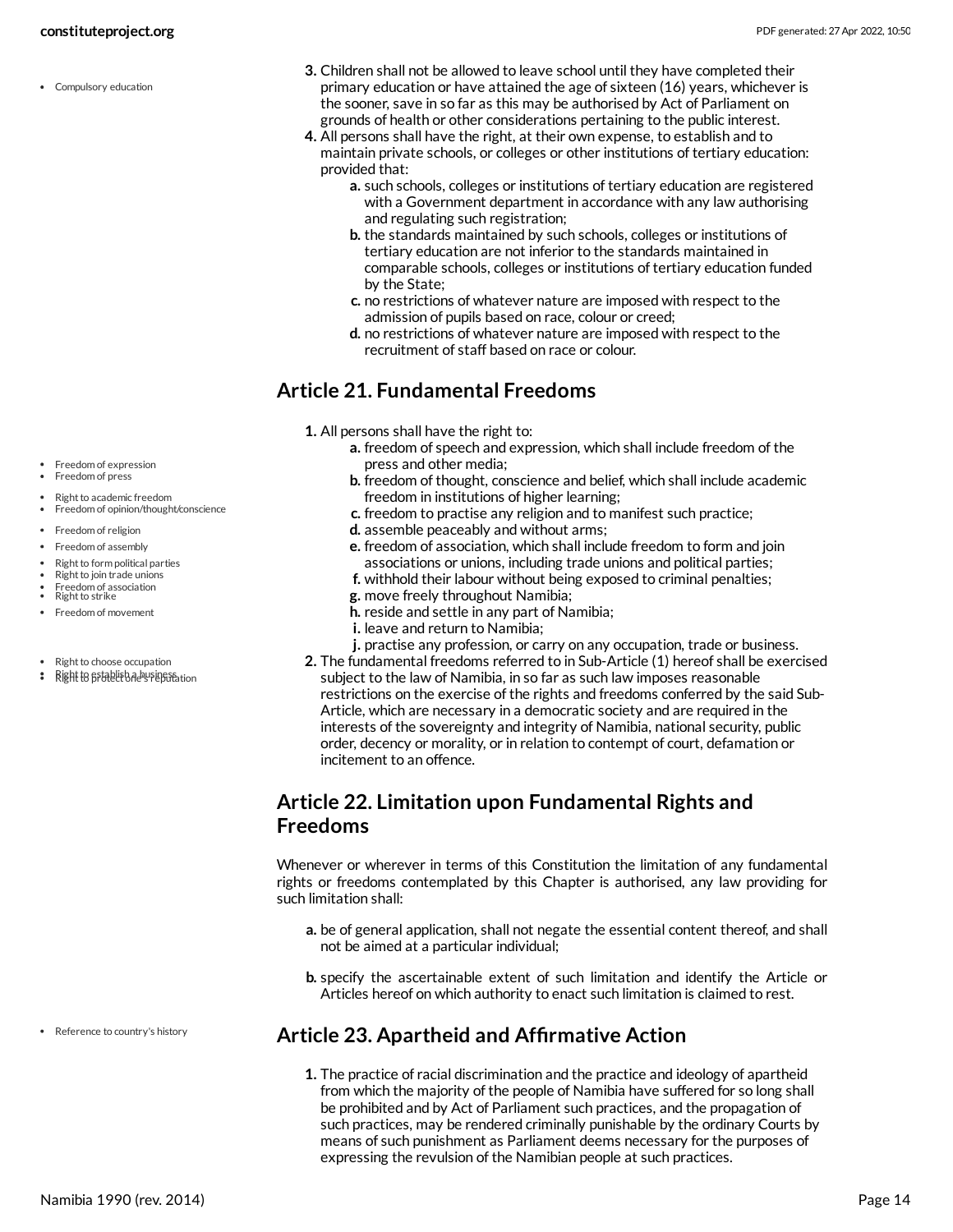3. Children shall not be allowed to leave school until they have completed their primary education or have attained the age of sixteen (16) years, whichever is the sooner, save in so far as this may be authorised by Act of Parliament on grounds of health or other considerations pertaining to the public interest.
4. All persons shall have the right, at their own expense, to establish and to maintain private schools, or colleges or other institutions of tertiary education: provided that:
    a. such schools, colleges or institutions of tertiary education are registered with a Government department in accordance with any law authorising and regulating such registration;
    b. the standards maintained by such schools, colleges or institutions of tertiary education are not inferior to the standards maintained in comparable schools, colleges or institutions of tertiary education funded by the State;
    c. no restrictions of whatever nature are imposed with respect to the admission of pupils based on race, colour or creed;
    d. no restrictions of whatever nature are imposed with respect to the recruitment of staff based on race or colour.

## Article 21. Fundamental Freedoms

1. All persons shall have the right to:
    a. freedom of speech and expression, which shall include freedom of the press and other media;
    b. freedom of thought, conscience and belief, which shall include academic freedom in institutions of higher learning;
    c. freedom to practise any religion and to manifest such practice;
    d. assemble peaceably and without arms;
    e. freedom of association, which shall include freedom to form and join associations or unions, including trade unions and political parties;
    f. withhold their labour without being exposed to criminal penalties;
    g. move freely throughout Namibia;
    h. reside and settle in any part of Namibia;
    i. leave and return to Namibia;
    j. practise any profession, or carry on any occupation, trade or business.
2. The fundamental freedoms referred to in Sub-Article (1) hereof shall be exercised subject to the law of Namibia, in so far as such law imposes reasonable restrictions on the exercise of the rights and freedoms conferred by the said Sub-Article, which are necessary in a democratic society and are required in the interests of the sovereignty and integrity of Namibia, national security, public order, decency or morality, or in relation to contempt of court, defamation or incitement to an offence.

## Article 22. Limitation upon Fundamental Rights and Freedoms

Whenever or wherever in terms of this Constitution the limitation of any fundamental rights or freedoms contemplated by this Chapter is authorised, any law providing for such limitation shall:

a. be of general application, shall not negate the essential content thereof, and shall not be aimed at a particular individual;

b. specify the ascertainable extent of such limitation and identify the Article or Articles hereof on which authority to enact such limitation is claimed to rest.

## Article 23. Apartheid and Affirmative Action

1. The practice of racial discrimination and the practice and ideology of apartheid from which the majority of the people of Namibia have suffered for so long shall be prohibited and by Act of Parliament such practices, and the propagation of such practices, may be rendered criminally punishable by the ordinary Courts by means of such punishment as Parliament deems necessary for the purposes of expressing the revulsion of the Namibian people at such practices.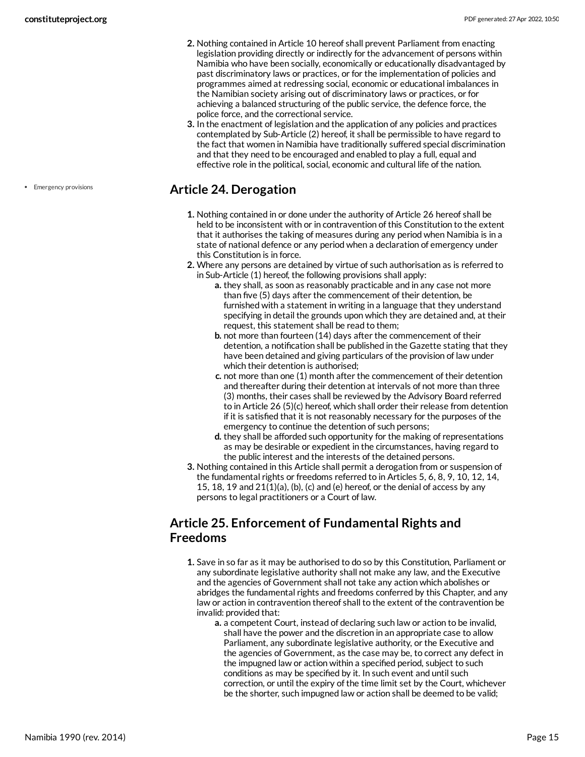2. Nothing contained in Article 10 hereof shall prevent Parliament from enacting legislation providing directly or indirectly for the advancement of persons within Namibia who have been socially, economically or educationally disadvantaged by past discriminatory laws or practices, or for the implementation of policies and programmes aimed at redressing social, economic or educational imbalances in the Namibian society arising out of discriminatory laws or practices, or for achieving a balanced structuring of the public service, the defence force, the police force, and the correctional service.
3. In the enactment of legislation and the application of any policies and practices contemplated by Sub-Article (2) hereof, it shall be permissible to have regard to the fact that women in Namibia have traditionally suffered special discrimination and that they need to be encouraged and enabled to play a full, equal and effective role in the political, social, economic and cultural life of the nation.

- Emergency provisions

## Article 24. Derogation

1. Nothing contained in or done under the authority of Article 26 hereof shall be held to be inconsistent with or in contravention of this Constitution to the extent that it authorises the taking of measures during any period when Namibia is in a state of national defence or any period when a declaration of emergency under this Constitution is in force.
2. Where any persons are detained by virtue of such authorisation as is referred to in Sub-Article (1) hereof, the following provisions shall apply:
   a. they shall, as soon as reasonably practicable and in any case not more than five (5) days after the commencement of their detention, be furnished with a statement in writing in a language that they understand specifying in detail the grounds upon which they are detained and, at their request, this statement shall be read to them;
   b. not more than fourteen (14) days after the commencement of their detention, a notification shall be published in the Gazette stating that they have been detained and giving particulars of the provision of law under which their detention is authorised;
   c. not more than one (1) month after the commencement of their detention and thereafter during their detention at intervals of not more than three (3) months, their cases shall be reviewed by the Advisory Board referred to in Article 26 (5)(c) hereof, which shall order their release from detention if it is satisfied that it is not reasonably necessary for the purposes of the emergency to continue the detention of such persons;
   d. they shall be afforded such opportunity for the making of representations as may be desirable or expedient in the circumstances, having regard to the public interest and the interests of the detained persons.
3. Nothing contained in this Article shall permit a derogation from or suspension of the fundamental rights or freedoms referred to in Articles 5, 6, 8, 9, 10, 12, 14, 15, 18, 19 and 21(1)(a), (b), (c) and (e) hereof, or the denial of access by any persons to legal practitioners or a Court of law.

## Article 25. Enforcement of Fundamental Rights and Freedoms

1. Save in so far as it may be authorised to do so by this Constitution, Parliament or any subordinate legislative authority shall not make any law, and the Executive and the agencies of Government shall not take any action which abolishes or abridges the fundamental rights and freedoms conferred by this Chapter, and any law or action in contravention thereof shall to the extent of the contravention be invalid: provided that:
   a. a competent Court, instead of declaring such law or action to be invalid, shall have the power and the discretion in an appropriate case to allow Parliament, any subordinate legislative authority, or the Executive and the agencies of Government, as the case may be, to correct any defect in the impugned law or action within a specified period, subject to such conditions as may be specified by it. In such event and until such correction, or until the expiry of the time limit set by the Court, whichever be the shorter, such impugned law or action shall be deemed to be valid;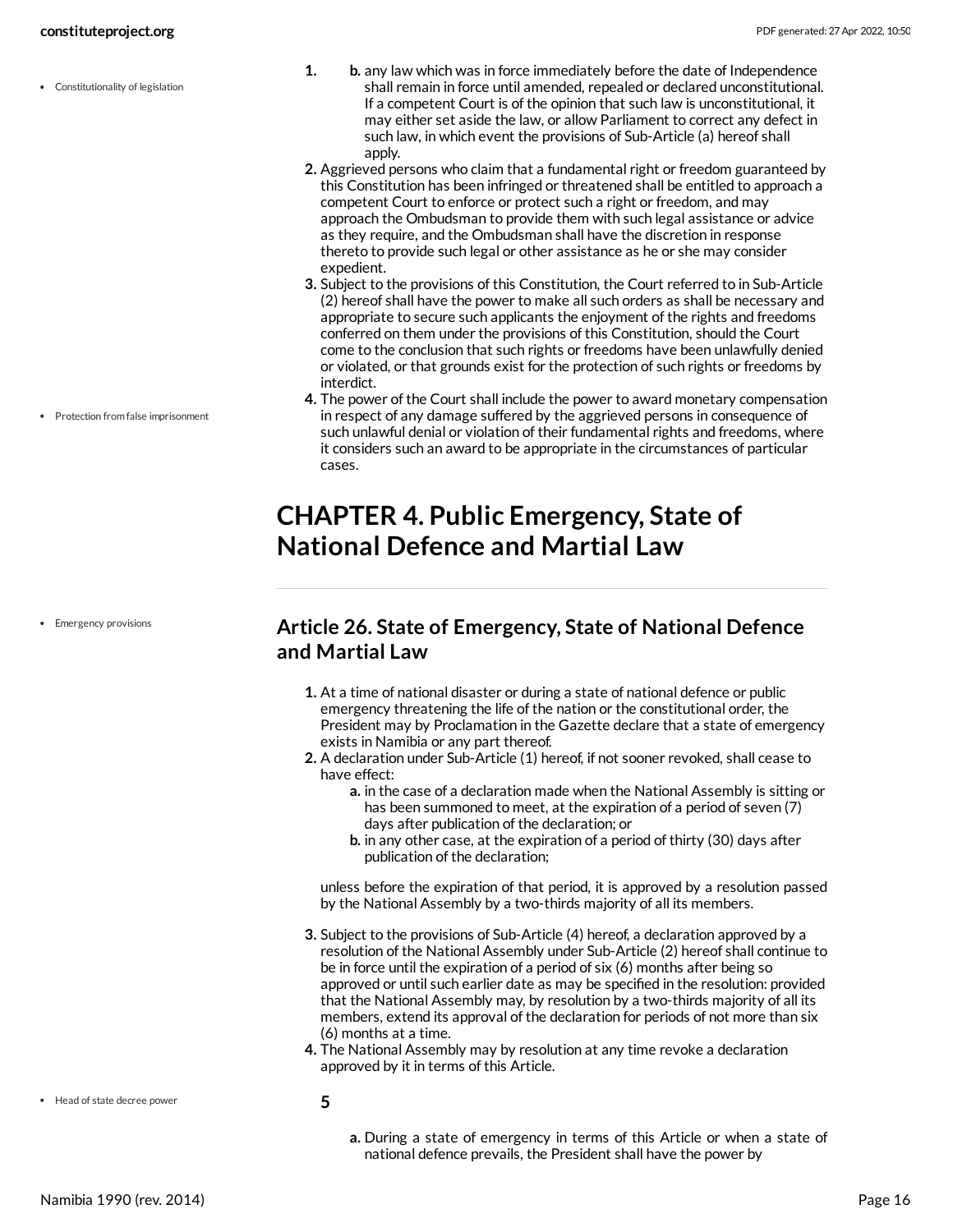- Constitutionality of legislation

1. b. any law which was in force immediately before the date of Independence shall remain in force until amended, repealed or declared unconstitutional. If a competent Court is of the opinion that such law is unconstitutional, it may either set aside the law, or allow Parliament to correct any defect in such law, in which event the provisions of Sub-Article (a) hereof shall apply.
2. Aggrieved persons who claim that a fundamental right or freedom guaranteed by this Constitution has been infringed or threatened shall be entitled to approach a competent Court to enforce or protect such a right or freedom, and may approach the Ombudsman to provide them with such legal assistance or advice as they require, and the Ombudsman shall have the discretion in response thereto to provide such legal or other assistance as he or she may consider expedient.
3. Subject to the provisions of this Constitution, the Court referred to in Sub-Article (2) hereof shall have the power to make all such orders as shall be necessary and appropriate to secure such applicants the enjoyment of the rights and freedoms conferred on them under the provisions of this Constitution, should the Court come to the conclusion that such rights or freedoms have been unlawfully denied or violated, or that grounds exist for the protection of such rights or freedoms by interdict.
4. The power of the Court shall include the power to award monetary compensation in respect of any damage suffered by the aggrieved persons in consequence of such unlawful denial or violation of their fundamental rights and freedoms, where it considers such an award to be appropriate in the circumstances of particular cases.

- Protection from false imprisonment

# CHAPTER 4. Public Emergency, State of National Defence and Martial Law

- Emergency provisions

## Article 26. State of Emergency, State of National Defence and Martial Law

1. At a time of national disaster or during a state of national defence or public emergency threatening the life of the nation or the constitutional order, the President may by Proclamation in the Gazette declare that a state of emergency exists in Namibia or any part thereof.
2. A declaration under Sub-Article (1) hereof, if not sooner revoked, shall cease to have effect:
   a. in the case of a declaration made when the National Assembly is sitting or has been summoned to meet, at the expiration of a period of seven (7) days after publication of the declaration; or
   b. in any other case, at the expiration of a period of thirty (30) days after publication of the declaration;

   unless before the expiration of that period, it is approved by a resolution passed by the National Assembly by a two-thirds majority of all its members.
3. Subject to the provisions of Sub-Article (4) hereof, a declaration approved by a resolution of the National Assembly under Sub-Article (2) hereof shall continue to be in force until the expiration of a period of six (6) months after being so approved or until such earlier date as may be specified in the resolution: provided that the National Assembly may, by resolution by a two-thirds majority of all its members, extend its approval of the declaration for periods of not more than six (6) months at a time.
4. The National Assembly may by resolution at any time revoke a declaration approved by it in terms of this Article.

- Head of state decree power

**5**

a. During a state of emergency in terms of this Article or when a state of national defence prevails, the President shall have the power by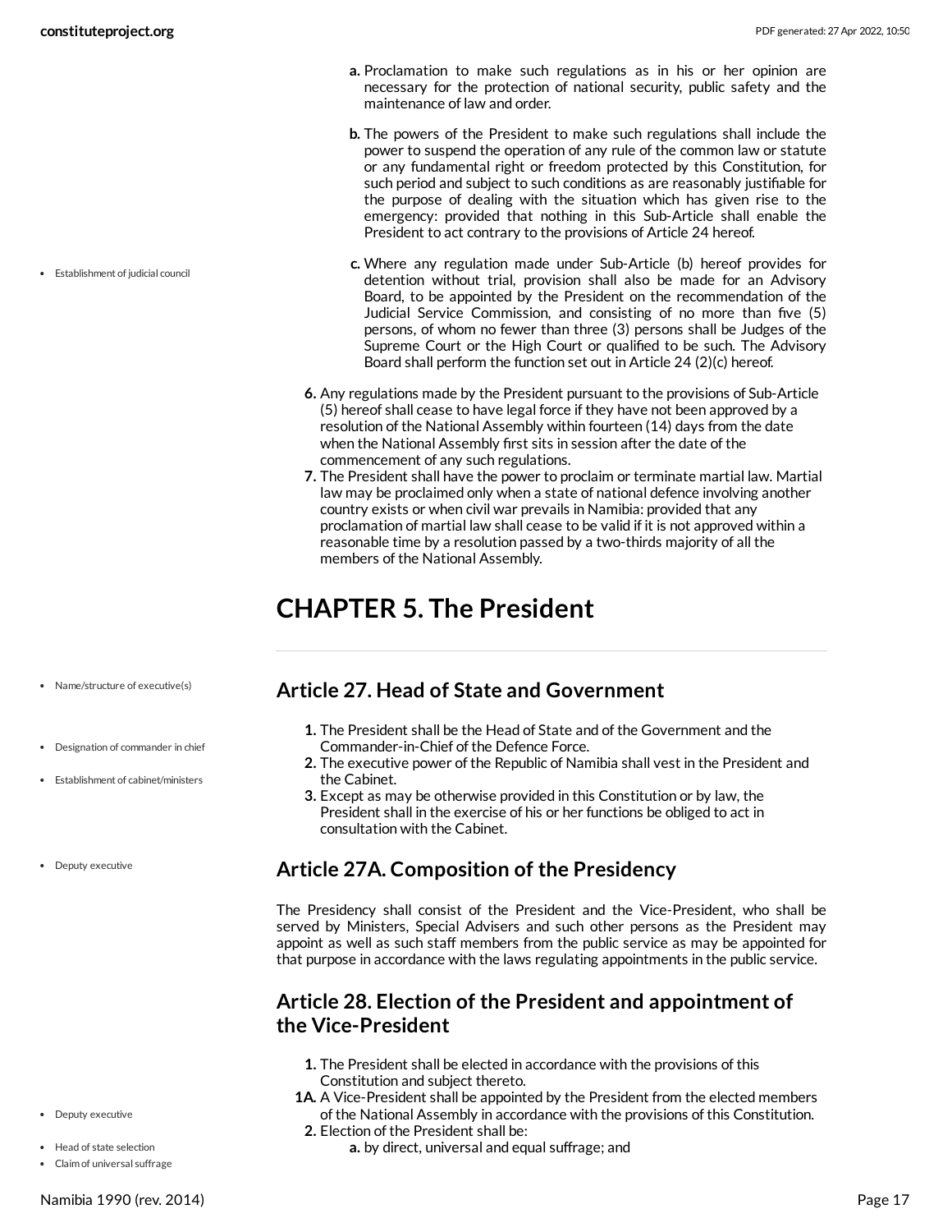a. Proclamation to make such regulations as in his or her opinion are necessary for the protection of national security, public safety and the maintenance of law and order.

b. The powers of the President to make such regulations shall include the power to suspend the operation of any rule of the common law or statute or any fundamental right or freedom protected by this Constitution, for such period and subject to such conditions as are reasonably justifiable for the purpose of dealing with the situation which has given rise to the emergency: provided that nothing in this Sub-Article shall enable the President to act contrary to the provisions of Article 24 hereof.

- Establishment of judicial council

c. Where any regulation made under Sub-Article (b) hereof provides for detention without trial, provision shall also be made for an Advisory Board, to be appointed by the President on the recommendation of the Judicial Service Commission, and consisting of no more than five (5) persons, of whom no fewer than three (3) persons shall be Judges of the Supreme Court or the High Court or qualified to be such. The Advisory Board shall perform the function set out in Article 24 (2)(c) hereof.

6. Any regulations made by the President pursuant to the provisions of Sub-Article (5) hereof shall cease to have legal force if they have not been approved by a resolution of the National Assembly within fourteen (14) days from the date when the National Assembly first sits in session after the date of the commencement of any such regulations.
7. The President shall have the power to proclaim or terminate martial law. Martial law may be proclaimed only when a state of national defence involving another country exists or when civil war prevails in Namibia: provided that any proclamation of martial law shall cease to be valid if it is not approved within a reasonable time by a resolution passed by a two-thirds majority of all the members of the National Assembly.

# CHAPTER 5. The President

- Name/structure of executive(s)

## Article 27. Head of State and Government

- Designation of commander in chief
- Establishment of cabinet/ministers

1. The President shall be the Head of State and of the Government and the Commander-in-Chief of the Defence Force.
2. The executive power of the Republic of Namibia shall vest in the President and the Cabinet.
3. Except as may be otherwise provided in this Constitution or by law, the President shall in the exercise of his or her functions be obliged to act in consultation with the Cabinet.

- Deputy executive

## Article 27A. Composition of the Presidency

The Presidency shall consist of the President and the Vice-President, who shall be served by Ministers, Special Advisers and such other persons as the President may appoint as well as such staff members from the public service as may be appointed for that purpose in accordance with the laws regulating appointments in the public service.

## Article 28. Election of the President and appointment of the Vice-President

1. The President shall be elected in accordance with the provisions of this Constitution and subject thereto.

- Deputy executive

1A. A Vice-President shall be appointed by the President from the elected members of the National Assembly in accordance with the provisions of this Constitution.

- Head of state selection
- Claim of universal suffrage

2. Election of the President shall be:
   a. by direct, universal and equal suffrage; and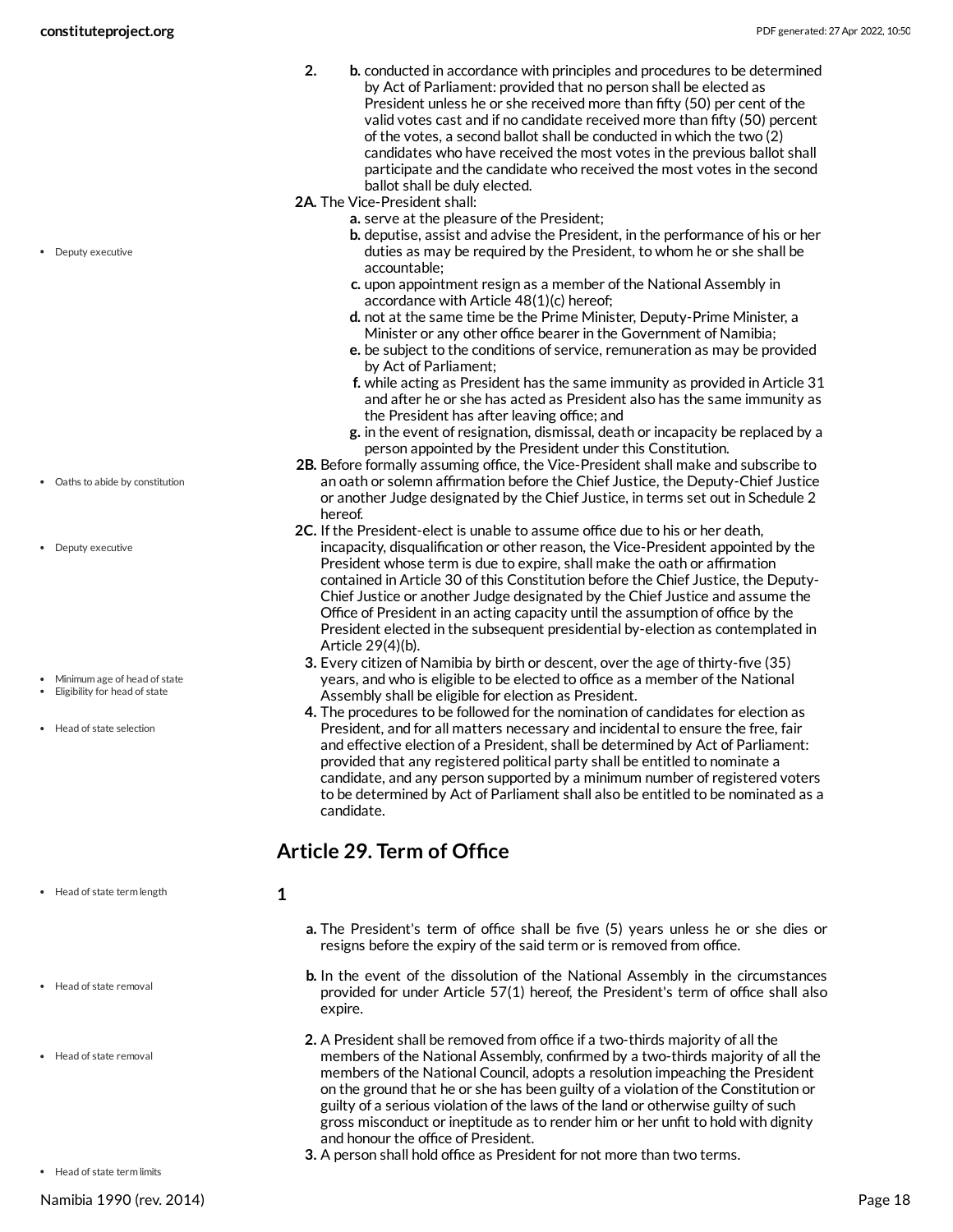2. b. conducted in accordance with principles and procedures to be determined by Act of Parliament: provided that no person shall be elected as President unless he or she received more than fifty (50) per cent of the valid votes cast and if no candidate received more than fifty (50) percent of the votes, a second ballot shall be conducted in which the two (2) candidates who have received the most votes in the previous ballot shall participate and the candidate who received the most votes in the second ballot shall be duly elected.

2A. The Vice-President shall:

- a. serve at the pleasure of the President;
- b. deputise, assist and advise the President, in the performance of his or her duties as may be required by the President, to whom he or she shall be accountable;
- c. upon appointment resign as a member of the National Assembly in accordance with Article 48(1)(c) hereof;
- d. not at the same time be the Prime Minister, Deputy-Prime Minister, a Minister or any other office bearer in the Government of Namibia;
- e. be subject to the conditions of service, remuneration as may be provided by Act of Parliament;
- f. while acting as President has the same immunity as provided in Article 31 and after he or she has acted as President also has the same immunity as the President has after leaving office; and
- g. in the event of resignation, dismissal, death or incapacity be replaced by a person appointed by the President under this Constitution.

2B. Before formally assuming office, the Vice-President shall make and subscribe to an oath or solemn affirmation before the Chief Justice, the Deputy-Chief Justice or another Judge designated by the Chief Justice, in terms set out in Schedule 2 hereof.

2C. If the President-elect is unable to assume office due to his or her death, incapacity, disqualification or other reason, the Vice-President appointed by the President whose term is due to expire, shall make the oath or affirmation contained in Article 30 of this Constitution before the Chief Justice, the Deputy-Chief Justice or another Judge designated by the Chief Justice and assume the Office of President in an acting capacity until the assumption of office by the President elected in the subsequent presidential by-election as contemplated in Article 29(4)(b).

3. Every citizen of Namibia by birth or descent, over the age of thirty-five (35) years, and who is eligible to be elected to office as a member of the National Assembly shall be eligible for election as President.

4. The procedures to be followed for the nomination of candidates for election as President, and for all matters necessary and incidental to ensure the free, fair and effective election of a President, shall be determined by Act of Parliament: provided that any registered political party shall be entitled to nominate a candidate, and any person supported by a minimum number of registered voters to be determined by Act of Parliament shall also be entitled to be nominated as a candidate.

## Article 29. Term of Office

1

- a. The President's term of office shall be five (5) years unless he or she dies or resigns before the expiry of the said term or is removed from office.
- b. In the event of the dissolution of the National Assembly in the circumstances provided for under Article 57(1) hereof, the President's term of office shall also expire.

2. A President shall be removed from office if a two-thirds majority of all the members of the National Assembly, confirmed by a two-thirds majority of all the members of the National Council, adopts a resolution impeaching the President on the ground that he or she has been guilty of a violation of the Constitution or guilty of a serious violation of the laws of the land or otherwise guilty of such gross misconduct or ineptitude as to render him or her unfit to hold with dignity and honour the office of President.

3. A person shall hold office as President for not more than two terms.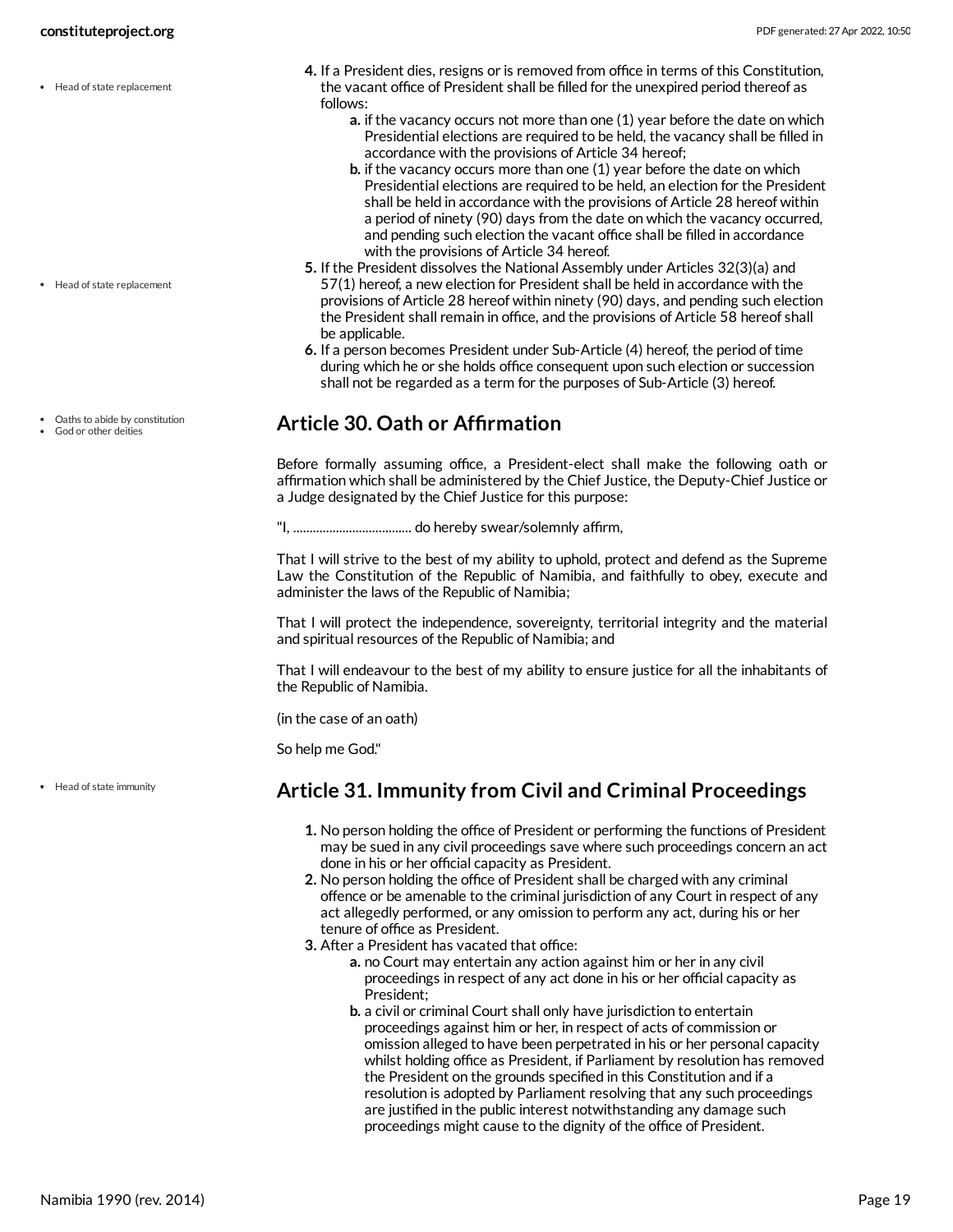- Head of state replacement

4. If a President dies, resigns or is removed from office in terms of this Constitution, the vacant office of President shall be filled for the unexpired period thereof as follows:
    a. if the vacancy occurs not more than one (1) year before the date on which Presidential elections are required to be held, the vacancy shall be filled in accordance with the provisions of Article 34 hereof;
    b. if the vacancy occurs more than one (1) year before the date on which Presidential elections are required to be held, an election for the President shall be held in accordance with the provisions of Article 28 hereof within a period of ninety (90) days from the date on which the vacancy occurred, and pending such election the vacant office shall be filled in accordance with the provisions of Article 34 hereof.

- Head of state replacement

5. If the President dissolves the National Assembly under Articles 32(3)(a) and 57(1) hereof, a new election for President shall be held in accordance with the provisions of Article 28 hereof within ninety (90) days, and pending such election the President shall remain in office, and the provisions of Article 58 hereof shall be applicable.
6. If a person becomes President under Sub-Article (4) hereof, the period of time during which he or she holds office consequent upon such election or succession shall not be regarded as a term for the purposes of Sub-Article (3) hereof.

- Oaths to abide by constitution
- God or other deities

## Article 30. Oath or Affirmation

Before formally assuming office, a President-elect shall make the following oath or affirmation which shall be administered by the Chief Justice, the Deputy-Chief Justice or a Judge designated by the Chief Justice for this purpose:

"I, .................................. do hereby swear/solemnly affirm,

That I will strive to the best of my ability to uphold, protect and defend as the Supreme Law the Constitution of the Republic of Namibia, and faithfully to obey, execute and administer the laws of the Republic of Namibia;

That I will protect the independence, sovereignty, territorial integrity and the material and spiritual resources of the Republic of Namibia; and

That I will endeavour to the best of my ability to ensure justice for all the inhabitants of the Republic of Namibia.

(in the case of an oath)

So help me God."

- Head of state immunity

## Article 31. Immunity from Civil and Criminal Proceedings

1. No person holding the office of President or performing the functions of President may be sued in any civil proceedings save where such proceedings concern an act done in his or her official capacity as President.
2. No person holding the office of President shall be charged with any criminal offence or be amenable to the criminal jurisdiction of any Court in respect of any act allegedly performed, or any omission to perform any act, during his or her tenure of office as President.
3. After a President has vacated that office:
    a. no Court may entertain any action against him or her in any civil proceedings in respect of any act done in his or her official capacity as President;
    b. a civil or criminal Court shall only have jurisdiction to entertain proceedings against him or her, in respect of acts of commission or omission alleged to have been perpetrated in his or her personal capacity whilst holding office as President, if Parliament by resolution has removed the President on the grounds specified in this Constitution and if a resolution is adopted by Parliament resolving that any such proceedings are justified in the public interest notwithstanding any damage such proceedings might cause to the dignity of the office of President.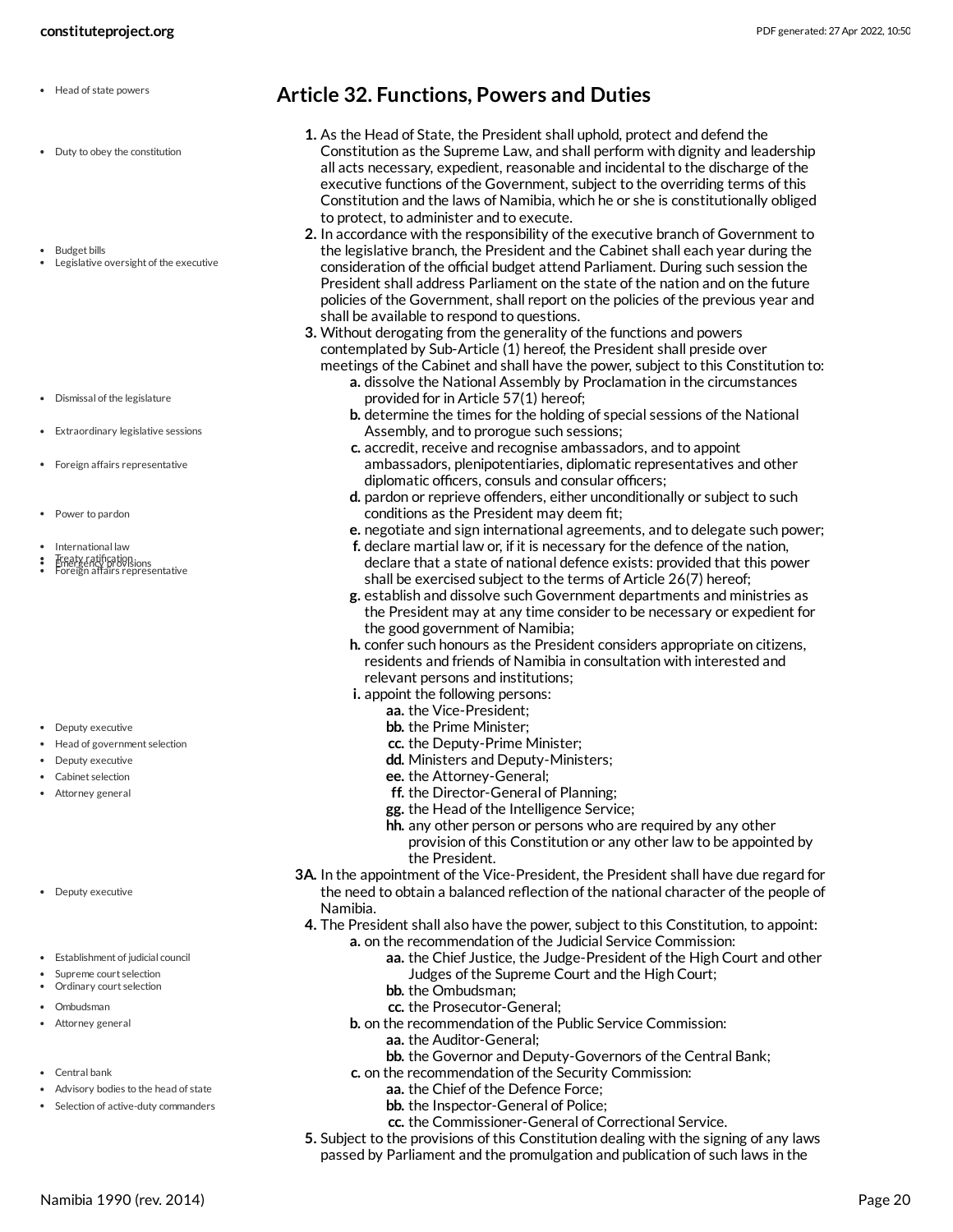## Article 32. Functions, Powers and Duties

1. As the Head of State, the President shall uphold, protect and defend the Constitution as the Supreme Law, and shall perform with dignity and leadership all acts necessary, expedient, reasonable and incidental to the discharge of the executive functions of the Government, subject to the overriding terms of this Constitution and the laws of Namibia, which he or she is constitutionally obliged to protect, to administer and to execute.
2. In accordance with the responsibility of the executive branch of Government to the legislative branch, the President and the Cabinet shall each year during the consideration of the official budget attend Parliament. During such session the President shall address Parliament on the state of the nation and on the future policies of the Government, shall report on the policies of the previous year and shall be available to respond to questions.
3. Without derogating from the generality of the functions and powers contemplated by Sub-Article (1) hereof, the President shall preside over meetings of the Cabinet and shall have the power, subject to this Constitution to:
   - a. dissolve the National Assembly by Proclamation in the circumstances provided for in Article 57(1) hereof;
   - b. determine the times for the holding of special sessions of the National Assembly, and to prorogue such sessions;
   - c. accredit, receive and recognise ambassadors, and to appoint ambassadors, plenipotentiaries, diplomatic representatives and other diplomatic officers, consuls and consular officers;
   - d. pardon or reprieve offenders, either unconditionally or subject to such conditions as the President may deem fit;
   - e. negotiate and sign international agreements, and to delegate such power;
   - f. declare martial law or, if it is necessary for the defence of the nation, declare that a state of national defence exists: provided that this power shall be exercised subject to the terms of Article 26(7) hereof;
   - g. establish and dissolve such Government departments and ministries as the President may at any time consider to be necessary or expedient for the good government of Namibia;
   - h. confer such honours as the President considers appropriate on citizens, residents and friends of Namibia in consultation with interested and relevant persons and institutions;
   - i. appoint the following persons:
     - aa. the Vice-President;
     - bb. the Prime Minister;
     - cc. the Deputy-Prime Minister;
     - dd. Ministers and Deputy-Ministers;
     - ee. the Attorney-General;
     - ff. the Director-General of Planning;
     - gg. the Head of the Intelligence Service;
     - hh. any other person or persons who are required by any other provision of this Constitution or any other law to be appointed by the President.

3A. In the appointment of the Vice-President, the President shall have due regard for the need to obtain a balanced reflection of the national character of the people of Namibia.

4. The President shall also have the power, subject to this Constitution, to appoint:
   - a. on the recommendation of the Judicial Service Commission:
     - aa. the Chief Justice, the Judge-President of the High Court and other Judges of the Supreme Court and the High Court;
     - bb. the Ombudsman;
     - cc. the Prosecutor-General;
   - b. on the recommendation of the Public Service Commission:
     - aa. the Auditor-General;
     - bb. the Governor and Deputy-Governors of the Central Bank;
   - c. on the recommendation of the Security Commission:
     - aa. the Chief of the Defence Force;
     - bb. the Inspector-General of Police;
     - cc. the Commissioner-General of Correctional Service.
5. Subject to the provisions of this Constitution dealing with the signing of any laws passed by Parliament and the promulgation and publication of such laws in the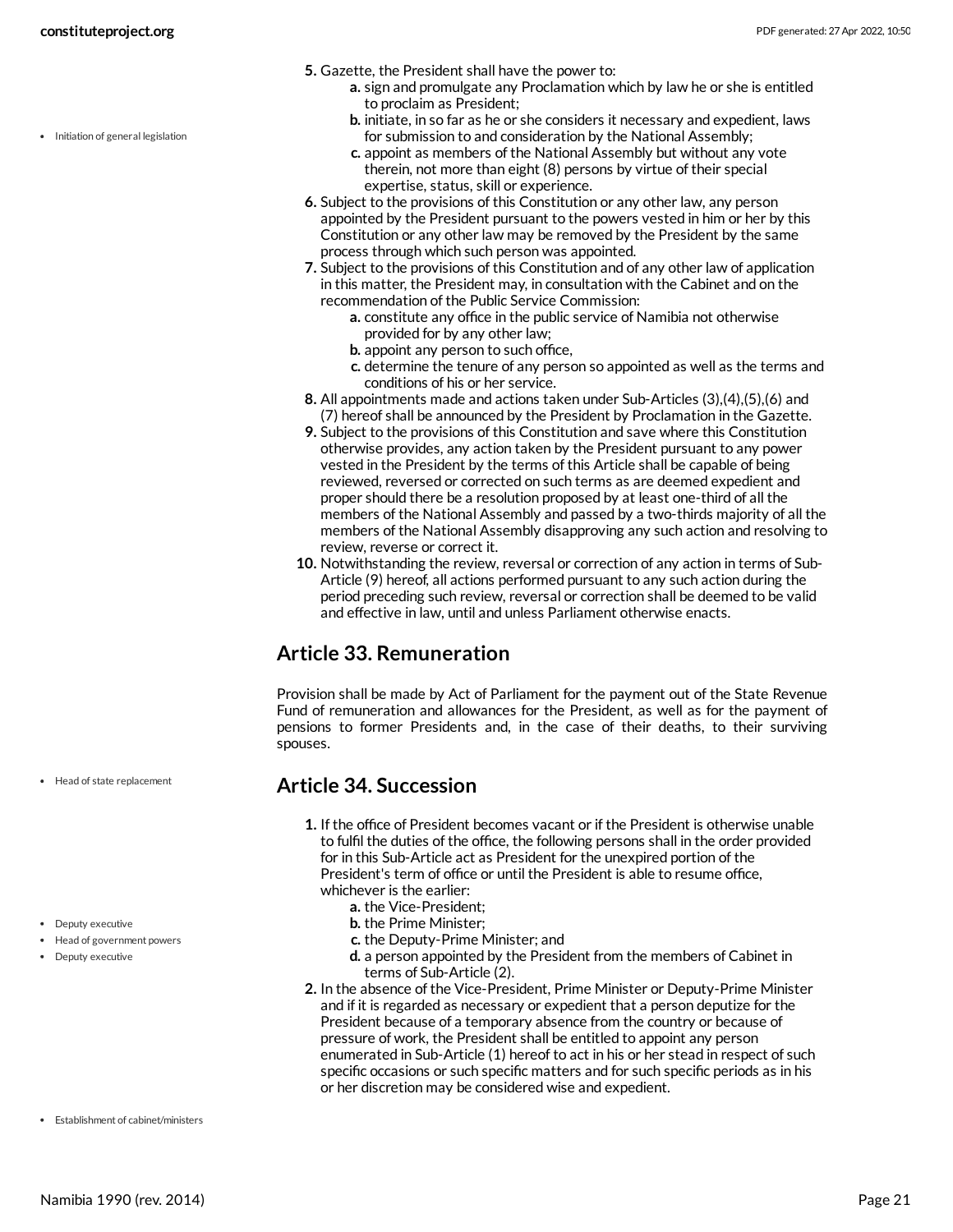5. Gazette, the President shall have the power to:
   a. sign and promulgate any Proclamation which by law he or she is entitled to proclaim as President;
   b. initiate, in so far as he or she considers it necessary and expedient, laws for submission to and consideration by the National Assembly;
   c. appoint as members of the National Assembly but without any vote therein, not more than eight (8) persons by virtue of their special expertise, status, skill or experience.
6. Subject to the provisions of this Constitution or any other law, any person appointed by the President pursuant to the powers vested in him or her by this Constitution or any other law may be removed by the President by the same process through which such person was appointed.
7. Subject to the provisions of this Constitution and of any other law of application in this matter, the President may, in consultation with the Cabinet and on the recommendation of the Public Service Commission:
   a. constitute any office in the public service of Namibia not otherwise provided for by any other law;
   b. appoint any person to such office,
   c. determine the tenure of any person so appointed as well as the terms and conditions of his or her service.
8. All appointments made and actions taken under Sub-Articles (3),(4),(5),(6) and (7) hereof shall be announced by the President by Proclamation in the Gazette.
9. Subject to the provisions of this Constitution and save where this Constitution otherwise provides, any action taken by the President pursuant to any power vested in the President by the terms of this Article shall be capable of being reviewed, reversed or corrected on such terms as are deemed expedient and proper should there be a resolution proposed by at least one-third of all the members of the National Assembly and passed by a two-thirds majority of all the members of the National Assembly disapproving any such action and resolving to review, reverse or correct it.
10. Notwithstanding the review, reversal or correction of any action in terms of Sub-Article (9) hereof, all actions performed pursuant to any such action during the period preceding such review, reversal or correction shall be deemed to be valid and effective in law, until and unless Parliament otherwise enacts.

## Article 33. Remuneration

Provision shall be made by Act of Parliament for the payment out of the State Revenue Fund of remuneration and allowances for the President, as well as for the payment of pensions to former Presidents and, in the case of their deaths, to their surviving spouses.

## Article 34. Succession

1. If the office of President becomes vacant or if the President is otherwise unable to fulfil the duties of the office, the following persons shall in the order provided for in this Sub-Article act as President for the unexpired portion of the President's term of office or until the President is able to resume office, whichever is the earlier:
   a. the Vice-President;
   b. the Prime Minister;
   c. the Deputy-Prime Minister; and
   d. a person appointed by the President from the members of Cabinet in terms of Sub-Article (2).
2. In the absence of the Vice-President, Prime Minister or Deputy-Prime Minister and if it is regarded as necessary or expedient that a person deputize for the President because of a temporary absence from the country or because of pressure of work, the President shall be entitled to appoint any person enumerated in Sub-Article (1) hereof to act in his or her stead in respect of such specific occasions or such specific matters and for such specific periods as in his or her discretion may be considered wise and expedient.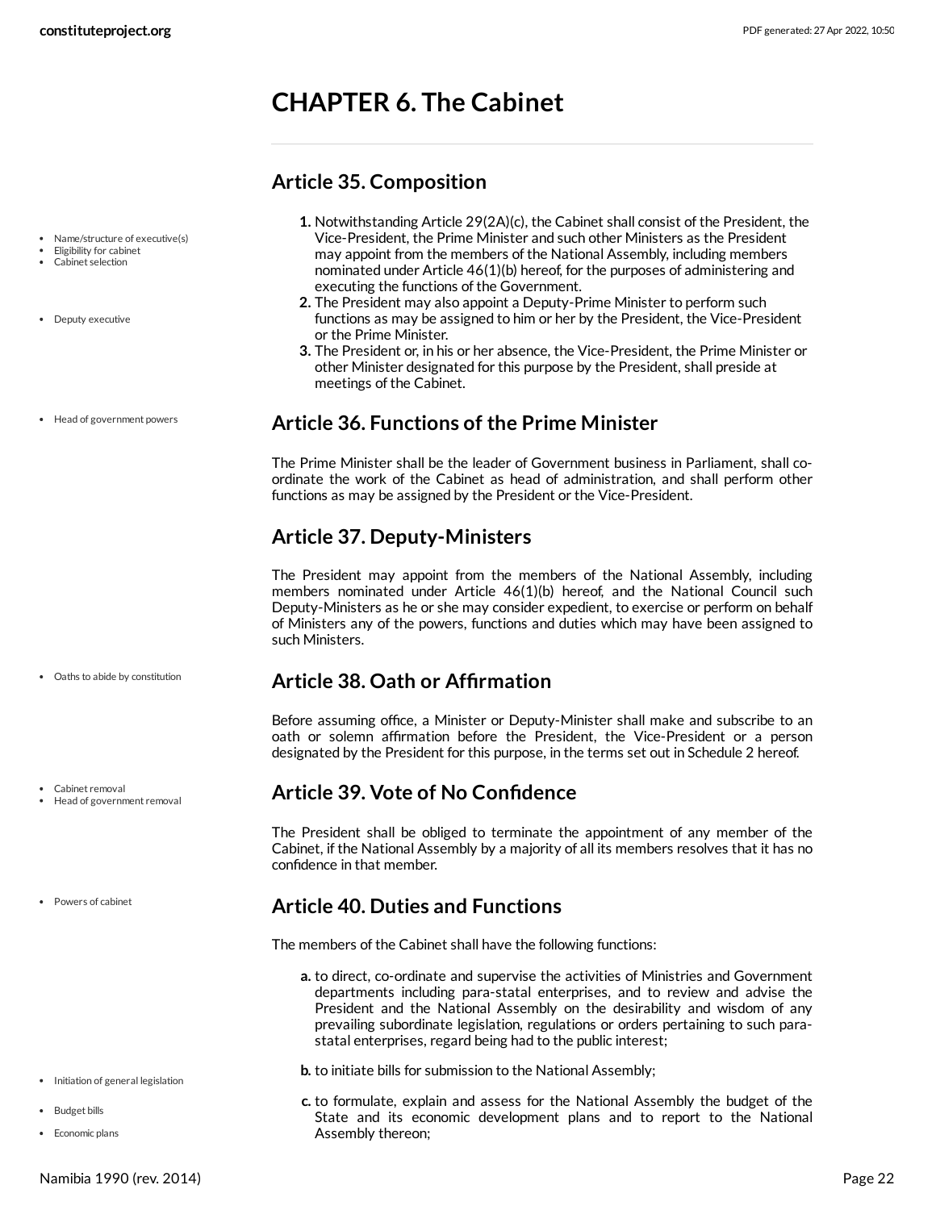# CHAPTER 6. The Cabinet

## Article 35. Composition

1. Notwithstanding Article 29(2A)(c), the Cabinet shall consist of the President, the Vice-President, the Prime Minister and such other Ministers as the President may appoint from the members of the National Assembly, including members nominated under Article 46(1)(b) hereof, for the purposes of administering and executing the functions of the Government.
2. The President may also appoint a Deputy-Prime Minister to perform such functions as may be assigned to him or her by the President, the Vice-President or the Prime Minister.
3. The President or, in his or her absence, the Vice-President, the Prime Minister or other Minister designated for this purpose by the President, shall preside at meetings of the Cabinet.

## Article 36. Functions of the Prime Minister

The Prime Minister shall be the leader of Government business in Parliament, shall co-ordinate the work of the Cabinet as head of administration, and shall perform other functions as may be assigned by the President or the Vice-President.

## Article 37. Deputy-Ministers

The President may appoint from the members of the National Assembly, including members nominated under Article 46(1)(b) hereof, and the National Council such Deputy-Ministers as he or she may consider expedient, to exercise or perform on behalf of Ministers any of the powers, functions and duties which may have been assigned to such Ministers.

## Article 38. Oath or Affirmation

Before assuming office, a Minister or Deputy-Minister shall make and subscribe to an oath or solemn affirmation before the President, the Vice-President or a person designated by the President for this purpose, in the terms set out in Schedule 2 hereof.

## Article 39. Vote of No Confidence

The President shall be obliged to terminate the appointment of any member of the Cabinet, if the National Assembly by a majority of all its members resolves that it has no confidence in that member.

## Article 40. Duties and Functions

The members of the Cabinet shall have the following functions:

a. to direct, co-ordinate and supervise the activities of Ministries and Government departments including para-statal enterprises, and to review and advise the President and the National Assembly on the desirability and wisdom of any prevailing subordinate legislation, regulations or orders pertaining to such para-statal enterprises, regard being had to the public interest;

b. to initiate bills for submission to the National Assembly;

c. to formulate, explain and assess for the National Assembly the budget of the State and its economic development plans and to report to the National Assembly thereon;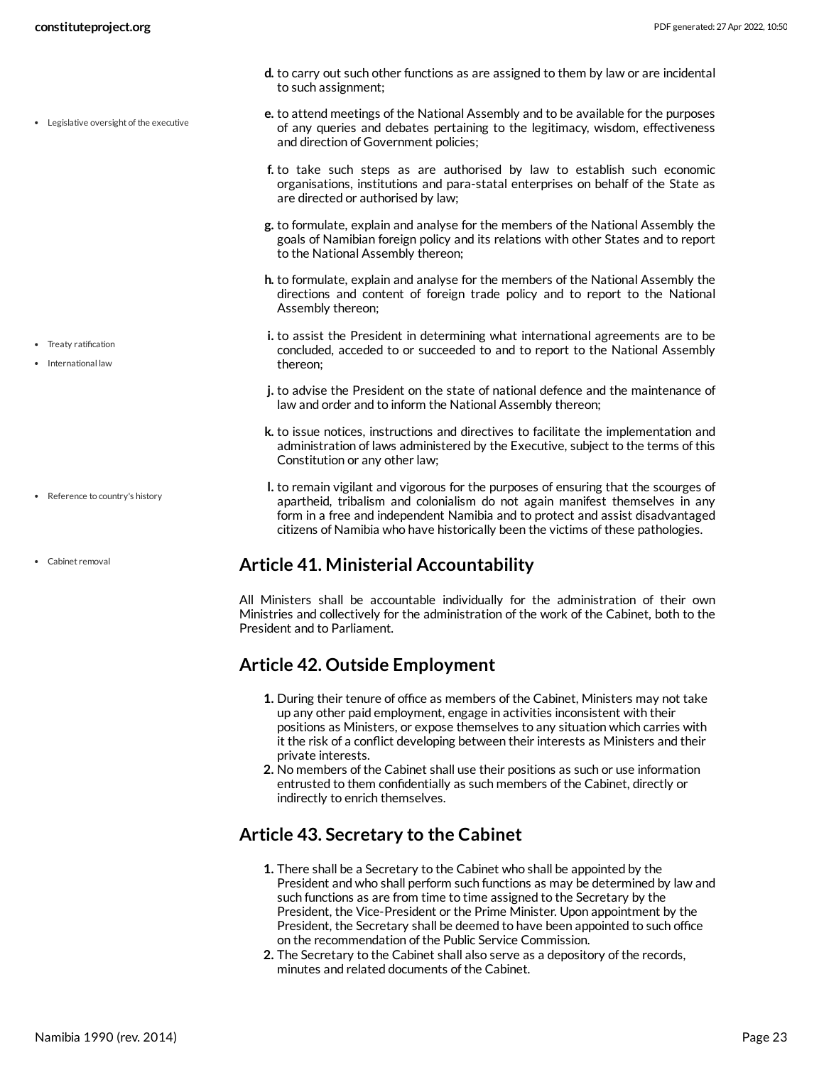d. to carry out such other functions as are assigned to them by law or are incidental to such assignment;

e. to attend meetings of the National Assembly and to be available for the purposes of any queries and debates pertaining to the legitimacy, wisdom, effectiveness and direction of Government policies;

f. to take such steps as are authorised by law to establish such economic organisations, institutions and para-statal enterprises on behalf of the State as are directed or authorised by law;

g. to formulate, explain and analyse for the members of the National Assembly the goals of Namibian foreign policy and its relations with other States and to report to the National Assembly thereon;

h. to formulate, explain and analyse for the members of the National Assembly the directions and content of foreign trade policy and to report to the National Assembly thereon;

i. to assist the President in determining what international agreements are to be concluded, acceded to or succeeded to and to report to the National Assembly thereon;

j. to advise the President on the state of national defence and the maintenance of law and order and to inform the National Assembly thereon;

k. to issue notices, instructions and directives to facilitate the implementation and administration of laws administered by the Executive, subject to the terms of this Constitution or any other law;

l. to remain vigilant and vigorous for the purposes of ensuring that the scourges of apartheid, tribalism and colonialism do not again manifest themselves in any form in a free and independent Namibia and to protect and assist disadvantaged citizens of Namibia who have historically been the victims of these pathologies.

## Article 41. Ministerial Accountability

All Ministers shall be accountable individually for the administration of their own Ministries and collectively for the administration of the work of the Cabinet, both to the President and to Parliament.

## Article 42. Outside Employment

1. During their tenure of office as members of the Cabinet, Ministers may not take up any other paid employment, engage in activities inconsistent with their positions as Ministers, or expose themselves to any situation which carries with it the risk of a conflict developing between their interests as Ministers and their private interests.
2. No members of the Cabinet shall use their positions as such or use information entrusted to them confidentially as such members of the Cabinet, directly or indirectly to enrich themselves.

## Article 43. Secretary to the Cabinet

1. There shall be a Secretary to the Cabinet who shall be appointed by the President and who shall perform such functions as may be determined by law and such functions as are from time to time assigned to the Secretary by the President, the Vice-President or the Prime Minister. Upon appointment by the President, the Secretary shall be deemed to have been appointed to such office on the recommendation of the Public Service Commission.
2. The Secretary to the Cabinet shall also serve as a depository of the records, minutes and related documents of the Cabinet.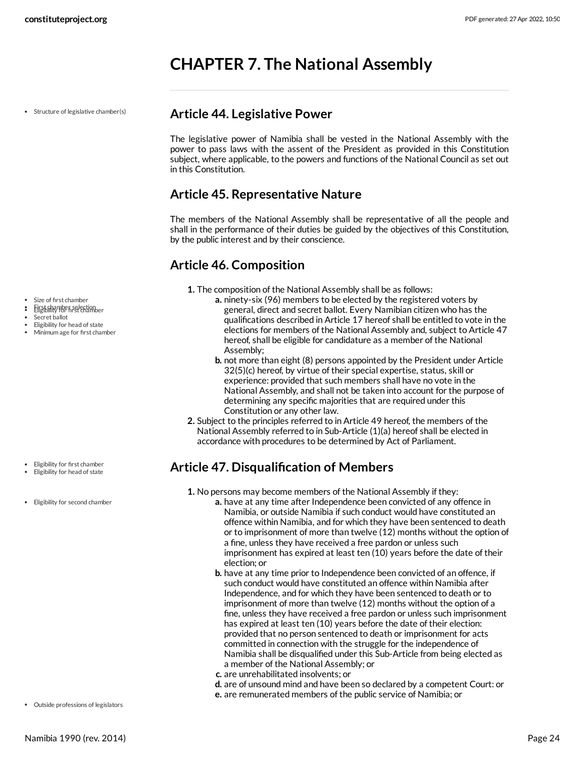# CHAPTER 7. The National Assembly

- Structure of legislative chamber(s)

## Article 44. Legislative Power

The legislative power of Namibia shall be vested in the National Assembly with the power to pass laws with the assent of the President as provided in this Constitution subject, where applicable, to the powers and functions of the National Council as set out in this Constitution.

## Article 45. Representative Nature

The members of the National Assembly shall be representative of all the people and shall in the performance of their duties be guided by the objectives of this Constitution, by the public interest and by their conscience.

## Article 46. Composition

- Size of first chamber
- First chamber selection
- Eligibility for first chamber
- Secret ballot
- Eligibility for head of state
- Minimum age for first chamber

1. The composition of the National Assembly shall be as follows:
   a. ninety-six (96) members to be elected by the registered voters by general, direct and secret ballot. Every Namibian citizen who has the qualifications described in Article 17 hereof shall be entitled to vote in the elections for members of the National Assembly and, subject to Article 47 hereof, shall be eligible for candidature as a member of the National Assembly;
   b. not more than eight (8) persons appointed by the President under Article 32(5)(c) hereof, by virtue of their special expertise, status, skill or experience: provided that such members shall have no vote in the National Assembly, and shall not be taken into account for the purpose of determining any specific majorities that are required under this Constitution or any other law.
2. Subject to the principles referred to in Article 49 hereof, the members of the National Assembly referred to in Sub-Article (1)(a) hereof shall be elected in accordance with procedures to be determined by Act of Parliament.

## Article 47. Disqualification of Members

- Eligibility for first chamber
- Eligibility for head of state
- Eligibility for second chamber

1. No persons may become members of the National Assembly if they:
   a. have at any time after Independence been convicted of any offence in Namibia, or outside Namibia if such conduct would have constituted an offence within Namibia, and for which they have been sentenced to death or to imprisonment of more than twelve (12) months without the option of a fine, unless they have received a free pardon or unless such imprisonment has expired at least ten (10) years before the date of their election; or
   b. have at any time prior to Independence been convicted of an offence, if such conduct would have constituted an offence within Namibia after Independence, and for which they have been sentenced to death or to imprisonment of more than twelve (12) months without the option of a fine, unless they have received a free pardon or unless such imprisonment has expired at least ten (10) years before the date of their election: provided that no person sentenced to death or imprisonment for acts committed in connection with the struggle for the independence of Namibia shall be disqualified under this Sub-Article from being elected as a member of the National Assembly; or
   c. are unrehabilitated insolvents; or
   d. are of unsound mind and have been so declared by a competent Court: or
   e. are remunerated members of the public service of Namibia; or

- Outside professions of legislators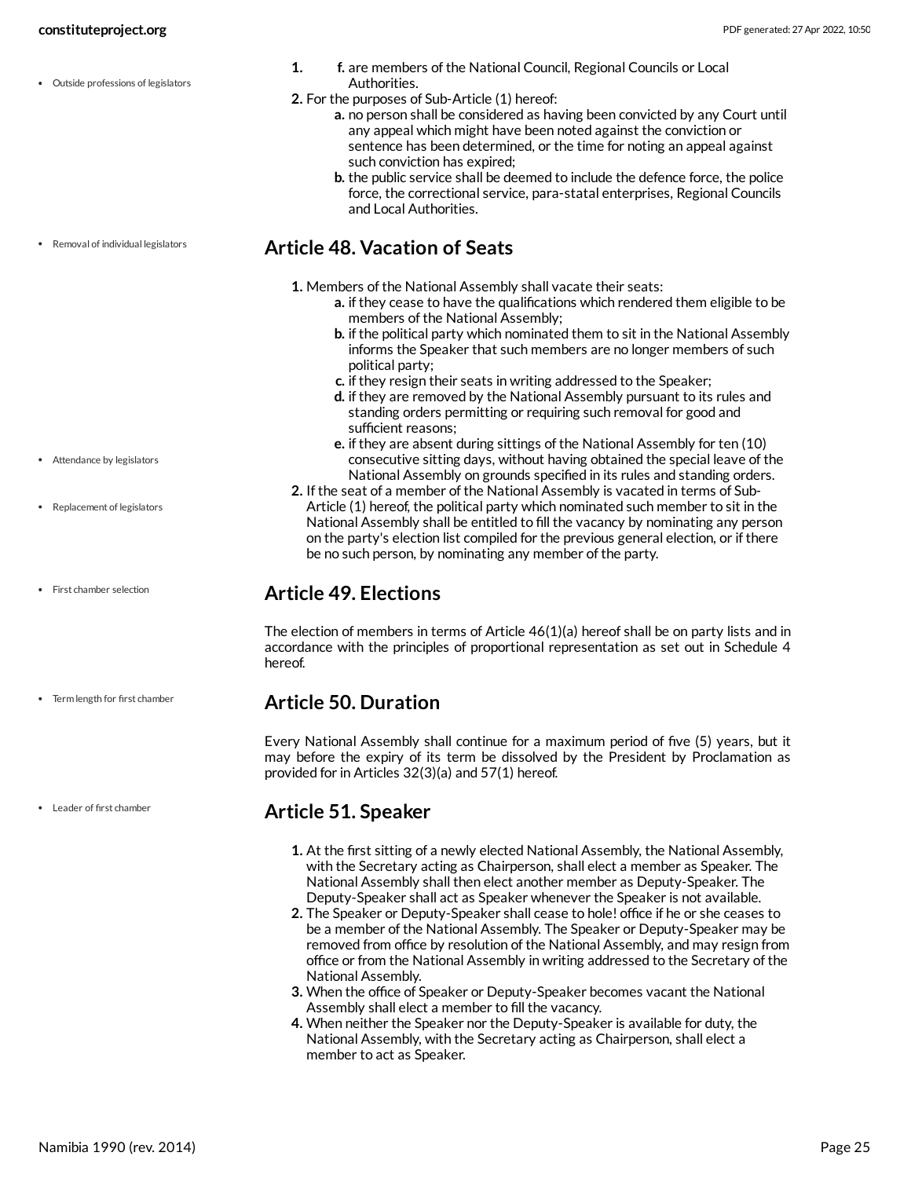- Outside professions of legislators

1. f. are members of the National Council, Regional Councils or Local Authorities.
2. For the purposes of Sub-Article (1) hereof:
   a. no person shall be considered as having been convicted by any Court until any appeal which might have been noted against the conviction or sentence has been determined, or the time for noting an appeal against such conviction has expired;
   b. the public service shall be deemed to include the defence force, the police force, the correctional service, para-statal enterprises, Regional Councils and Local Authorities.

- Removal of individual legislators

## Article 48. Vacation of Seats

1. Members of the National Assembly shall vacate their seats:
   a. if they cease to have the qualifications which rendered them eligible to be members of the National Assembly;
   b. if the political party which nominated them to sit in the National Assembly informs the Speaker that such members are no longer members of such political party;
   c. if they resign their seats in writing addressed to the Speaker;
   d. if they are removed by the National Assembly pursuant to its rules and standing orders permitting or requiring such removal for good and sufficient reasons;
   e. if they are absent during sittings of the National Assembly for ten (10) consecutive sitting days, without having obtained the special leave of the National Assembly on grounds specified in its rules and standing orders.
2. If the seat of a member of the National Assembly is vacated in terms of Sub-Article (1) hereof, the political party which nominated such member to sit in the National Assembly shall be entitled to fill the vacancy by nominating any person on the party's election list compiled for the previous general election, or if there be no such person, by nominating any member of the party.

- Attendance by legislators
- Replacement of legislators
- First chamber selection

## Article 49. Elections

The election of members in terms of Article 46(1)(a) hereof shall be on party lists and in accordance with the principles of proportional representation as set out in Schedule 4 hereof.

- Term length for first chamber

## Article 50. Duration

Every National Assembly shall continue for a maximum period of five (5) years, but it may before the expiry of its term be dissolved by the President by Proclamation as provided for in Articles 32(3)(a) and 57(1) hereof.

- Leader of first chamber

## Article 51. Speaker

1. At the first sitting of a newly elected National Assembly, the National Assembly, with the Secretary acting as Chairperson, shall elect a member as Speaker. The National Assembly shall then elect another member as Deputy-Speaker. The Deputy-Speaker shall act as Speaker whenever the Speaker is not available.
2. The Speaker or Deputy-Speaker shall cease to hole! office if he or she ceases to be a member of the National Assembly. The Speaker or Deputy-Speaker may be removed from office by resolution of the National Assembly, and may resign from office or from the National Assembly in writing addressed to the Secretary of the National Assembly.
3. When the office of Speaker or Deputy-Speaker becomes vacant the National Assembly shall elect a member to fill the vacancy.
4. When neither the Speaker nor the Deputy-Speaker is available for duty, the National Assembly, with the Secretary acting as Chairperson, shall elect a member to act as Speaker.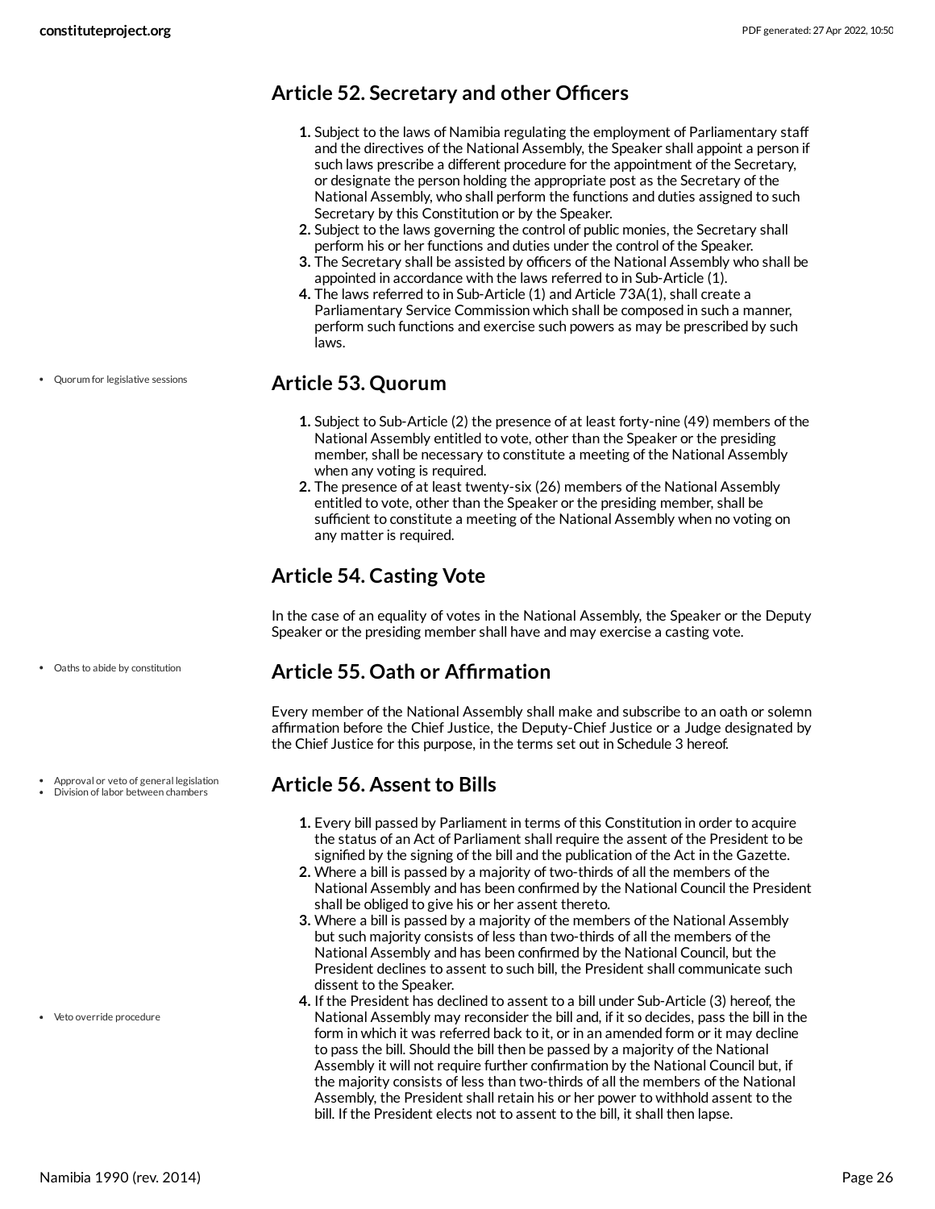## Article 52. Secretary and other Officers

1. Subject to the laws of Namibia regulating the employment of Parliamentary staff and the directives of the National Assembly, the Speaker shall appoint a person if such laws prescribe a different procedure for the appointment of the Secretary, or designate the person holding the appropriate post as the Secretary of the National Assembly, who shall perform the functions and duties assigned to such Secretary by this Constitution or by the Speaker.
2. Subject to the laws governing the control of public monies, the Secretary shall perform his or her functions and duties under the control of the Speaker.
3. The Secretary shall be assisted by officers of the National Assembly who shall be appointed in accordance with the laws referred to in Sub-Article (1).
4. The laws referred to in Sub-Article (1) and Article 73A(1), shall create a Parliamentary Service Commission which shall be composed in such a manner, perform such functions and exercise such powers as may be prescribed by such laws.

- Quorum for legislative sessions

## Article 53. Quorum

1. Subject to Sub-Article (2) the presence of at least forty-nine (49) members of the National Assembly entitled to vote, other than the Speaker or the presiding member, shall be necessary to constitute a meeting of the National Assembly when any voting is required.
2. The presence of at least twenty-six (26) members of the National Assembly entitled to vote, other than the Speaker or the presiding member, shall be sufficient to constitute a meeting of the National Assembly when no voting on any matter is required.

## Article 54. Casting Vote

In the case of an equality of votes in the National Assembly, the Speaker or the Deputy Speaker or the presiding member shall have and may exercise a casting vote.

- Oaths to abide by constitution

## Article 55. Oath or Affirmation

Every member of the National Assembly shall make and subscribe to an oath or solemn affirmation before the Chief Justice, the Deputy-Chief Justice or a Judge designated by the Chief Justice for this purpose, in the terms set out in Schedule 3 hereof.

- Approval or veto of general legislation
- Division of labor between chambers

## Article 56. Assent to Bills

1. Every bill passed by Parliament in terms of this Constitution in order to acquire the status of an Act of Parliament shall require the assent of the President to be signified by the signing of the bill and the publication of the Act in the Gazette.
2. Where a bill is passed by a majority of two-thirds of all the members of the National Assembly and has been confirmed by the National Council the President shall be obliged to give his or her assent thereto.
3. Where a bill is passed by a majority of the members of the National Assembly but such majority consists of less than two-thirds of all the members of the National Assembly and has been confirmed by the National Council, but the President declines to assent to such bill, the President shall communicate such dissent to the Speaker.
4. If the President has declined to assent to a bill under Sub-Article (3) hereof, the National Assembly may reconsider the bill and, if it so decides, pass the bill in the form in which it was referred back to it, or in an amended form or it may decline to pass the bill. Should the bill then be passed by a majority of the National Assembly it will not require further confirmation by the National Council but, if the majority consists of less than two-thirds of all the members of the National Assembly, the President shall retain his or her power to withhold assent to the bill. If the President elects not to assent to the bill, it shall then lapse.

- Veto override procedure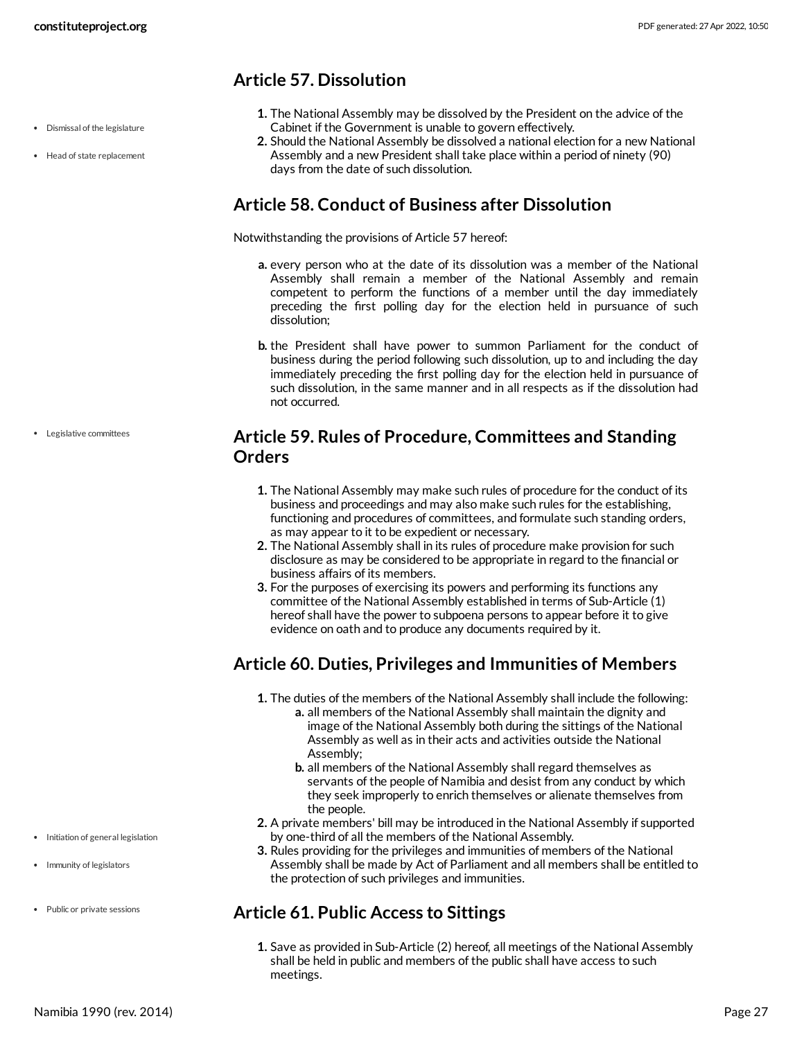## Article 57. Dissolution

- Dismissal of the legislature
- Head of state replacement

1. The National Assembly may be dissolved by the President on the advice of the Cabinet if the Government is unable to govern effectively.
2. Should the National Assembly be dissolved a national election for a new National Assembly and a new President shall take place within a period of ninety (90) days from the date of such dissolution.

## Article 58. Conduct of Business after Dissolution

Notwithstanding the provisions of Article 57 hereof:

a. every person who at the date of its dissolution was a member of the National Assembly shall remain a member of the National Assembly and remain competent to perform the functions of a member until the day immediately preceding the first polling day for the election held in pursuance of such dissolution;

b. the President shall have power to summon Parliament for the conduct of business during the period following such dissolution, up to and including the day immediately preceding the first polling day for the election held in pursuance of such dissolution, in the same manner and in all respects as if the dissolution had not occurred.

- Legislative committees

## Article 59. Rules of Procedure, Committees and Standing Orders

1. The National Assembly may make such rules of procedure for the conduct of its business and proceedings and may also make such rules for the establishing, functioning and procedures of committees, and formulate such standing orders, as may appear to it to be expedient or necessary.
2. The National Assembly shall in its rules of procedure make provision for such disclosure as may be considered to be appropriate in regard to the financial or business affairs of its members.
3. For the purposes of exercising its powers and performing its functions any committee of the National Assembly established in terms of Sub-Article (1) hereof shall have the power to subpoena persons to appear before it to give evidence on oath and to produce any documents required by it.

## Article 60. Duties, Privileges and Immunities of Members

1. The duties of the members of the National Assembly shall include the following:
   a. all members of the National Assembly shall maintain the dignity and image of the National Assembly both during the sittings of the National Assembly as well as in their acts and activities outside the National Assembly;
   b. all members of the National Assembly shall regard themselves as servants of the people of Namibia and desist from any conduct by which they seek improperly to enrich themselves or alienate themselves from the people.
2. A private members' bill may be introduced in the National Assembly if supported by one-third of all the members of the National Assembly.
3. Rules providing for the privileges and immunities of members of the National Assembly shall be made by Act of Parliament and all members shall be entitled to the protection of such privileges and immunities.

- Initiation of general legislation
- Immunity of legislators
- Public or private sessions

## Article 61. Public Access to Sittings

1. Save as provided in Sub-Article (2) hereof, all meetings of the National Assembly shall be held in public and members of the public shall have access to such meetings.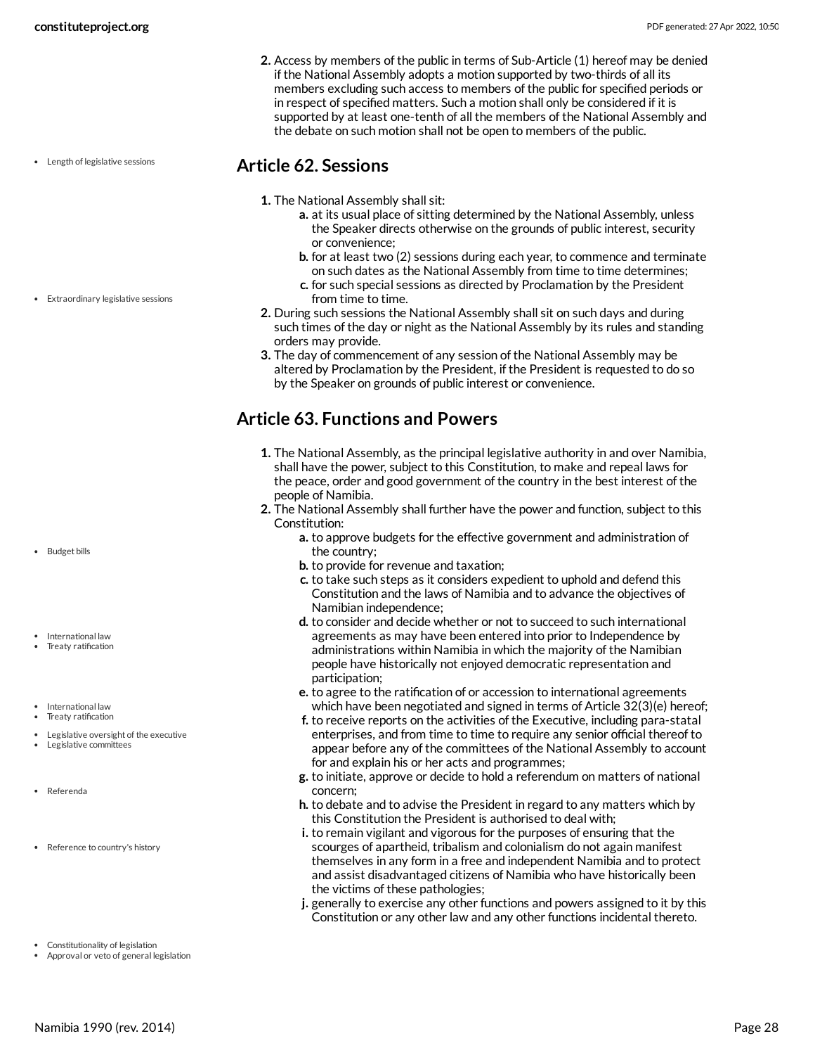2. Access by members of the public in terms of Sub-Article (1) hereof may be denied if the National Assembly adopts a motion supported by two-thirds of all its members excluding such access to members of the public for specified periods or in respect of specified matters. Such a motion shall only be considered if it is supported by at least one-tenth of all the members of the National Assembly and the debate on such motion shall not be open to members of the public.

- Length of legislative sessions

## Article 62. Sessions

1. The National Assembly shall sit:
   a. at its usual place of sitting determined by the National Assembly, unless the Speaker directs otherwise on the grounds of public interest, security or convenience;
   b. for at least two (2) sessions during each year, to commence and terminate on such dates as the National Assembly from time to time determines;
   c. for such special sessions as directed by Proclamation by the President from time to time.
2. During such sessions the National Assembly shall sit on such days and during such times of the day or night as the National Assembly by its rules and standing orders may provide.
3. The day of commencement of any session of the National Assembly may be altered by Proclamation by the President, if the President is requested to do so by the Speaker on grounds of public interest or convenience.

- Extraordinary legislative sessions

## Article 63. Functions and Powers

1. The National Assembly, as the principal legislative authority in and over Namibia, shall have the power, subject to this Constitution, to make and repeal laws for the peace, order and good government of the country in the best interest of the people of Namibia.
2. The National Assembly shall further have the power and function, subject to this Constitution:
   a. to approve budgets for the effective government and administration of the country;
   b. to provide for revenue and taxation;
   c. to take such steps as it considers expedient to uphold and defend this Constitution and the laws of Namibia and to advance the objectives of Namibian independence;
   d. to consider and decide whether or not to succeed to such international agreements as may have been entered into prior to Independence by administrations within Namibia in which the majority of the Namibian people have historically not enjoyed democratic representation and participation;
   e. to agree to the ratification of or accession to international agreements which have been negotiated and signed in terms of Article 32(3)(e) hereof;
   f. to receive reports on the activities of the Executive, including para-statal enterprises, and from time to time to require any senior official thereof to appear before any of the committees of the National Assembly to account for and explain his or her acts and programmes;
   g. to initiate, approve or decide to hold a referendum on matters of national concern;
   h. to debate and to advise the President in regard to any matters which by this Constitution the President is authorised to deal with;
   i. to remain vigilant and vigorous for the purposes of ensuring that the scourges of apartheid, tribalism and colonialism do not again manifest themselves in any form in a free and independent Namibia and to protect and assist disadvantaged citizens of Namibia who have historically been the victims of these pathologies;
   j. generally to exercise any other functions and powers assigned to it by this Constitution or any other law and any other functions incidental thereto.

- Budget bills
- International law
- Treaty ratification
- International law
- Treaty ratification
- Legislative oversight of the executive
- Legislative committees
- Referenda
- Reference to country's history
- Constitutionality of legislation
- Approval or veto of general legislation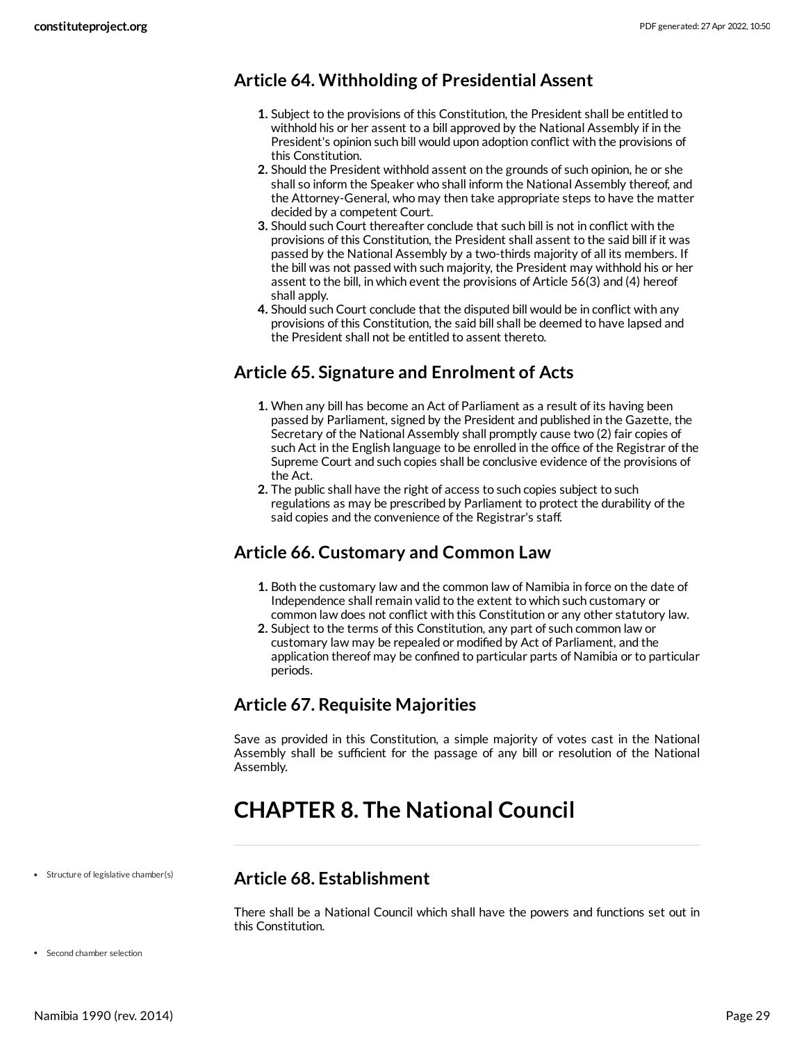## Article 64. Withholding of Presidential Assent

1. Subject to the provisions of this Constitution, the President shall be entitled to withhold his or her assent to a bill approved by the National Assembly if in the President's opinion such bill would upon adoption conflict with the provisions of this Constitution.
2. Should the President withhold assent on the grounds of such opinion, he or she shall so inform the Speaker who shall inform the National Assembly thereof, and the Attorney-General, who may then take appropriate steps to have the matter decided by a competent Court.
3. Should such Court thereafter conclude that such bill is not in conflict with the provisions of this Constitution, the President shall assent to the said bill if it was passed by the National Assembly by a two-thirds majority of all its members. If the bill was not passed with such majority, the President may withhold his or her assent to the bill, in which event the provisions of Article 56(3) and (4) hereof shall apply.
4. Should such Court conclude that the disputed bill would be in conflict with any provisions of this Constitution, the said bill shall be deemed to have lapsed and the President shall not be entitled to assent thereto.

## Article 65. Signature and Enrolment of Acts

1. When any bill has become an Act of Parliament as a result of its having been passed by Parliament, signed by the President and published in the Gazette, the Secretary of the National Assembly shall promptly cause two (2) fair copies of such Act in the English language to be enrolled in the office of the Registrar of the Supreme Court and such copies shall be conclusive evidence of the provisions of the Act.
2. The public shall have the right of access to such copies subject to such regulations as may be prescribed by Parliament to protect the durability of the said copies and the convenience of the Registrar's staff.

## Article 66. Customary and Common Law

1. Both the customary law and the common law of Namibia in force on the date of Independence shall remain valid to the extent to which such customary or common law does not conflict with this Constitution or any other statutory law.
2. Subject to the terms of this Constitution, any part of such common law or customary law may be repealed or modified by Act of Parliament, and the application thereof may be confined to particular parts of Namibia or to particular periods.

## Article 67. Requisite Majorities

Save as provided in this Constitution, a simple majority of votes cast in the National Assembly shall be sufficient for the passage of any bill or resolution of the National Assembly.

# CHAPTER 8. The National Council

- Structure of legislative chamber(s)

## Article 68. Establishment

There shall be a National Council which shall have the powers and functions set out in this Constitution.

- Second chamber selection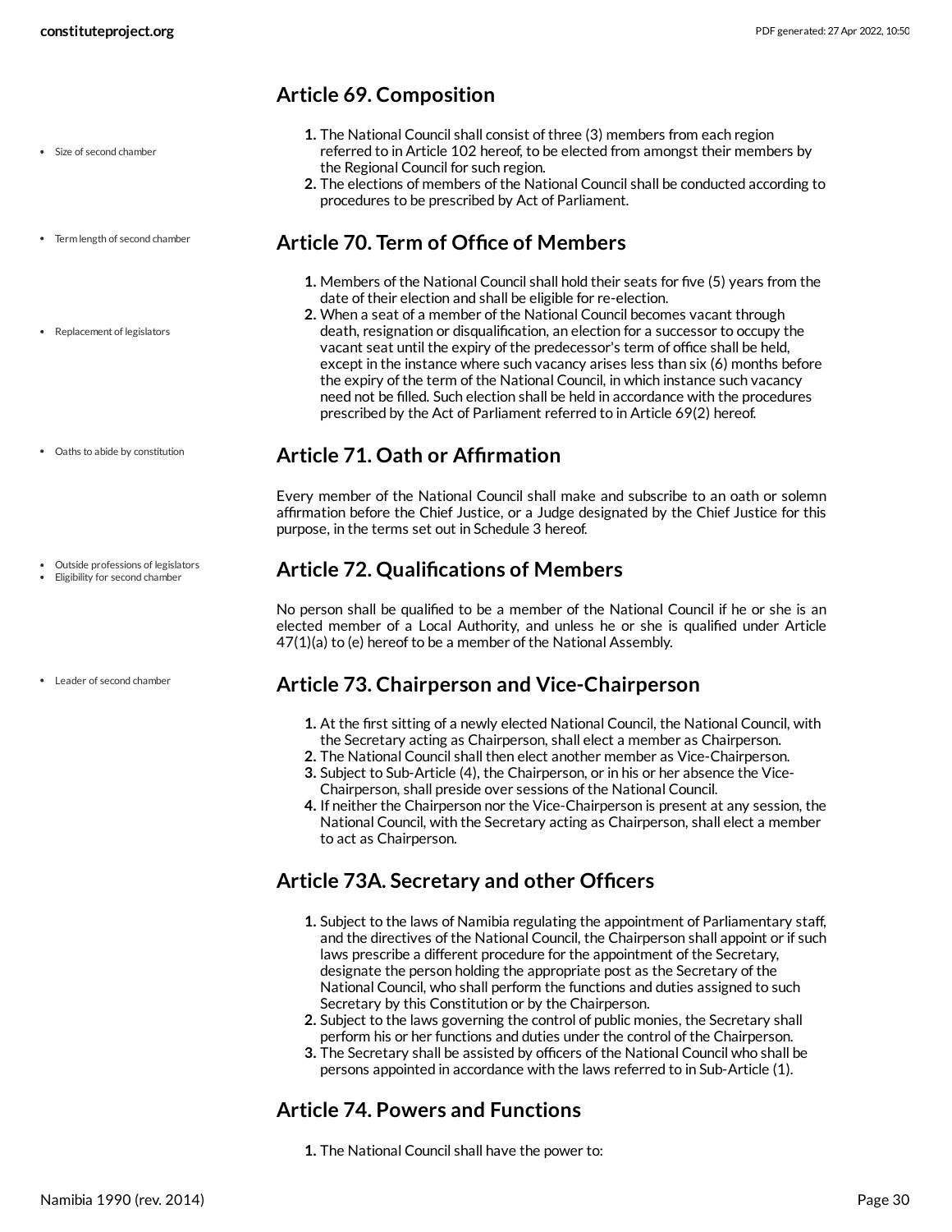## Article 69. Composition

- Size of second chamber

1. The National Council shall consist of three (3) members from each region referred to in Article 102 hereof, to be elected from amongst their members by the Regional Council for such region.
2. The elections of members of the National Council shall be conducted according to procedures to be prescribed by Act of Parliament.

## Article 70. Term of Office of Members

- Term length of second chamber
- Replacement of legislators

1. Members of the National Council shall hold their seats for five (5) years from the date of their election and shall be eligible for re-election.
2. When a seat of a member of the National Council becomes vacant through death, resignation or disqualification, an election for a successor to occupy the vacant seat until the expiry of the predecessor's term of office shall be held, except in the instance where such vacancy arises less than six (6) months before the expiry of the term of the National Council, in which instance such vacancy need not be filled. Such election shall be held in accordance with the procedures prescribed by the Act of Parliament referred to in Article 69(2) hereof.

## Article 71. Oath or Affirmation

- Oaths to abide by constitution

Every member of the National Council shall make and subscribe to an oath or solemn affirmation before the Chief Justice, or a Judge designated by the Chief Justice for this purpose, in the terms set out in Schedule 3 hereof.

## Article 72. Qualifications of Members

- Outside professions of legislators
- Eligibility for second chamber

No person shall be qualified to be a member of the National Council if he or she is an elected member of a Local Authority, and unless he or she is qualified under Article 47(1)(a) to (e) hereof to be a member of the National Assembly.

## Article 73. Chairperson and Vice-Chairperson

- Leader of second chamber

1. At the first sitting of a newly elected National Council, the National Council, with the Secretary acting as Chairperson, shall elect a member as Chairperson.
2. The National Council shall then elect another member as Vice-Chairperson.
3. Subject to Sub-Article (4), the Chairperson, or in his or her absence the Vice-Chairperson, shall preside over sessions of the National Council.
4. If neither the Chairperson nor the Vice-Chairperson is present at any session, the National Council, with the Secretary acting as Chairperson, shall elect a member to act as Chairperson.

## Article 73A. Secretary and other Officers

1. Subject to the laws of Namibia regulating the appointment of Parliamentary staff, and the directives of the National Council, the Chairperson shall appoint or if such laws prescribe a different procedure for the appointment of the Secretary, designate the person holding the appropriate post as the Secretary of the National Council, who shall perform the functions and duties assigned to such Secretary by this Constitution or by the Chairperson.
2. Subject to the laws governing the control of public monies, the Secretary shall perform his or her functions and duties under the control of the Chairperson.
3. The Secretary shall be assisted by officers of the National Council who shall be persons appointed in accordance with the laws referred to in Sub-Article (1).

## Article 74. Powers and Functions

1. The National Council shall have the power to: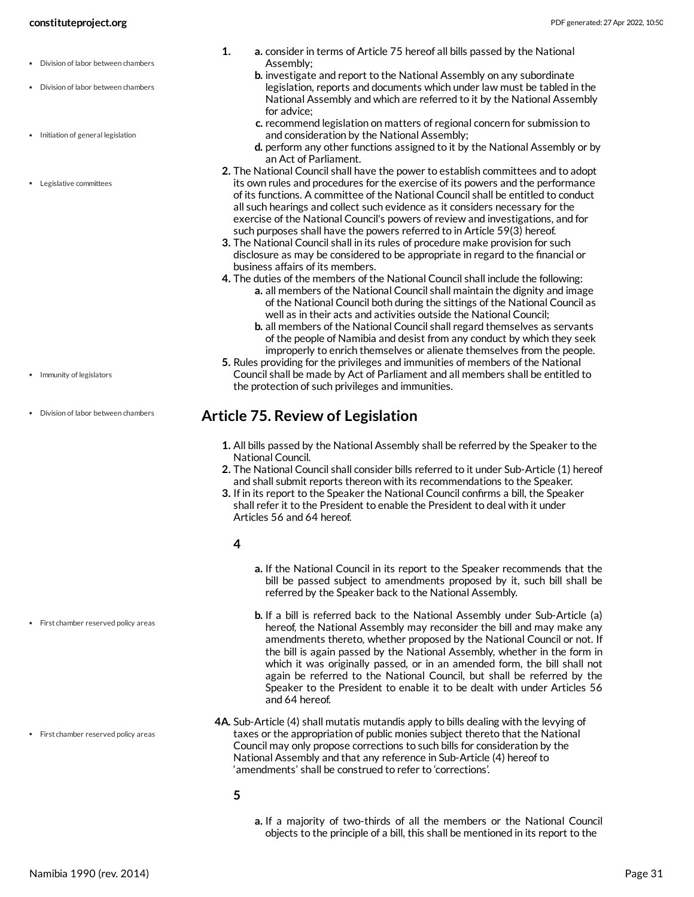1.
   a. consider in terms of Article 75 hereof all bills passed by the National Assembly;
   b. investigate and report to the National Assembly on any subordinate legislation, reports and documents which under law must be tabled in the National Assembly and which are referred to it by the National Assembly for advice;
   c. recommend legislation on matters of regional concern for submission to and consideration by the National Assembly;
   d. perform any other functions assigned to it by the National Assembly or by an Act of Parliament.
2. The National Council shall have the power to establish committees and to adopt its own rules and procedures for the exercise of its powers and the performance of its functions. A committee of the National Council shall be entitled to conduct all such hearings and collect such evidence as it considers necessary for the exercise of the National Council's powers of review and investigations, and for such purposes shall have the powers referred to in Article 59(3) hereof.
3. The National Council shall in its rules of procedure make provision for such disclosure as may be considered to be appropriate in regard to the financial or business affairs of its members.
4. The duties of the members of the National Council shall include the following:
   a. all members of the National Council shall maintain the dignity and image of the National Council both during the sittings of the National Council as well as in their acts and activities outside the National Council;
   b. all members of the National Council shall regard themselves as servants of the people of Namibia and desist from any conduct by which they seek improperly to enrich themselves or alienate themselves from the people.
5. Rules providing for the privileges and immunities of members of the National Council shall be made by Act of Parliament and all members shall be entitled to the protection of such privileges and immunities.

## Article 75. Review of Legislation

1. All bills passed by the National Assembly shall be referred by the Speaker to the National Council.
2. The National Council shall consider bills referred to it under Sub-Article (1) hereof and shall submit reports thereon with its recommendations to the Speaker.
3. If in its report to the Speaker the National Council confirms a bill, the Speaker shall refer it to the President to enable the President to deal with it under Articles 56 and 64 hereof.

**4**

a. If the National Council in its report to the Speaker recommends that the bill be passed subject to amendments proposed by it, such bill shall be referred by the Speaker back to the National Assembly.

b. If a bill is referred back to the National Assembly under Sub-Article (a) hereof, the National Assembly may reconsider the bill and may make any amendments thereto, whether proposed by the National Council or not. If the bill is again passed by the National Assembly, whether in the form in which it was originally passed, or in an amended form, the bill shall not again be referred to the National Council, but shall be referred by the Speaker to the President to enable it to be dealt with under Articles 56 and 64 hereof.

**4A.** Sub-Article (4) shall mutatis mutandis apply to bills dealing with the levying of taxes or the appropriation of public monies subject thereto that the National Council may only propose corrections to such bills for consideration by the National Assembly and that any reference in Sub-Article (4) hereof to 'amendments' shall be construed to refer to 'corrections'.

**5**

a. If a majority of two-thirds of all the members or the National Council objects to the principle of a bill, this shall be mentioned in its report to the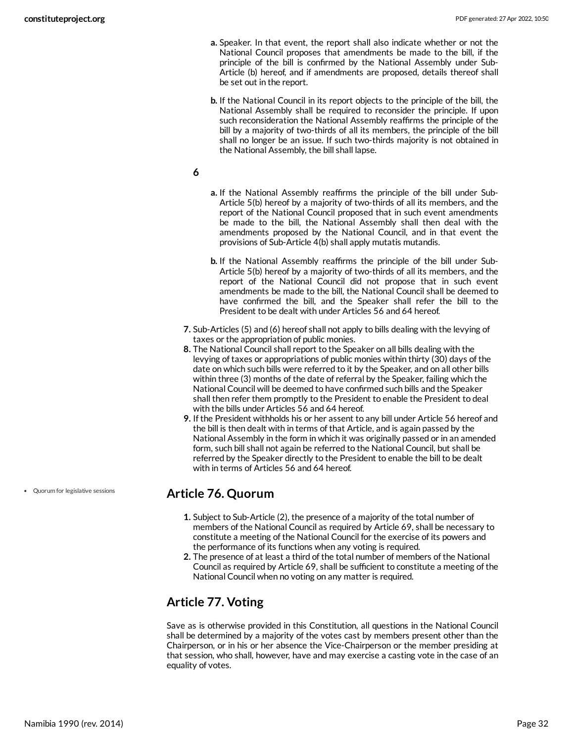a. Speaker. In that event, the report shall also indicate whether or not the National Council proposes that amendments be made to the bill, if the principle of the bill is confirmed by the National Assembly under Sub-Article (b) hereof, and if amendments are proposed, details thereof shall be set out in the report.

b. If the National Council in its report objects to the principle of the bill, the National Assembly shall be required to reconsider the principle. If upon such reconsideration the National Assembly reaffirms the principle of the bill by a majority of two-thirds of all its members, the principle of the bill shall no longer be an issue. If such two-thirds majority is not obtained in the National Assembly, the bill shall lapse.

**6**

a. If the National Assembly reaffirms the principle of the bill under Sub-Article 5(b) hereof by a majority of two-thirds of all its members, and the report of the National Council proposed that in such event amendments be made to the bill, the National Assembly shall then deal with the amendments proposed by the National Council, and in that event the provisions of Sub-Article 4(b) shall apply mutatis mutandis.

b. If the National Assembly reaffirms the principle of the bill under Sub-Article 5(b) hereof by a majority of two-thirds of all its members, and the report of the National Council did not propose that in such event amendments be made to the bill, the National Council shall be deemed to have confirmed the bill, and the Speaker shall refer the bill to the President to be dealt with under Articles 56 and 64 hereof.

7. Sub-Articles (5) and (6) hereof shall not apply to bills dealing with the levying of taxes or the appropriation of public monies.
8. The National Council shall report to the Speaker on all bills dealing with the levying of taxes or appropriations of public monies within thirty (30) days of the date on which such bills were referred to it by the Speaker, and on all other bills within three (3) months of the date of referral by the Speaker, failing which the National Council will be deemed to have confirmed such bills and the Speaker shall then refer them promptly to the President to enable the President to deal with the bills under Articles 56 and 64 hereof.
9. If the President withholds his or her assent to any bill under Article 56 hereof and the bill is then dealt with in terms of that Article, and is again passed by the National Assembly in the form in which it was originally passed or in an amended form, such bill shall not again be referred to the National Council, but shall be referred by the Speaker directly to the President to enable the bill to be dealt with in terms of Articles 56 and 64 hereof.

- Quorum for legislative sessions

## Article 76. Quorum

1. Subject to Sub-Article (2), the presence of a majority of the total number of members of the National Council as required by Article 69, shall be necessary to constitute a meeting of the National Council for the exercise of its powers and the performance of its functions when any voting is required.
2. The presence of at least a third of the total number of members of the National Council as required by Article 69, shall be sufficient to constitute a meeting of the National Council when no voting on any matter is required.

## Article 77. Voting

Save as is otherwise provided in this Constitution, all questions in the National Council shall be determined by a majority of the votes cast by members present other than the Chairperson, or in his or her absence the Vice-Chairperson or the member presiding at that session, who shall, however, have and may exercise a casting vote in the case of an equality of votes.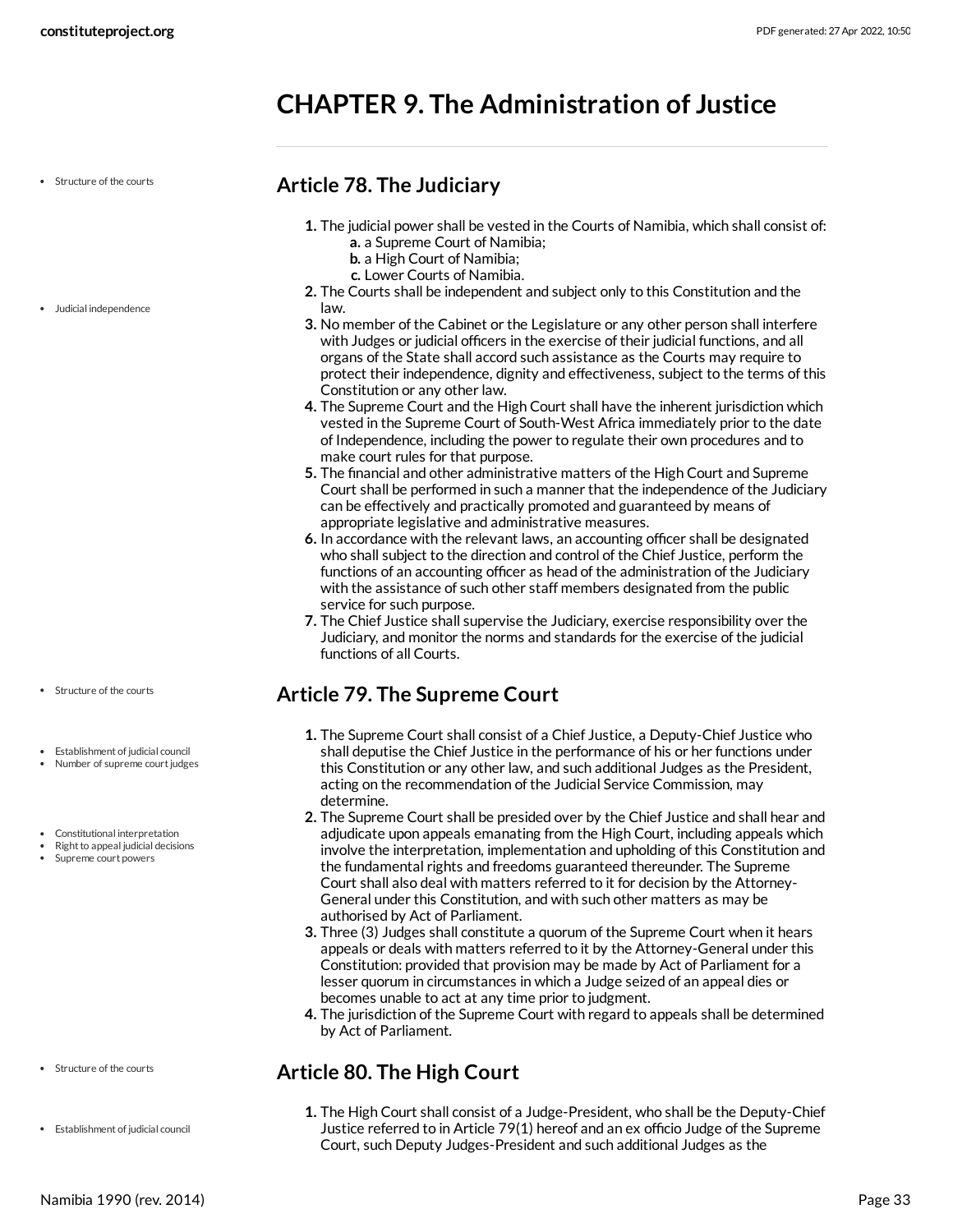# CHAPTER 9. The Administration of Justice

## Article 78. The Judiciary

1. The judicial power shall be vested in the Courts of Namibia, which shall consist of:
   a. a Supreme Court of Namibia;
   b. a High Court of Namibia;
   c. Lower Courts of Namibia.
2. The Courts shall be independent and subject only to this Constitution and the law.
3. No member of the Cabinet or the Legislature or any other person shall interfere with Judges or judicial officers in the exercise of their judicial functions, and all organs of the State shall accord such assistance as the Courts may require to protect their independence, dignity and effectiveness, subject to the terms of this Constitution or any other law.
4. The Supreme Court and the High Court shall have the inherent jurisdiction which vested in the Supreme Court of South-West Africa immediately prior to the date of Independence, including the power to regulate their own procedures and to make court rules for that purpose.
5. The financial and other administrative matters of the High Court and Supreme Court shall be performed in such a manner that the independence of the Judiciary can be effectively and practically promoted and guaranteed by means of appropriate legislative and administrative measures.
6. In accordance with the relevant laws, an accounting officer shall be designated who shall subject to the direction and control of the Chief Justice, perform the functions of an accounting officer as head of the administration of the Judiciary with the assistance of such other staff members designated from the public service for such purpose.
7. The Chief Justice shall supervise the Judiciary, exercise responsibility over the Judiciary, and monitor the norms and standards for the exercise of the judicial functions of all Courts.

## Article 79. The Supreme Court

1. The Supreme Court shall consist of a Chief Justice, a Deputy-Chief Justice who shall deputise the Chief Justice in the performance of his or her functions under this Constitution or any other law, and such additional Judges as the President, acting on the recommendation of the Judicial Service Commission, may determine.
2. The Supreme Court shall be presided over by the Chief Justice and shall hear and adjudicate upon appeals emanating from the High Court, including appeals which involve the interpretation, implementation and upholding of this Constitution and the fundamental rights and freedoms guaranteed thereunder. The Supreme Court shall also deal with matters referred to it for decision by the Attorney-General under this Constitution, and with such other matters as may be authorised by Act of Parliament.
3. Three (3) Judges shall constitute a quorum of the Supreme Court when it hears appeals or deals with matters referred to it by the Attorney-General under this Constitution: provided that provision may be made by Act of Parliament for a lesser quorum in circumstances in which a Judge seized of an appeal dies or becomes unable to act at any time prior to judgment.
4. The jurisdiction of the Supreme Court with regard to appeals shall be determined by Act of Parliament.

## Article 80. The High Court

1. The High Court shall consist of a Judge-President, who shall be the Deputy-Chief Justice referred to in Article 79(1) hereof and an ex officio Judge of the Supreme Court, such Deputy Judges-President and such additional Judges as the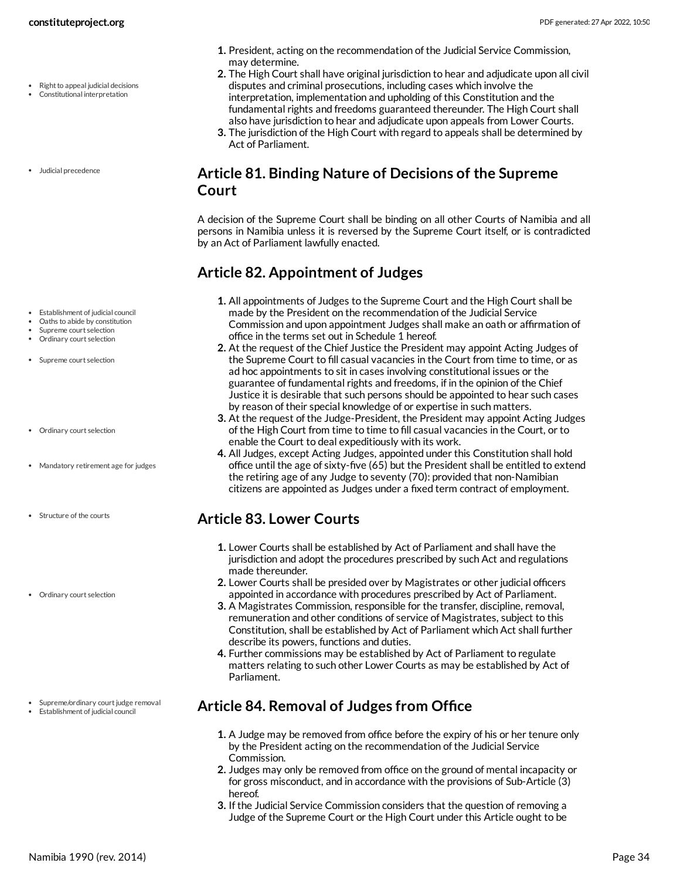1. President, acting on the recommendation of the Judicial Service Commission, may determine.
2. The High Court shall have original jurisdiction to hear and adjudicate upon all civil disputes and criminal prosecutions, including cases which involve the interpretation, implementation and upholding of this Constitution and the fundamental rights and freedoms guaranteed thereunder. The High Court shall also have jurisdiction to hear and adjudicate upon appeals from Lower Courts.
3. The jurisdiction of the High Court with regard to appeals shall be determined by Act of Parliament.

## Article 81. Binding Nature of Decisions of the Supreme Court

A decision of the Supreme Court shall be binding on all other Courts of Namibia and all persons in Namibia unless it is reversed by the Supreme Court itself, or is contradicted by an Act of Parliament lawfully enacted.

## Article 82. Appointment of Judges

1. All appointments of Judges to the Supreme Court and the High Court shall be made by the President on the recommendation of the Judicial Service Commission and upon appointment Judges shall make an oath or affirmation of office in the terms set out in Schedule 1 hereof.
2. At the request of the Chief Justice the President may appoint Acting Judges of the Supreme Court to fill casual vacancies in the Court from time to time, or as ad hoc appointments to sit in cases involving constitutional issues or the guarantee of fundamental rights and freedoms, if in the opinion of the Chief Justice it is desirable that such persons should be appointed to hear such cases by reason of their special knowledge of or expertise in such matters.
3. At the request of the Judge-President, the President may appoint Acting Judges of the High Court from time to time to fill casual vacancies in the Court, or to enable the Court to deal expeditiously with its work.
4. All Judges, except Acting Judges, appointed under this Constitution shall hold office until the age of sixty-five (65) but the President shall be entitled to extend the retiring age of any Judge to seventy (70): provided that non-Namibian citizens are appointed as Judges under a fixed term contract of employment.

## Article 83. Lower Courts

1. Lower Courts shall be established by Act of Parliament and shall have the jurisdiction and adopt the procedures prescribed by such Act and regulations made thereunder.
2. Lower Courts shall be presided over by Magistrates or other judicial officers appointed in accordance with procedures prescribed by Act of Parliament.
3. A Magistrates Commission, responsible for the transfer, discipline, removal, remuneration and other conditions of service of Magistrates, subject to this Constitution, shall be established by Act of Parliament which Act shall further describe its powers, functions and duties.
4. Further commissions may be established by Act of Parliament to regulate matters relating to such other Lower Courts as may be established by Act of Parliament.

## Article 84. Removal of Judges from Office

1. A Judge may be removed from office before the expiry of his or her tenure only by the President acting on the recommendation of the Judicial Service Commission.
2. Judges may only be removed from office on the ground of mental incapacity or for gross misconduct, and in accordance with the provisions of Sub-Article (3) hereof.
3. If the Judicial Service Commission considers that the question of removing a Judge of the Supreme Court or the High Court under this Article ought to be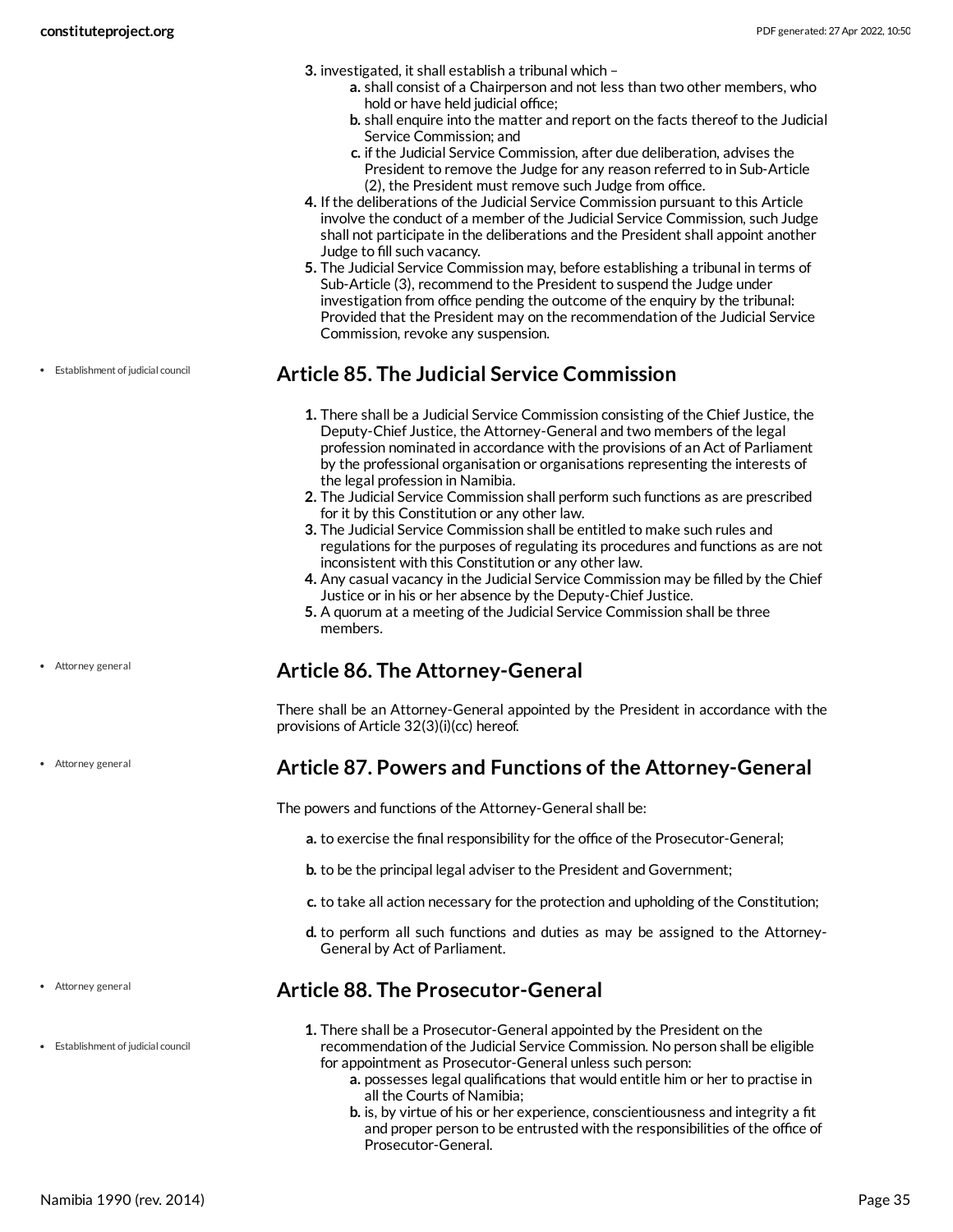3. investigated, it shall establish a tribunal which –
   a. shall consist of a Chairperson and not less than two other members, who hold or have held judicial office;
   b. shall enquire into the matter and report on the facts thereof to the Judicial Service Commission; and
   c. if the Judicial Service Commission, after due deliberation, advises the President to remove the Judge for any reason referred to in Sub-Article (2), the President must remove such Judge from office.
4. If the deliberations of the Judicial Service Commission pursuant to this Article involve the conduct of a member of the Judicial Service Commission, such Judge shall not participate in the deliberations and the President shall appoint another Judge to fill such vacancy.
5. The Judicial Service Commission may, before establishing a tribunal in terms of Sub-Article (3), recommend to the President to suspend the Judge under investigation from office pending the outcome of the enquiry by the tribunal: Provided that the President may on the recommendation of the Judicial Service Commission, revoke any suspension.

- Establishment of judicial council

## Article 85. The Judicial Service Commission

1. There shall be a Judicial Service Commission consisting of the Chief Justice, the Deputy-Chief Justice, the Attorney-General and two members of the legal profession nominated in accordance with the provisions of an Act of Parliament by the professional organisation or organisations representing the interests of the legal profession in Namibia.
2. The Judicial Service Commission shall perform such functions as are prescribed for it by this Constitution or any other law.
3. The Judicial Service Commission shall be entitled to make such rules and regulations for the purposes of regulating its procedures and functions as are not inconsistent with this Constitution or any other law.
4. Any casual vacancy in the Judicial Service Commission may be filled by the Chief Justice or in his or her absence by the Deputy-Chief Justice.
5. A quorum at a meeting of the Judicial Service Commission shall be three members.

- Attorney general

## Article 86. The Attorney-General

There shall be an Attorney-General appointed by the President in accordance with the provisions of Article 32(3)(i)(cc) hereof.

- Attorney general

## Article 87. Powers and Functions of the Attorney-General

The powers and functions of the Attorney-General shall be:

a. to exercise the final responsibility for the office of the Prosecutor-General;

b. to be the principal legal adviser to the President and Government;

c. to take all action necessary for the protection and upholding of the Constitution;

d. to perform all such functions and duties as may be assigned to the Attorney-General by Act of Parliament.

- Attorney general
- Establishment of judicial council

## Article 88. The Prosecutor-General

1. There shall be a Prosecutor-General appointed by the President on the recommendation of the Judicial Service Commission. No person shall be eligible for appointment as Prosecutor-General unless such person:
   a. possesses legal qualifications that would entitle him or her to practise in all the Courts of Namibia;
   b. is, by virtue of his or her experience, conscientiousness and integrity a fit and proper person to be entrusted with the responsibilities of the office of Prosecutor-General.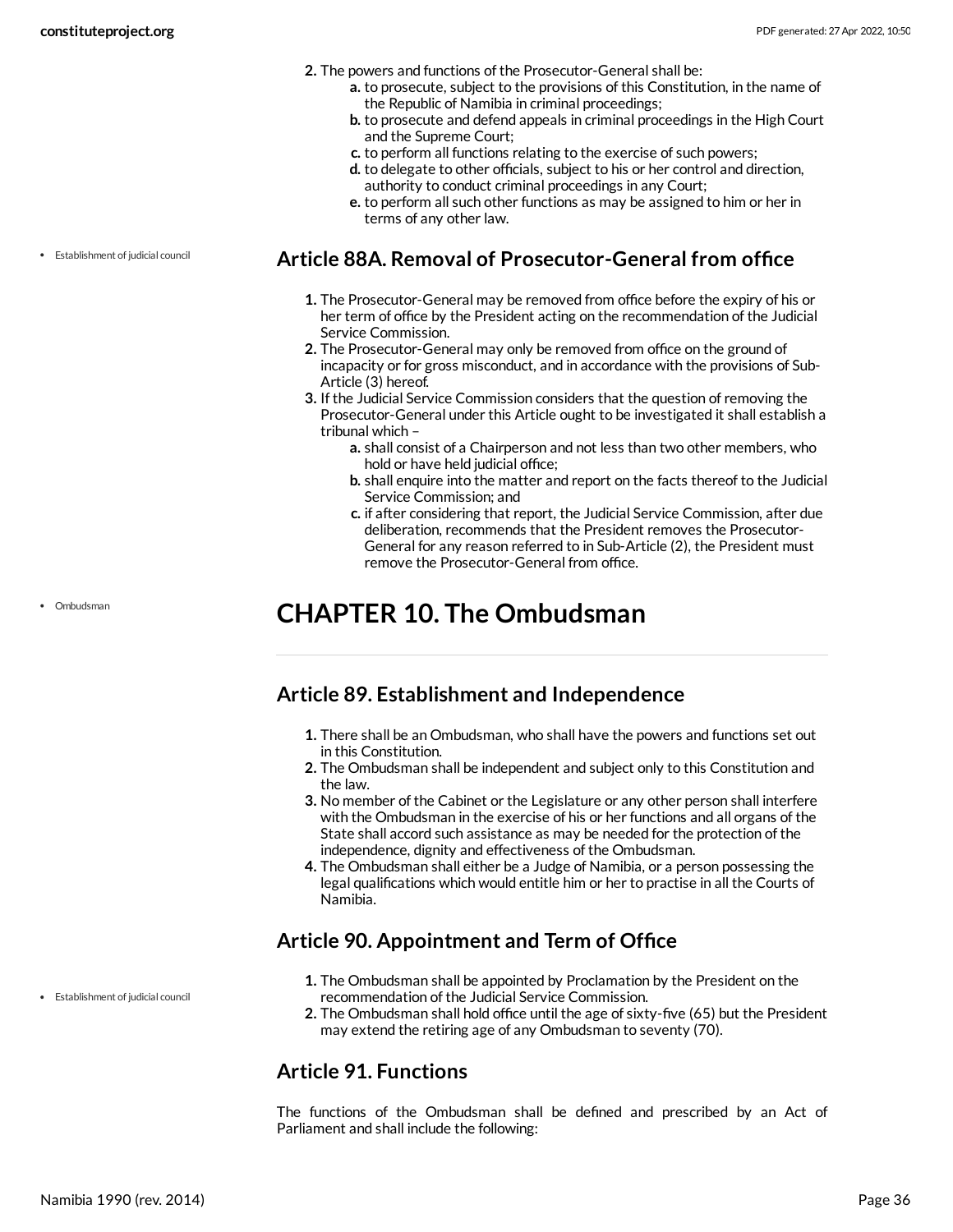2. The powers and functions of the Prosecutor-General shall be:
   a. to prosecute, subject to the provisions of this Constitution, in the name of the Republic of Namibia in criminal proceedings;
   b. to prosecute and defend appeals in criminal proceedings in the High Court and the Supreme Court;
   c. to perform all functions relating to the exercise of such powers;
   d. to delegate to other officials, subject to his or her control and direction, authority to conduct criminal proceedings in any Court;
   e. to perform all such other functions as may be assigned to him or her in terms of any other law.

• Establishment of judicial council

## Article 88A. Removal of Prosecutor-General from office

1. The Prosecutor-General may be removed from office before the expiry of his or her term of office by the President acting on the recommendation of the Judicial Service Commission.
2. The Prosecutor-General may only be removed from office on the ground of incapacity or for gross misconduct, and in accordance with the provisions of Sub-Article (3) hereof.
3. If the Judicial Service Commission considers that the question of removing the Prosecutor-General under this Article ought to be investigated it shall establish a tribunal which –
   a. shall consist of a Chairperson and not less than two other members, who hold or have held judicial office;
   b. shall enquire into the matter and report on the facts thereof to the Judicial Service Commission; and
   c. if after considering that report, the Judicial Service Commission, after due deliberation, recommends that the President removes the Prosecutor-General for any reason referred to in Sub-Article (2), the President must remove the Prosecutor-General from office.

• Ombudsman

# CHAPTER 10. The Ombudsman

## Article 89. Establishment and Independence

1. There shall be an Ombudsman, who shall have the powers and functions set out in this Constitution.
2. The Ombudsman shall be independent and subject only to this Constitution and the law.
3. No member of the Cabinet or the Legislature or any other person shall interfere with the Ombudsman in the exercise of his or her functions and all organs of the State shall accord such assistance as may be needed for the protection of the independence, dignity and effectiveness of the Ombudsman.
4. The Ombudsman shall either be a Judge of Namibia, or a person possessing the legal qualifications which would entitle him or her to practise in all the Courts of Namibia.

## Article 90. Appointment and Term of Office

• Establishment of judicial council

1. The Ombudsman shall be appointed by Proclamation by the President on the recommendation of the Judicial Service Commission.
2. The Ombudsman shall hold office until the age of sixty-five (65) but the President may extend the retiring age of any Ombudsman to seventy (70).

## Article 91. Functions

The functions of the Ombudsman shall be defined and prescribed by an Act of Parliament and shall include the following: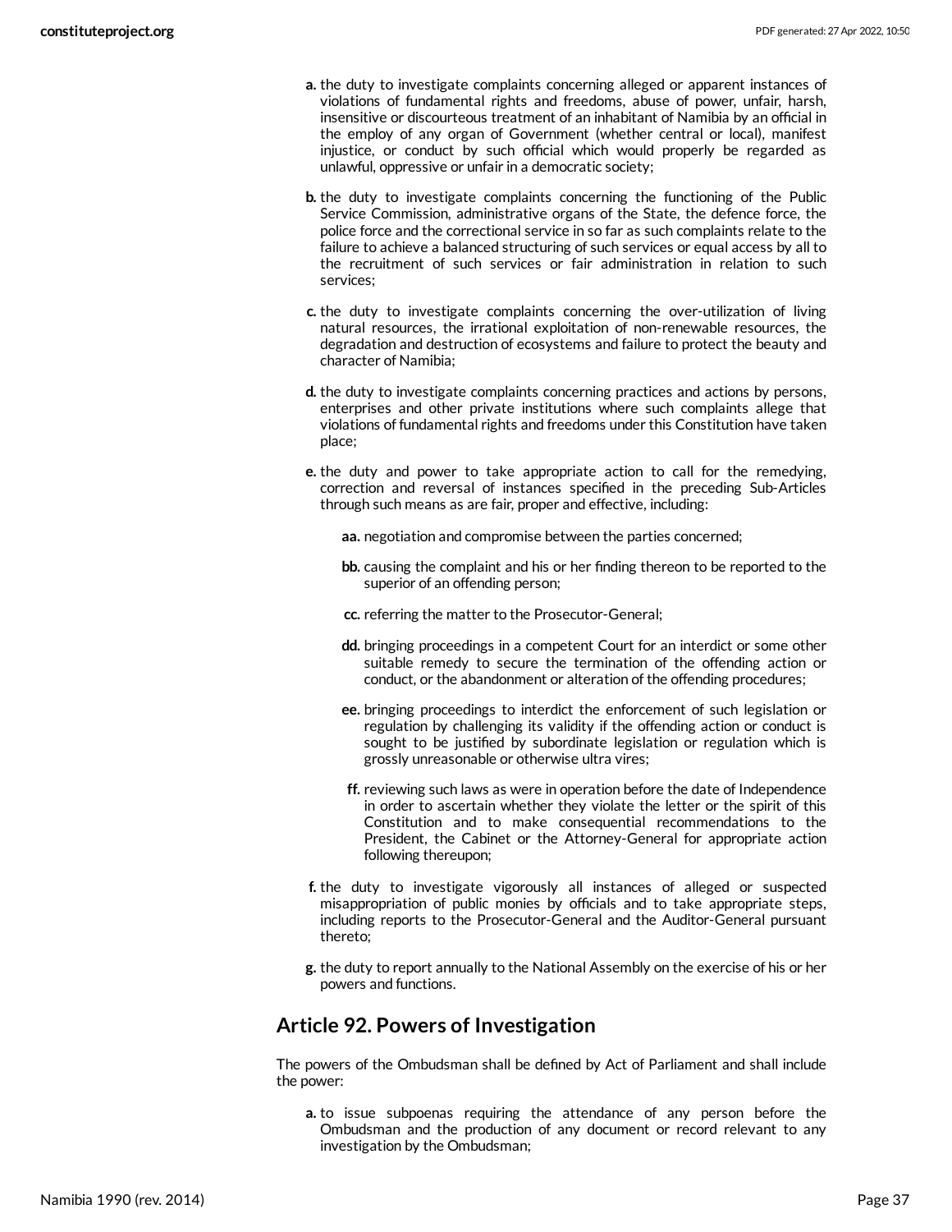a. the duty to investigate complaints concerning alleged or apparent instances of violations of fundamental rights and freedoms, abuse of power, unfair, harsh, insensitive or discourteous treatment of an inhabitant of Namibia by an official in the employ of any organ of Government (whether central or local), manifest injustice, or conduct by such official which would properly be regarded as unlawful, oppressive or unfair in a democratic society;

b. the duty to investigate complaints concerning the functioning of the Public Service Commission, administrative organs of the State, the defence force, the police force and the correctional service in so far as such complaints relate to the failure to achieve a balanced structuring of such services or equal access by all to the recruitment of such services or fair administration in relation to such services;

c. the duty to investigate complaints concerning the over-utilization of living natural resources, the irrational exploitation of non-renewable resources, the degradation and destruction of ecosystems and failure to protect the beauty and character of Namibia;

d. the duty to investigate complaints concerning practices and actions by persons, enterprises and other private institutions where such complaints allege that violations of fundamental rights and freedoms under this Constitution have taken place;

e. the duty and power to take appropriate action to call for the remedying, correction and reversal of instances specified in the preceding Sub-Articles through such means as are fair, proper and effective, including:

    aa. negotiation and compromise between the parties concerned;

    bb. causing the complaint and his or her finding thereon to be reported to the superior of an offending person;

    cc. referring the matter to the Prosecutor-General;

    dd. bringing proceedings in a competent Court for an interdict or some other suitable remedy to secure the termination of the offending action or conduct, or the abandonment or alteration of the offending procedures;

    ee. bringing proceedings to interdict the enforcement of such legislation or regulation by challenging its validity if the offending action or conduct is sought to be justified by subordinate legislation or regulation which is grossly unreasonable or otherwise ultra vires;

    ff. reviewing such laws as were in operation before the date of Independence in order to ascertain whether they violate the letter or the spirit of this Constitution and to make consequential recommendations to the President, the Cabinet or the Attorney-General for appropriate action following thereupon;

f. the duty to investigate vigorously all instances of alleged or suspected misappropriation of public monies by officials and to take appropriate steps, including reports to the Prosecutor-General and the Auditor-General pursuant thereto;

g. the duty to report annually to the National Assembly on the exercise of his or her powers and functions.

## Article 92. Powers of Investigation

The powers of the Ombudsman shall be defined by Act of Parliament and shall include the power:

a. to issue subpoenas requiring the attendance of any person before the Ombudsman and the production of any document or record relevant to any investigation by the Ombudsman;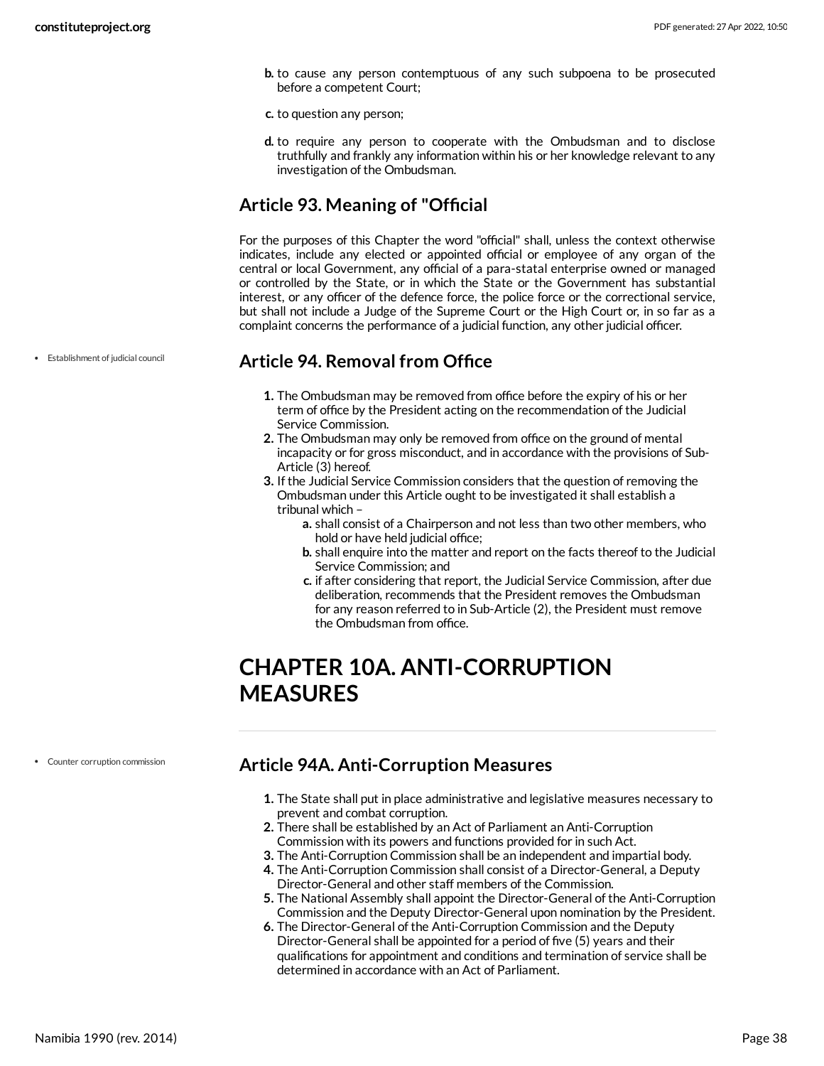b. to cause any person contemptuous of any such subpoena to be prosecuted before a competent Court;

c. to question any person;

d. to require any person to cooperate with the Ombudsman and to disclose truthfully and frankly any information within his or her knowledge relevant to any investigation of the Ombudsman.

## Article 93. Meaning of "Official

For the purposes of this Chapter the word "official" shall, unless the context otherwise indicates, include any elected or appointed official or employee of any organ of the central or local Government, any official of a para-statal enterprise owned or managed or controlled by the State, or in which the State or the Government has substantial interest, or any officer of the defence force, the police force or the correctional service, but shall not include a Judge of the Supreme Court or the High Court or, in so far as a complaint concerns the performance of a judicial function, any other judicial officer.

- Establishment of judicial council

## Article 94. Removal from Office

1. The Ombudsman may be removed from office before the expiry of his or her term of office by the President acting on the recommendation of the Judicial Service Commission.
2. The Ombudsman may only be removed from office on the ground of mental incapacity or for gross misconduct, and in accordance with the provisions of Sub-Article (3) hereof.
3. If the Judicial Service Commission considers that the question of removing the Ombudsman under this Article ought to be investigated it shall establish a tribunal which –
   a. shall consist of a Chairperson and not less than two other members, who hold or have held judicial office;
   b. shall enquire into the matter and report on the facts thereof to the Judicial Service Commission; and
   c. if after considering that report, the Judicial Service Commission, after due deliberation, recommends that the President removes the Ombudsman for any reason referred to in Sub-Article (2), the President must remove the Ombudsman from office.

# CHAPTER 10A. ANTI-CORRUPTION MEASURES

- Counter corruption commission

## Article 94A. Anti-Corruption Measures

1. The State shall put in place administrative and legislative measures necessary to prevent and combat corruption.
2. There shall be established by an Act of Parliament an Anti-Corruption Commission with its powers and functions provided for in such Act.
3. The Anti-Corruption Commission shall be an independent and impartial body.
4. The Anti-Corruption Commission shall consist of a Director-General, a Deputy Director-General and other staff members of the Commission.
5. The National Assembly shall appoint the Director-General of the Anti-Corruption Commission and the Deputy Director-General upon nomination by the President.
6. The Director-General of the Anti-Corruption Commission and the Deputy Director-General shall be appointed for a period of five (5) years and their qualifications for appointment and conditions and termination of service shall be determined in accordance with an Act of Parliament.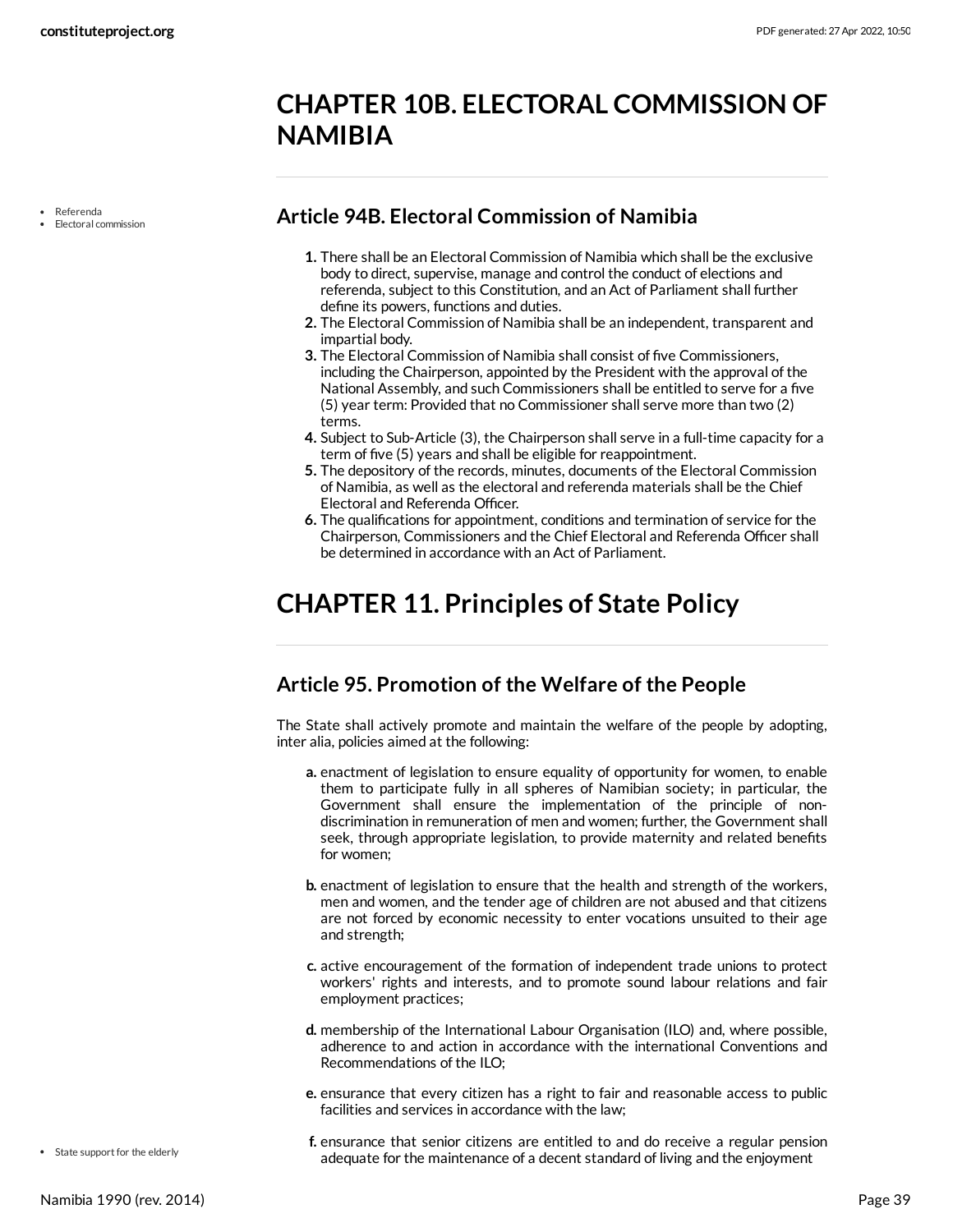# CHAPTER 10B. ELECTORAL COMMISSION OF NAMIBIA

- Referenda
- Electoral commission

## Article 94B. Electoral Commission of Namibia

1. There shall be an Electoral Commission of Namibia which shall be the exclusive body to direct, supervise, manage and control the conduct of elections and referenda, subject to this Constitution, and an Act of Parliament shall further define its powers, functions and duties.
2. The Electoral Commission of Namibia shall be an independent, transparent and impartial body.
3. The Electoral Commission of Namibia shall consist of five Commissioners, including the Chairperson, appointed by the President with the approval of the National Assembly, and such Commissioners shall be entitled to serve for a five (5) year term: Provided that no Commissioner shall serve more than two (2) terms.
4. Subject to Sub-Article (3), the Chairperson shall serve in a full-time capacity for a term of five (5) years and shall be eligible for reappointment.
5. The depository of the records, minutes, documents of the Electoral Commission of Namibia, as well as the electoral and referenda materials shall be the Chief Electoral and Referenda Officer.
6. The qualifications for appointment, conditions and termination of service for the Chairperson, Commissioners and the Chief Electoral and Referenda Officer shall be determined in accordance with an Act of Parliament.

# CHAPTER 11. Principles of State Policy

## Article 95. Promotion of the Welfare of the People

The State shall actively promote and maintain the welfare of the people by adopting, inter alia, policies aimed at the following:

a. enactment of legislation to ensure equality of opportunity for women, to enable them to participate fully in all spheres of Namibian society; in particular, the Government shall ensure the implementation of the principle of non-discrimination in remuneration of men and women; further, the Government shall seek, through appropriate legislation, to provide maternity and related benefits for women;

b. enactment of legislation to ensure that the health and strength of the workers, men and women, and the tender age of children are not abused and that citizens are not forced by economic necessity to enter vocations unsuited to their age and strength;

c. active encouragement of the formation of independent trade unions to protect workers' rights and interests, and to promote sound labour relations and fair employment practices;

d. membership of the International Labour Organisation (ILO) and, where possible, adherence to and action in accordance with the international Conventions and Recommendations of the ILO;

e. ensurance that every citizen has a right to fair and reasonable access to public facilities and services in accordance with the law;

- State support for the elderly

f. ensurance that senior citizens are entitled to and do receive a regular pension adequate for the maintenance of a decent standard of living and the enjoyment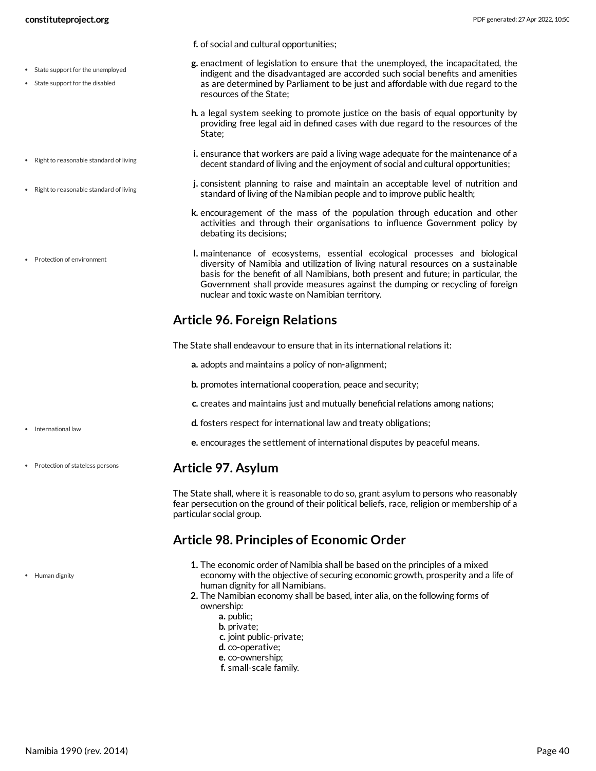f. of social and cultural opportunities;

- State support for the unemployed
- State support for the disabled

g. enactment of legislation to ensure that the unemployed, the incapacitated, the indigent and the disadvantaged are accorded such social benefits and amenities as are determined by Parliament to be just and affordable with due regard to the resources of the State;

h. a legal system seeking to promote justice on the basis of equal opportunity by providing free legal aid in defined cases with due regard to the resources of the State;

- Right to reasonable standard of living

i. ensurance that workers are paid a living wage adequate for the maintenance of a decent standard of living and the enjoyment of social and cultural opportunities;

- Right to reasonable standard of living

j. consistent planning to raise and maintain an acceptable level of nutrition and standard of living of the Namibian people and to improve public health;

k. encouragement of the mass of the population through education and other activities and through their organisations to influence Government policy by debating its decisions;

- Protection of environment

l. maintenance of ecosystems, essential ecological processes and biological diversity of Namibia and utilization of living natural resources on a sustainable basis for the benefit of all Namibians, both present and future; in particular, the Government shall provide measures against the dumping or recycling of foreign nuclear and toxic waste on Namibian territory.

## Article 96. Foreign Relations

The State shall endeavour to ensure that in its international relations it:

a. adopts and maintains a policy of non-alignment;

b. promotes international cooperation, peace and security;

c. creates and maintains just and mutually beneficial relations among nations;

- International law

d. fosters respect for international law and treaty obligations;

e. encourages the settlement of international disputes by peaceful means.

- Protection of stateless persons

## Article 97. Asylum

The State shall, where it is reasonable to do so, grant asylum to persons who reasonably fear persecution on the ground of their political beliefs, race, religion or membership of a particular social group.

## Article 98. Principles of Economic Order

- Human dignity

1. The economic order of Namibia shall be based on the principles of a mixed economy with the objective of securing economic growth, prosperity and a life of human dignity for all Namibians.
2. The Namibian economy shall be based, inter alia, on the following forms of ownership:
   a. public;
   b. private;
   c. joint public-private;
   d. co-operative;
   e. co-ownership;
   f. small-scale family.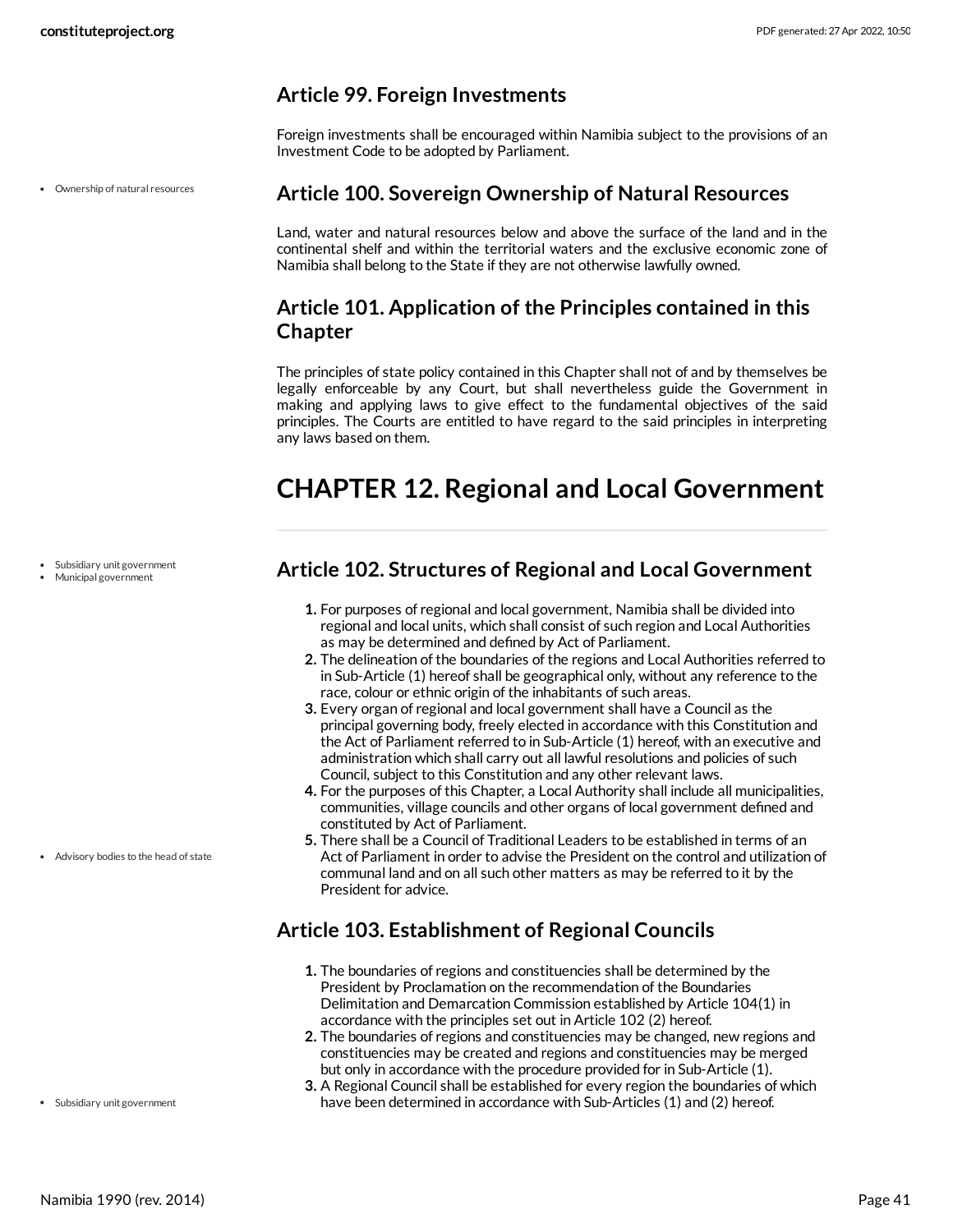## Article 99. Foreign Investments

Foreign investments shall be encouraged within Namibia subject to the provisions of an Investment Code to be adopted by Parliament.

- Ownership of natural resources

## Article 100. Sovereign Ownership of Natural Resources

Land, water and natural resources below and above the surface of the land and in the continental shelf and within the territorial waters and the exclusive economic zone of Namibia shall belong to the State if they are not otherwise lawfully owned.

## Article 101. Application of the Principles contained in this Chapter

The principles of state policy contained in this Chapter shall not of and by themselves be legally enforceable by any Court, but shall nevertheless guide the Government in making and applying laws to give effect to the fundamental objectives of the said principles. The Courts are entitled to have regard to the said principles in interpreting any laws based on them.

# CHAPTER 12. Regional and Local Government

- Subsidiary unit government
- Municipal government

## Article 102. Structures of Regional and Local Government

1. For purposes of regional and local government, Namibia shall be divided into regional and local units, which shall consist of such region and Local Authorities as may be determined and defined by Act of Parliament.
2. The delineation of the boundaries of the regions and Local Authorities referred to in Sub-Article (1) hereof shall be geographical only, without any reference to the race, colour or ethnic origin of the inhabitants of such areas.
3. Every organ of regional and local government shall have a Council as the principal governing body, freely elected in accordance with this Constitution and the Act of Parliament referred to in Sub-Article (1) hereof, with an executive and administration which shall carry out all lawful resolutions and policies of such Council, subject to this Constitution and any other relevant laws.
4. For the purposes of this Chapter, a Local Authority shall include all municipalities, communities, village councils and other organs of local government defined and constituted by Act of Parliament.
5. There shall be a Council of Traditional Leaders to be established in terms of an Act of Parliament in order to advise the President on the control and utilization of communal land and on all such other matters as may be referred to it by the President for advice.

- Advisory bodies to the head of state

## Article 103. Establishment of Regional Councils

1. The boundaries of regions and constituencies shall be determined by the President by Proclamation on the recommendation of the Boundaries Delimitation and Demarcation Commission established by Article 104(1) in accordance with the principles set out in Article 102 (2) hereof.
2. The boundaries of regions and constituencies may be changed, new regions and constituencies may be created and regions and constituencies may be merged but only in accordance with the procedure provided for in Sub-Article (1).
3. A Regional Council shall be established for every region the boundaries of which have been determined in accordance with Sub-Articles (1) and (2) hereof.

- Subsidiary unit government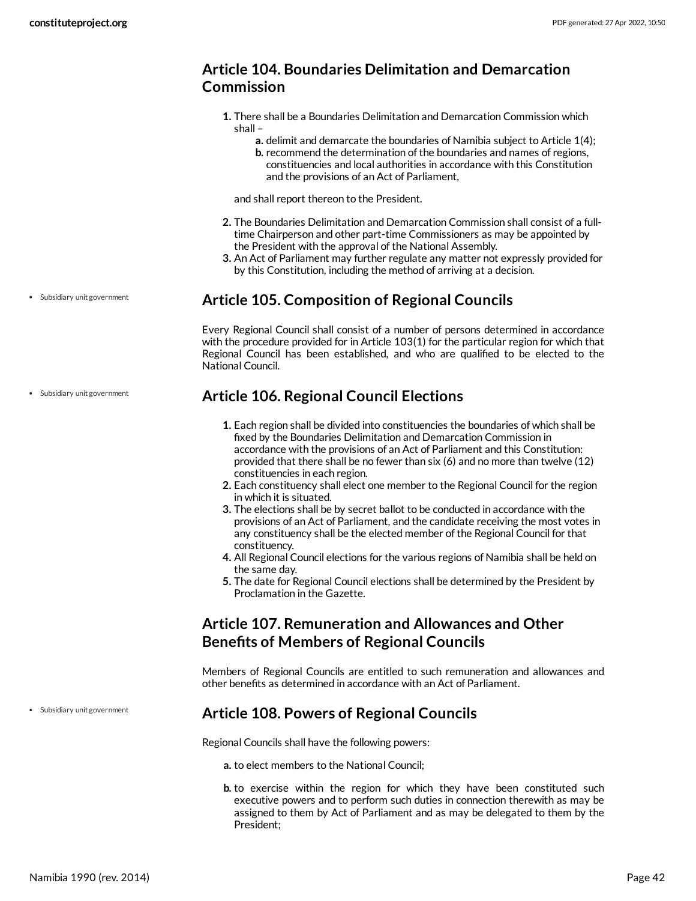## Article 104. Boundaries Delimitation and Demarcation Commission

1. There shall be a Boundaries Delimitation and Demarcation Commission which shall –
   a. delimit and demarcate the boundaries of Namibia subject to Article 1(4);
   b. recommend the determination of the boundaries and names of regions, constituencies and local authorities in accordance with this Constitution and the provisions of an Act of Parliament,

   and shall report thereon to the President.
2. The Boundaries Delimitation and Demarcation Commission shall consist of a full-time Chairperson and other part-time Commissioners as may be appointed by the President with the approval of the National Assembly.
3. An Act of Parliament may further regulate any matter not expressly provided for by this Constitution, including the method of arriving at a decision.

- Subsidiary unit government

## Article 105. Composition of Regional Councils

Every Regional Council shall consist of a number of persons determined in accordance with the procedure provided for in Article 103(1) for the particular region for which that Regional Council has been established, and who are qualified to be elected to the National Council.

- Subsidiary unit government

## Article 106. Regional Council Elections

1. Each region shall be divided into constituencies the boundaries of which shall be fixed by the Boundaries Delimitation and Demarcation Commission in accordance with the provisions of an Act of Parliament and this Constitution: provided that there shall be no fewer than six (6) and no more than twelve (12) constituencies in each region.
2. Each constituency shall elect one member to the Regional Council for the region in which it is situated.
3. The elections shall be by secret ballot to be conducted in accordance with the provisions of an Act of Parliament, and the candidate receiving the most votes in any constituency shall be the elected member of the Regional Council for that constituency.
4. All Regional Council elections for the various regions of Namibia shall be held on the same day.
5. The date for Regional Council elections shall be determined by the President by Proclamation in the Gazette.

## Article 107. Remuneration and Allowances and Other Benefits of Members of Regional Councils

Members of Regional Councils are entitled to such remuneration and allowances and other benefits as determined in accordance with an Act of Parliament.

- Subsidiary unit government

## Article 108. Powers of Regional Councils

Regional Councils shall have the following powers:

a. to elect members to the National Council;

b. to exercise within the region for which they have been constituted such executive powers and to perform such duties in connection therewith as may be assigned to them by Act of Parliament and as may be delegated to them by the President;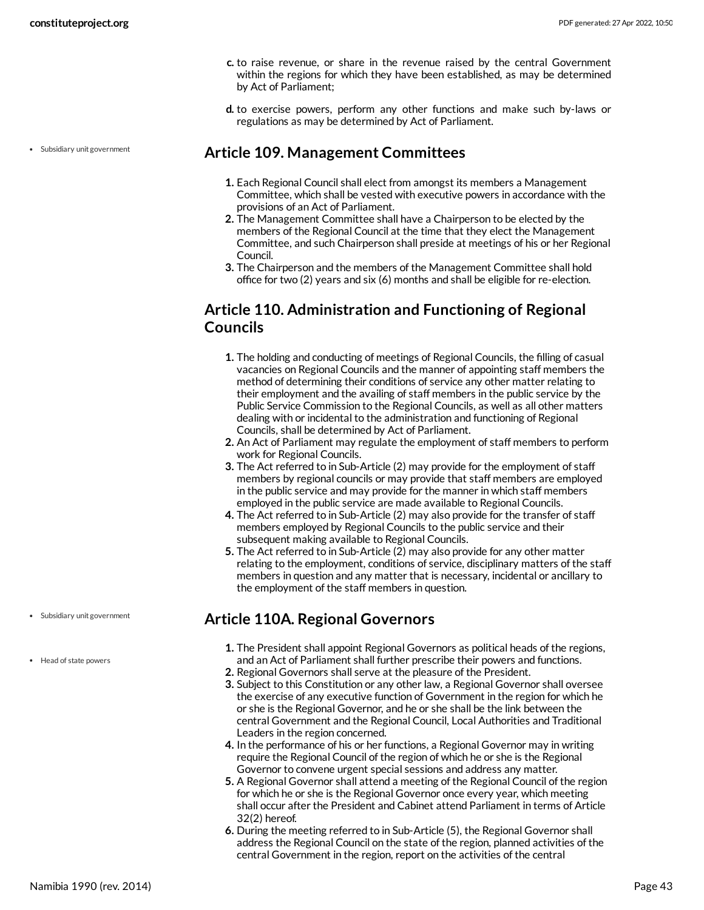c. to raise revenue, or share in the revenue raised by the central Government within the regions for which they have been established, as may be determined by Act of Parliament;

d. to exercise powers, perform any other functions and make such by-laws or regulations as may be determined by Act of Parliament.

- Subsidiary unit government

## Article 109. Management Committees

1. Each Regional Council shall elect from amongst its members a Management Committee, which shall be vested with executive powers in accordance with the provisions of an Act of Parliament.
2. The Management Committee shall have a Chairperson to be elected by the members of the Regional Council at the time that they elect the Management Committee, and such Chairperson shall preside at meetings of his or her Regional Council.
3. The Chairperson and the members of the Management Committee shall hold office for two (2) years and six (6) months and shall be eligible for re-election.

## Article 110. Administration and Functioning of Regional Councils

1. The holding and conducting of meetings of Regional Councils, the filling of casual vacancies on Regional Councils and the manner of appointing staff members the method of determining their conditions of service any other matter relating to their employment and the availing of staff members in the public service by the Public Service Commission to the Regional Councils, as well as all other matters dealing with or incidental to the administration and functioning of Regional Councils, shall be determined by Act of Parliament.
2. An Act of Parliament may regulate the employment of staff members to perform work for Regional Councils.
3. The Act referred to in Sub-Article (2) may provide for the employment of staff members by regional councils or may provide that staff members are employed in the public service and may provide for the manner in which staff members employed in the public service are made available to Regional Councils.
4. The Act referred to in Sub-Article (2) may also provide for the transfer of staff members employed by Regional Councils to the public service and their subsequent making available to Regional Councils.
5. The Act referred to in Sub-Article (2) may also provide for any other matter relating to the employment, conditions of service, disciplinary matters of the staff members in question and any matter that is necessary, incidental or ancillary to the employment of the staff members in question.

- Subsidiary unit government
- Head of state powers

## Article 110A. Regional Governors

1. The President shall appoint Regional Governors as political heads of the regions, and an Act of Parliament shall further prescribe their powers and functions.
2. Regional Governors shall serve at the pleasure of the President.
3. Subject to this Constitution or any other law, a Regional Governor shall oversee the exercise of any executive function of Government in the region for which he or she is the Regional Governor, and he or she shall be the link between the central Government and the Regional Council, Local Authorities and Traditional Leaders in the region concerned.
4. In the performance of his or her functions, a Regional Governor may in writing require the Regional Council of the region of which he or she is the Regional Governor to convene urgent special sessions and address any matter.
5. A Regional Governor shall attend a meeting of the Regional Council of the region for which he or she is the Regional Governor once every year, which meeting shall occur after the President and Cabinet attend Parliament in terms of Article 32(2) hereof.
6. During the meeting referred to in Sub-Article (5), the Regional Governor shall address the Regional Council on the state of the region, planned activities of the central Government in the region, report on the activities of the central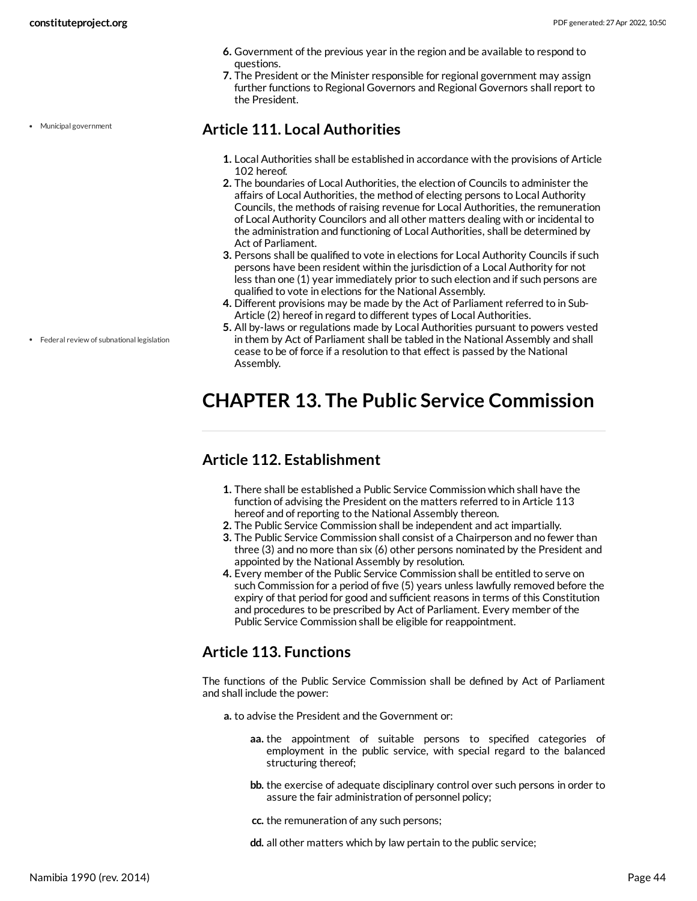6. Government of the previous year in the region and be available to respond to questions.
7. The President or the Minister responsible for regional government may assign further functions to Regional Governors and Regional Governors shall report to the President.

- Municipal government

## Article 111. Local Authorities

1. Local Authorities shall be established in accordance with the provisions of Article 102 hereof.
2. The boundaries of Local Authorities, the election of Councils to administer the affairs of Local Authorities, the method of electing persons to Local Authority Councils, the methods of raising revenue for Local Authorities, the remuneration of Local Authority Councilors and all other matters dealing with or incidental to the administration and functioning of Local Authorities, shall be determined by Act of Parliament.
3. Persons shall be qualified to vote in elections for Local Authority Councils if such persons have been resident within the jurisdiction of a Local Authority for not less than one (1) year immediately prior to such election and if such persons are qualified to vote in elections for the National Assembly.
4. Different provisions may be made by the Act of Parliament referred to in Sub-Article (2) hereof in regard to different types of Local Authorities.
5. All by-laws or regulations made by Local Authorities pursuant to powers vested in them by Act of Parliament shall be tabled in the National Assembly and shall cease to be of force if a resolution to that effect is passed by the National Assembly.

- Federal review of subnational legislation

# CHAPTER 13. The Public Service Commission

## Article 112. Establishment

1. There shall be established a Public Service Commission which shall have the function of advising the President on the matters referred to in Article 113 hereof and of reporting to the National Assembly thereon.
2. The Public Service Commission shall be independent and act impartially.
3. The Public Service Commission shall consist of a Chairperson and no fewer than three (3) and no more than six (6) other persons nominated by the President and appointed by the National Assembly by resolution.
4. Every member of the Public Service Commission shall be entitled to serve on such Commission for a period of five (5) years unless lawfully removed before the expiry of that period for good and sufficient reasons in terms of this Constitution and procedures to be prescribed by Act of Parliament. Every member of the Public Service Commission shall be eligible for reappointment.

## Article 113. Functions

The functions of the Public Service Commission shall be defined by Act of Parliament and shall include the power:

a. to advise the President and the Government or:

   aa. the appointment of suitable persons to specified categories of employment in the public service, with special regard to the balanced structuring thereof;

   bb. the exercise of adequate disciplinary control over such persons in order to assure the fair administration of personnel policy;

   cc. the remuneration of any such persons;

   dd. all other matters which by law pertain to the public service;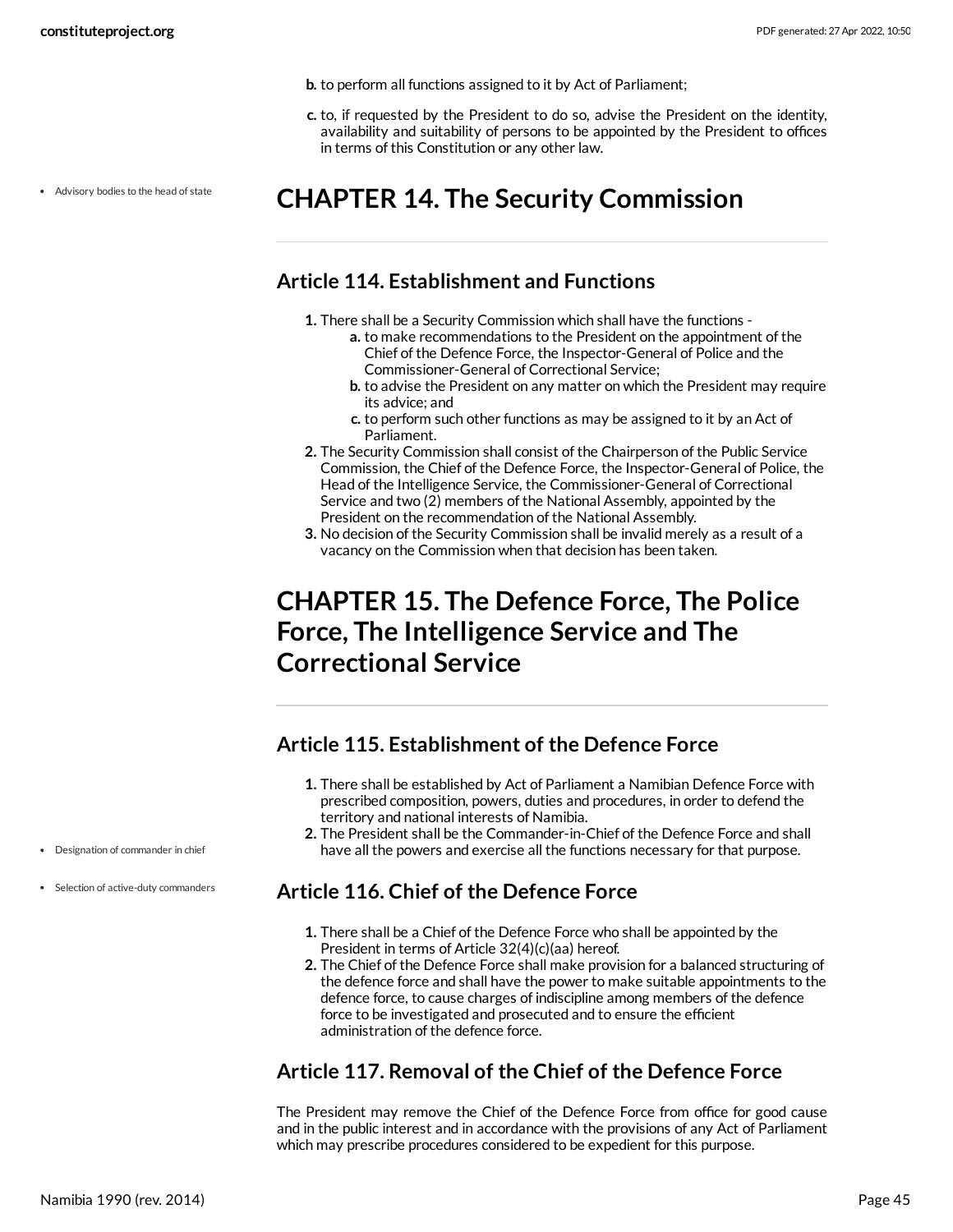b. to perform all functions assigned to it by Act of Parliament;

c. to, if requested by the President to do so, advise the President on the identity, availability and suitability of persons to be appointed by the President to offices in terms of this Constitution or any other law.

- Advisory bodies to the head of state

# CHAPTER 14. The Security Commission

## Article 114. Establishment and Functions

1. There shall be a Security Commission which shall have the functions -
   a. to make recommendations to the President on the appointment of the Chief of the Defence Force, the Inspector-General of Police and the Commissioner-General of Correctional Service;
   b. to advise the President on any matter on which the President may require its advice; and
   c. to perform such other functions as may be assigned to it by an Act of Parliament.
2. The Security Commission shall consist of the Chairperson of the Public Service Commission, the Chief of the Defence Force, the Inspector-General of Police, the Head of the Intelligence Service, the Commissioner-General of Correctional Service and two (2) members of the National Assembly, appointed by the President on the recommendation of the National Assembly.
3. No decision of the Security Commission shall be invalid merely as a result of a vacancy on the Commission when that decision has been taken.

# CHAPTER 15. The Defence Force, The Police Force, The Intelligence Service and The Correctional Service

## Article 115. Establishment of the Defence Force

1. There shall be established by Act of Parliament a Namibian Defence Force with prescribed composition, powers, duties and procedures, in order to defend the territory and national interests of Namibia.
2. The President shall be the Commander-in-Chief of the Defence Force and shall have all the powers and exercise all the functions necessary for that purpose.

- Designation of commander in chief
- Selection of active-duty commanders

## Article 116. Chief of the Defence Force

1. There shall be a Chief of the Defence Force who shall be appointed by the President in terms of Article 32(4)(c)(aa) hereof.
2. The Chief of the Defence Force shall make provision for a balanced structuring of the defence force and shall have the power to make suitable appointments to the defence force, to cause charges of indiscipline among members of the defence force to be investigated and prosecuted and to ensure the efficient administration of the defence force.

## Article 117. Removal of the Chief of the Defence Force

The President may remove the Chief of the Defence Force from office for good cause and in the public interest and in accordance with the provisions of any Act of Parliament which may prescribe procedures considered to be expedient for this purpose.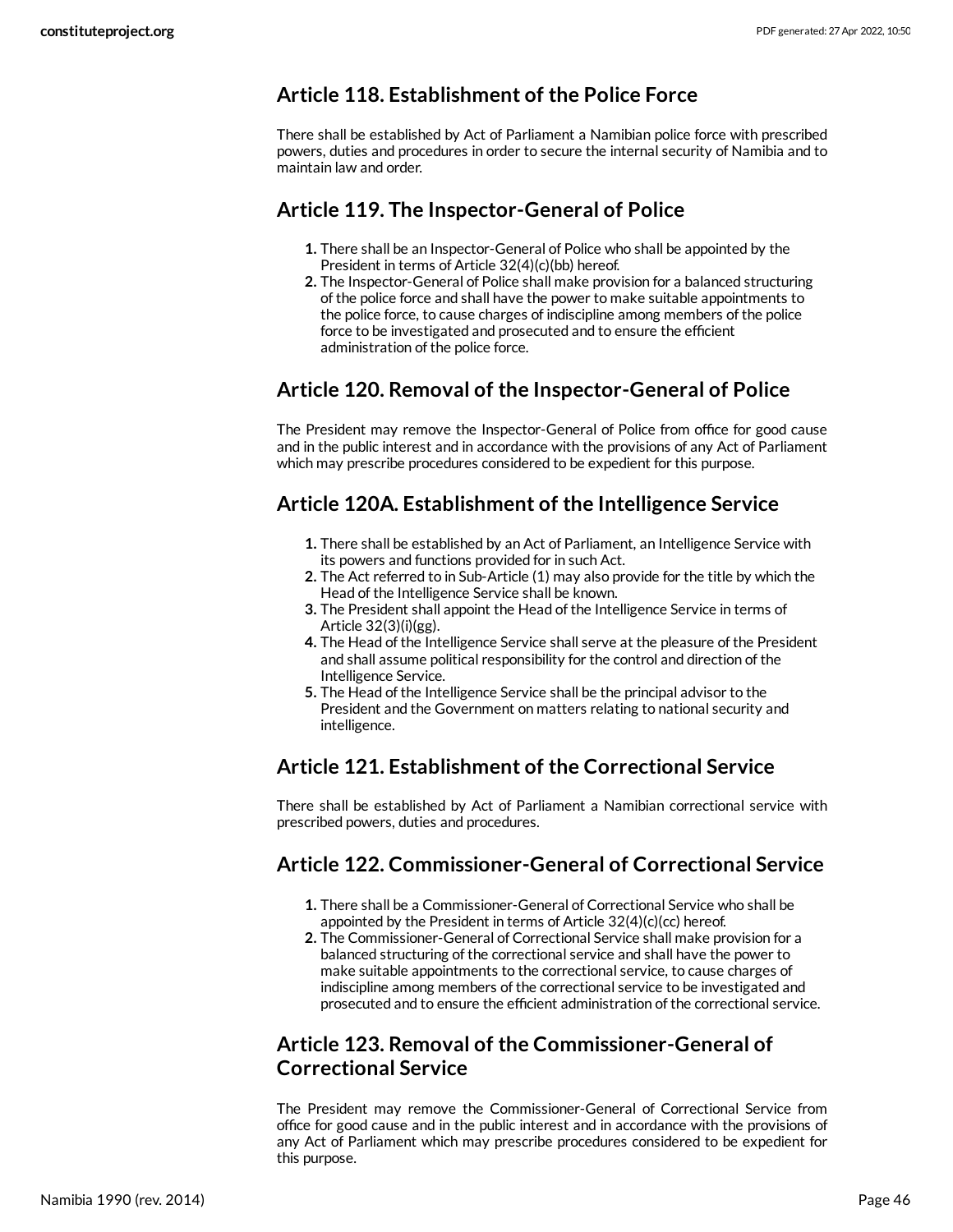## Article 118. Establishment of the Police Force

There shall be established by Act of Parliament a Namibian police force with prescribed powers, duties and procedures in order to secure the internal security of Namibia and to maintain law and order.

## Article 119. The Inspector-General of Police

1. There shall be an Inspector-General of Police who shall be appointed by the President in terms of Article 32(4)(c)(bb) hereof.
2. The Inspector-General of Police shall make provision for a balanced structuring of the police force and shall have the power to make suitable appointments to the police force, to cause charges of indiscipline among members of the police force to be investigated and prosecuted and to ensure the efficient administration of the police force.

## Article 120. Removal of the Inspector-General of Police

The President may remove the Inspector-General of Police from office for good cause and in the public interest and in accordance with the provisions of any Act of Parliament which may prescribe procedures considered to be expedient for this purpose.

## Article 120A. Establishment of the Intelligence Service

1. There shall be established by an Act of Parliament, an Intelligence Service with its powers and functions provided for in such Act.
2. The Act referred to in Sub-Article (1) may also provide for the title by which the Head of the Intelligence Service shall be known.
3. The President shall appoint the Head of the Intelligence Service in terms of Article 32(3)(i)(gg).
4. The Head of the Intelligence Service shall serve at the pleasure of the President and shall assume political responsibility for the control and direction of the Intelligence Service.
5. The Head of the Intelligence Service shall be the principal advisor to the President and the Government on matters relating to national security and intelligence.

## Article 121. Establishment of the Correctional Service

There shall be established by Act of Parliament a Namibian correctional service with prescribed powers, duties and procedures.

## Article 122. Commissioner-General of Correctional Service

1. There shall be a Commissioner-General of Correctional Service who shall be appointed by the President in terms of Article 32(4)(c)(cc) hereof.
2. The Commissioner-General of Correctional Service shall make provision for a balanced structuring of the correctional service and shall have the power to make suitable appointments to the correctional service, to cause charges of indiscipline among members of the correctional service to be investigated and prosecuted and to ensure the efficient administration of the correctional service.

## Article 123. Removal of the Commissioner-General of Correctional Service

The President may remove the Commissioner-General of Correctional Service from office for good cause and in the public interest and in accordance with the provisions of any Act of Parliament which may prescribe procedures considered to be expedient for this purpose.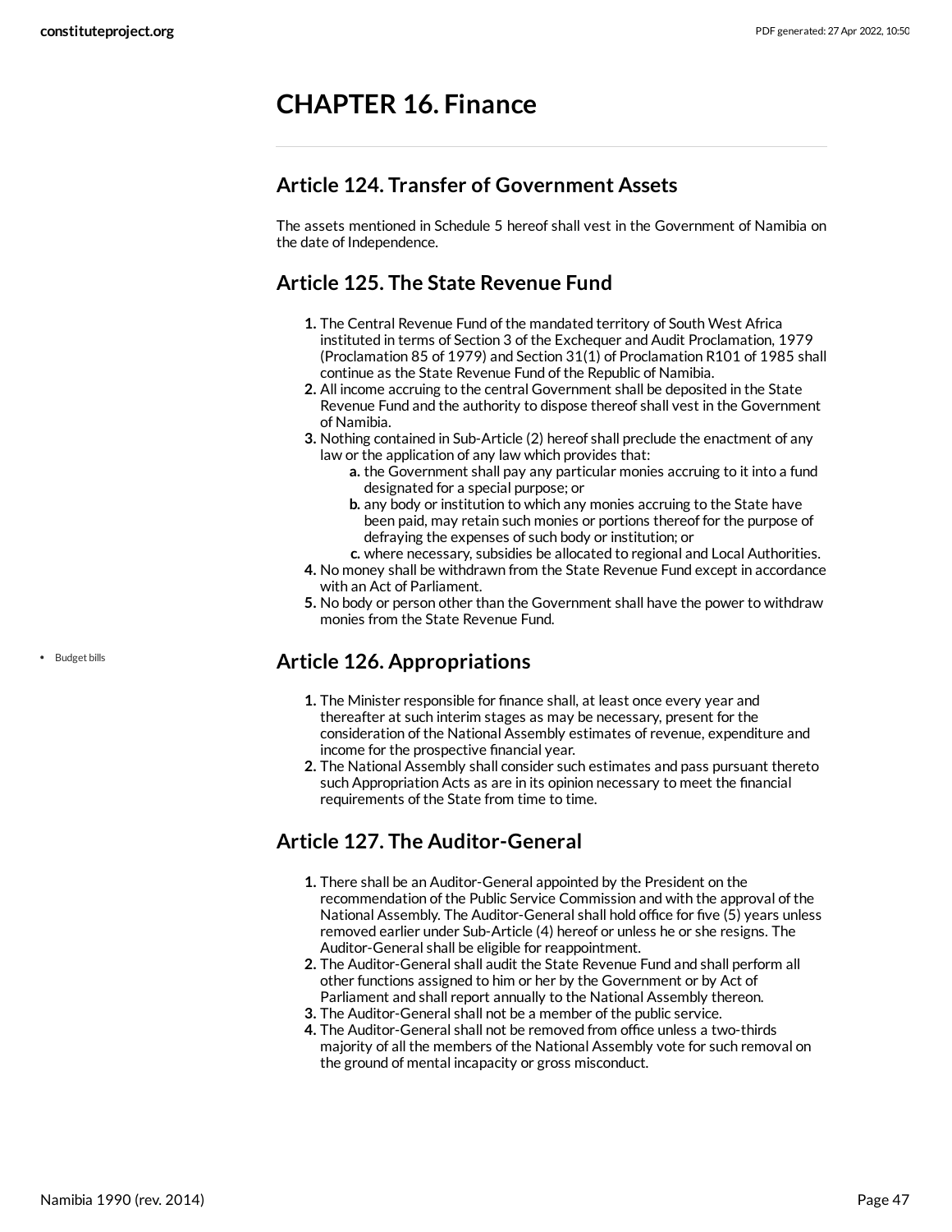# CHAPTER 16. Finance

## Article 124. Transfer of Government Assets

The assets mentioned in Schedule 5 hereof shall vest in the Government of Namibia on the date of Independence.

## Article 125. The State Revenue Fund

1. The Central Revenue Fund of the mandated territory of South West Africa instituted in terms of Section 3 of the Exchequer and Audit Proclamation, 1979 (Proclamation 85 of 1979) and Section 31(1) of Proclamation R101 of 1985 shall continue as the State Revenue Fund of the Republic of Namibia.
2. All income accruing to the central Government shall be deposited in the State Revenue Fund and the authority to dispose thereof shall vest in the Government of Namibia.
3. Nothing contained in Sub-Article (2) hereof shall preclude the enactment of any law or the application of any law which provides that:
   a. the Government shall pay any particular monies accruing to it into a fund designated for a special purpose; or
   b. any body or institution to which any monies accruing to the State have been paid, may retain such monies or portions thereof for the purpose of defraying the expenses of such body or institution; or
   c. where necessary, subsidies be allocated to regional and Local Authorities.
4. No money shall be withdrawn from the State Revenue Fund except in accordance with an Act of Parliament.
5. No body or person other than the Government shall have the power to withdraw monies from the State Revenue Fund.

- Budget bills

## Article 126. Appropriations

1. The Minister responsible for finance shall, at least once every year and thereafter at such interim stages as may be necessary, present for the consideration of the National Assembly estimates of revenue, expenditure and income for the prospective financial year.
2. The National Assembly shall consider such estimates and pass pursuant thereto such Appropriation Acts as are in its opinion necessary to meet the financial requirements of the State from time to time.

## Article 127. The Auditor-General

1. There shall be an Auditor-General appointed by the President on the recommendation of the Public Service Commission and with the approval of the National Assembly. The Auditor-General shall hold office for five (5) years unless removed earlier under Sub-Article (4) hereof or unless he or she resigns. The Auditor-General shall be eligible for reappointment.
2. The Auditor-General shall audit the State Revenue Fund and shall perform all other functions assigned to him or her by the Government or by Act of Parliament and shall report annually to the National Assembly thereon.
3. The Auditor-General shall not be a member of the public service.
4. The Auditor-General shall not be removed from office unless a two-thirds majority of all the members of the National Assembly vote for such removal on the ground of mental incapacity or gross misconduct.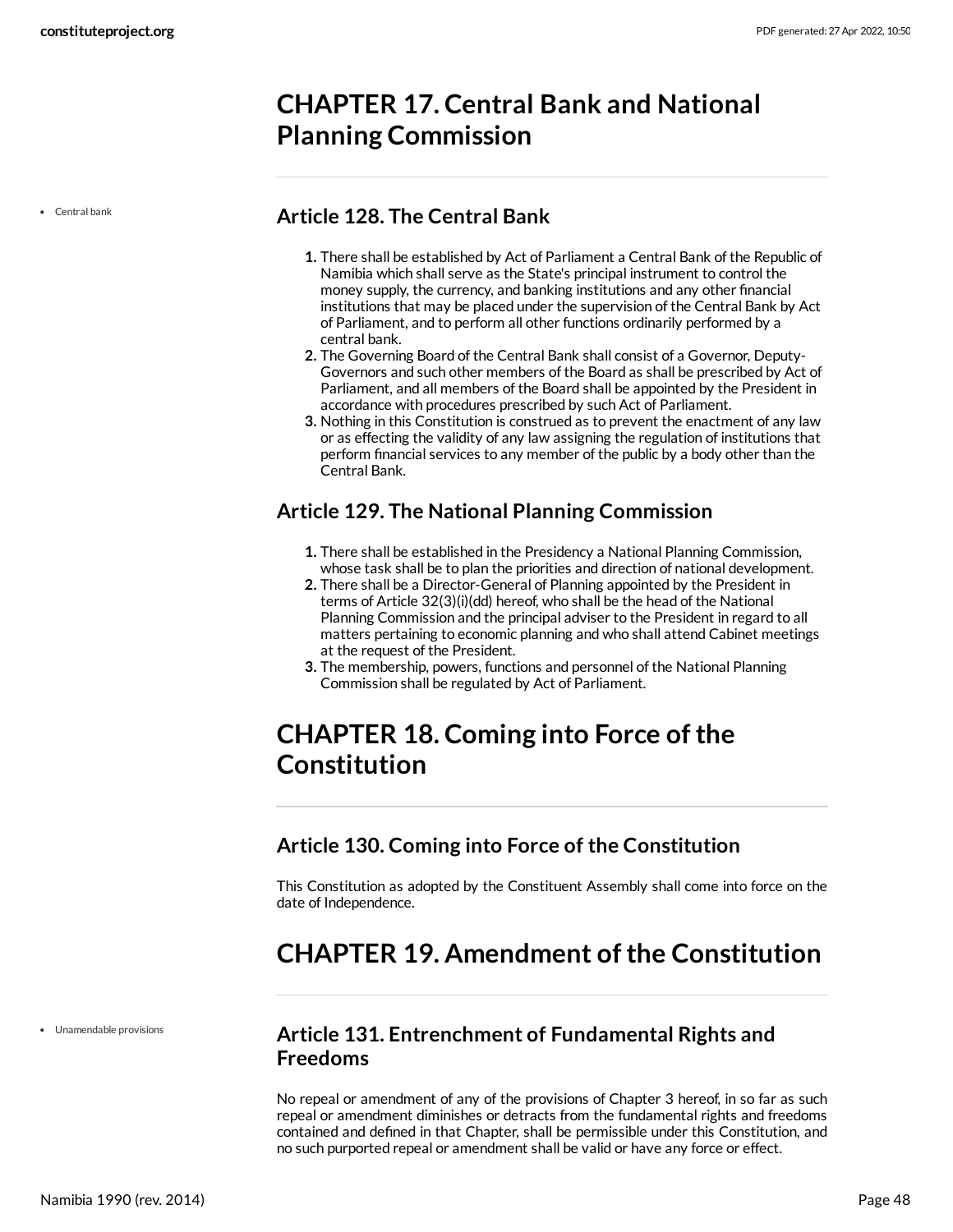# CHAPTER 17. Central Bank and National Planning Commission

- Central bank

## Article 128. The Central Bank

1. There shall be established by Act of Parliament a Central Bank of the Republic of Namibia which shall serve as the State's principal instrument to control the money supply, the currency, and banking institutions and any other financial institutions that may be placed under the supervision of the Central Bank by Act of Parliament, and to perform all other functions ordinarily performed by a central bank.
2. The Governing Board of the Central Bank shall consist of a Governor, Deputy-Governors and such other members of the Board as shall be prescribed by Act of Parliament, and all members of the Board shall be appointed by the President in accordance with procedures prescribed by such Act of Parliament.
3. Nothing in this Constitution is construed as to prevent the enactment of any law or as effecting the validity of any law assigning the regulation of institutions that perform financial services to any member of the public by a body other than the Central Bank.

## Article 129. The National Planning Commission

1. There shall be established in the Presidency a National Planning Commission, whose task shall be to plan the priorities and direction of national development.
2. There shall be a Director-General of Planning appointed by the President in terms of Article 32(3)(i)(dd) hereof, who shall be the head of the National Planning Commission and the principal adviser to the President in regard to all matters pertaining to economic planning and who shall attend Cabinet meetings at the request of the President.
3. The membership, powers, functions and personnel of the National Planning Commission shall be regulated by Act of Parliament.

# CHAPTER 18. Coming into Force of the Constitution

## Article 130. Coming into Force of the Constitution

This Constitution as adopted by the Constituent Assembly shall come into force on the date of Independence.

# CHAPTER 19. Amendment of the Constitution

- Unamendable provisions

## Article 131. Entrenchment of Fundamental Rights and Freedoms

No repeal or amendment of any of the provisions of Chapter 3 hereof, in so far as such repeal or amendment diminishes or detracts from the fundamental rights and freedoms contained and defined in that Chapter, shall be permissible under this Constitution, and no such purported repeal or amendment shall be valid or have any force or effect.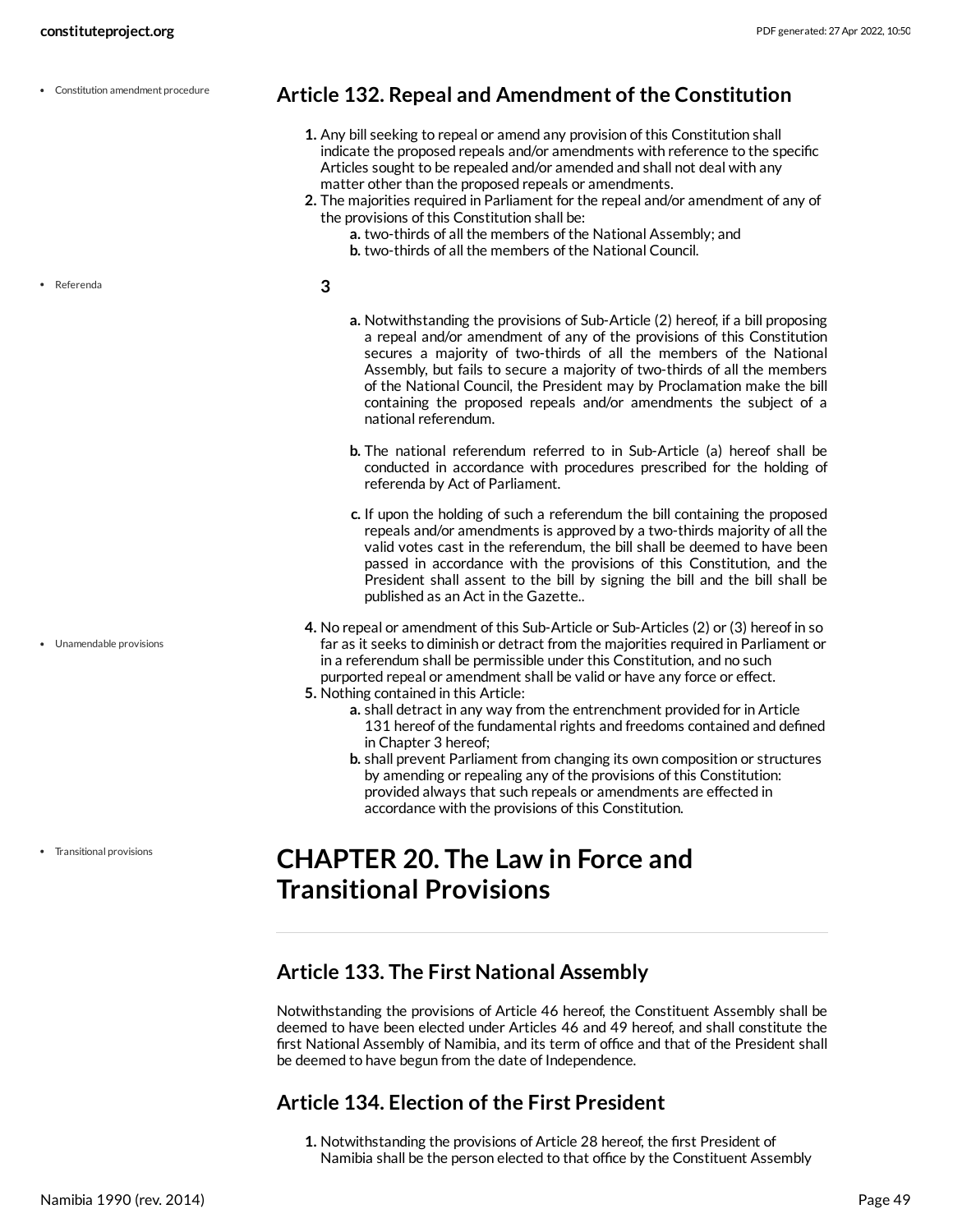## Article 132. Repeal and Amendment of the Constitution

1. Any bill seeking to repeal or amend any provision of this Constitution shall indicate the proposed repeals and/or amendments with reference to the specific Articles sought to be repealed and/or amended and shall not deal with any matter other than the proposed repeals or amendments.
2. The majorities required in Parliament for the repeal and/or amendment of any of the provisions of this Constitution shall be:
   a. two-thirds of all the members of the National Assembly; and
   b. two-thirds of all the members of the National Council.
3. 
   a. Notwithstanding the provisions of Sub-Article (2) hereof, if a bill proposing a repeal and/or amendment of any of the provisions of this Constitution secures a majority of two-thirds of all the members of the National Assembly, but fails to secure a majority of two-thirds of all the members of the National Council, the President may by Proclamation make the bill containing the proposed repeals and/or amendments the subject of a national referendum.
   b. The national referendum referred to in Sub-Article (a) hereof shall be conducted in accordance with procedures prescribed for the holding of referenda by Act of Parliament.
   c. If upon the holding of such a referendum the bill containing the proposed repeals and/or amendments is approved by a two-thirds majority of all the valid votes cast in the referendum, the bill shall be deemed to have been passed in accordance with the provisions of this Constitution, and the President shall assent to the bill by signing the bill and the bill shall be published as an Act in the Gazette..
4. No repeal or amendment of this Sub-Article or Sub-Articles (2) or (3) hereof in so far as it seeks to diminish or detract from the majorities required in Parliament or in a referendum shall be permissible under this Constitution, and no such purported repeal or amendment shall be valid or have any force or effect.
5. Nothing contained in this Article:
   a. shall detract in any way from the entrenchment provided for in Article 131 hereof of the fundamental rights and freedoms contained and defined in Chapter 3 hereof;
   b. shall prevent Parliament from changing its own composition or structures by amending or repealing any of the provisions of this Constitution: provided always that such repeals or amendments are effected in accordance with the provisions of this Constitution.

# CHAPTER 20. The Law in Force and Transitional Provisions

## Article 133. The First National Assembly

Notwithstanding the provisions of Article 46 hereof, the Constituent Assembly shall be deemed to have been elected under Articles 46 and 49 hereof, and shall constitute the first National Assembly of Namibia, and its term of office and that of the President shall be deemed to have begun from the date of Independence.

## Article 134. Election of the First President

1. Notwithstanding the provisions of Article 28 hereof, the first President of Namibia shall be the person elected to that office by the Constituent Assembly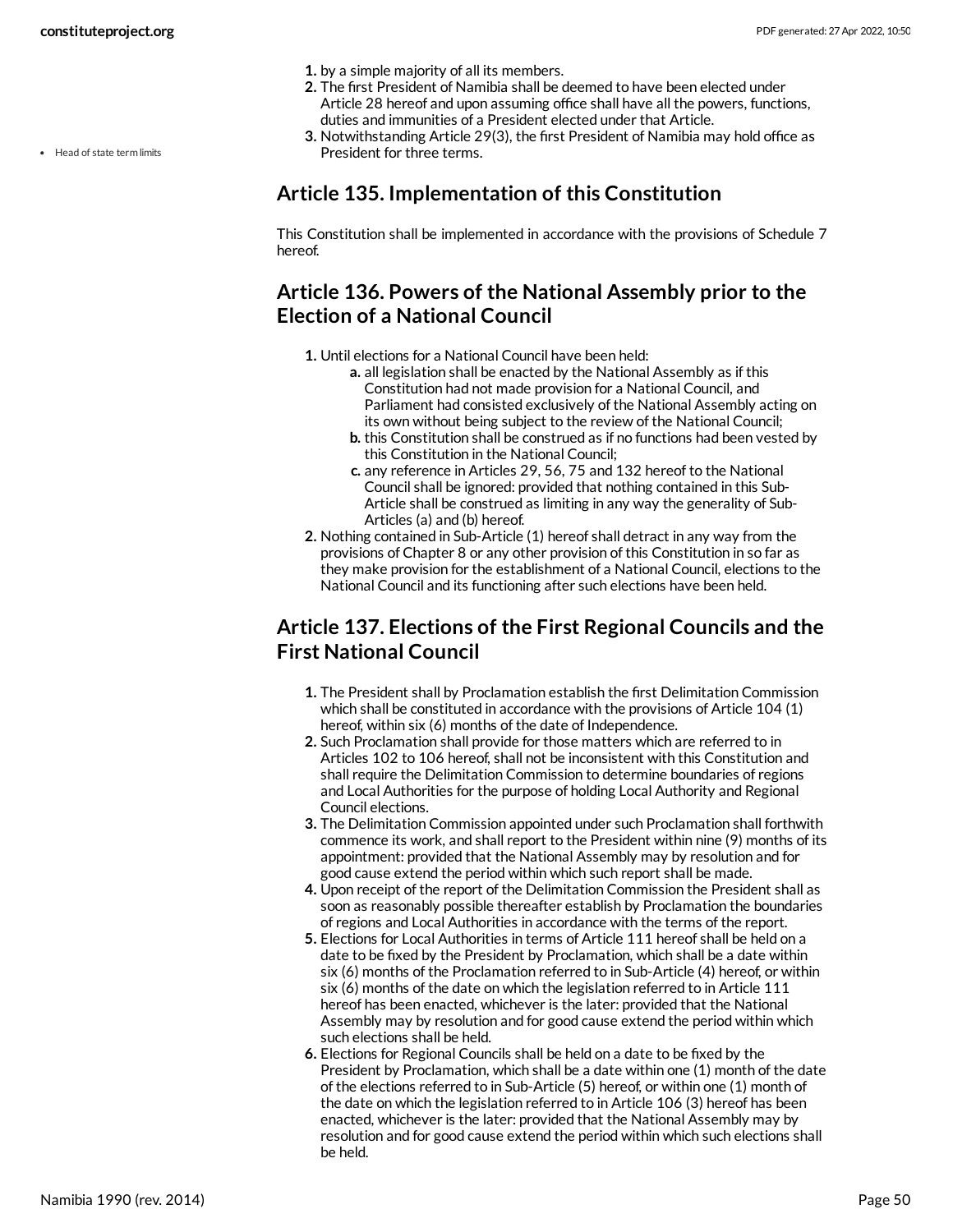1. by a simple majority of all its members.
2. The first President of Namibia shall be deemed to have been elected under Article 28 hereof and upon assuming office shall have all the powers, functions, duties and immunities of a President elected under that Article.
3. Notwithstanding Article 29(3), the first President of Namibia may hold office as President for three terms.

- Head of state term limits

## Article 135. Implementation of this Constitution

This Constitution shall be implemented in accordance with the provisions of Schedule 7 hereof.

## Article 136. Powers of the National Assembly prior to the Election of a National Council

1. Until elections for a National Council have been held:
    a. all legislation shall be enacted by the National Assembly as if this Constitution had not made provision for a National Council, and Parliament had consisted exclusively of the National Assembly acting on its own without being subject to the review of the National Council;
    b. this Constitution shall be construed as if no functions had been vested by this Constitution in the National Council;
    c. any reference in Articles 29, 56, 75 and 132 hereof to the National Council shall be ignored: provided that nothing contained in this Sub-Article shall be construed as limiting in any way the generality of Sub-Articles (a) and (b) hereof.
2. Nothing contained in Sub-Article (1) hereof shall detract in any way from the provisions of Chapter 8 or any other provision of this Constitution in so far as they make provision for the establishment of a National Council, elections to the National Council and its functioning after such elections have been held.

## Article 137. Elections of the First Regional Councils and the First National Council

1. The President shall by Proclamation establish the first Delimitation Commission which shall be constituted in accordance with the provisions of Article 104 (1) hereof, within six (6) months of the date of Independence.
2. Such Proclamation shall provide for those matters which are referred to in Articles 102 to 106 hereof, shall not be inconsistent with this Constitution and shall require the Delimitation Commission to determine boundaries of regions and Local Authorities for the purpose of holding Local Authority and Regional Council elections.
3. The Delimitation Commission appointed under such Proclamation shall forthwith commence its work, and shall report to the President within nine (9) months of its appointment: provided that the National Assembly may by resolution and for good cause extend the period within which such report shall be made.
4. Upon receipt of the report of the Delimitation Commission the President shall as soon as reasonably possible thereafter establish by Proclamation the boundaries of regions and Local Authorities in accordance with the terms of the report.
5. Elections for Local Authorities in terms of Article 111 hereof shall be held on a date to be fixed by the President by Proclamation, which shall be a date within six (6) months of the Proclamation referred to in Sub-Article (4) hereof, or within six (6) months of the date on which the legislation referred to in Article 111 hereof has been enacted, whichever is the later: provided that the National Assembly may by resolution and for good cause extend the period within which such elections shall be held.
6. Elections for Regional Councils shall be held on a date to be fixed by the President by Proclamation, which shall be a date within one (1) month of the date of the elections referred to in Sub-Article (5) hereof, or within one (1) month of the date on which the legislation referred to in Article 106 (3) hereof has been enacted, whichever is the later: provided that the National Assembly may by resolution and for good cause extend the period within which such elections shall be held.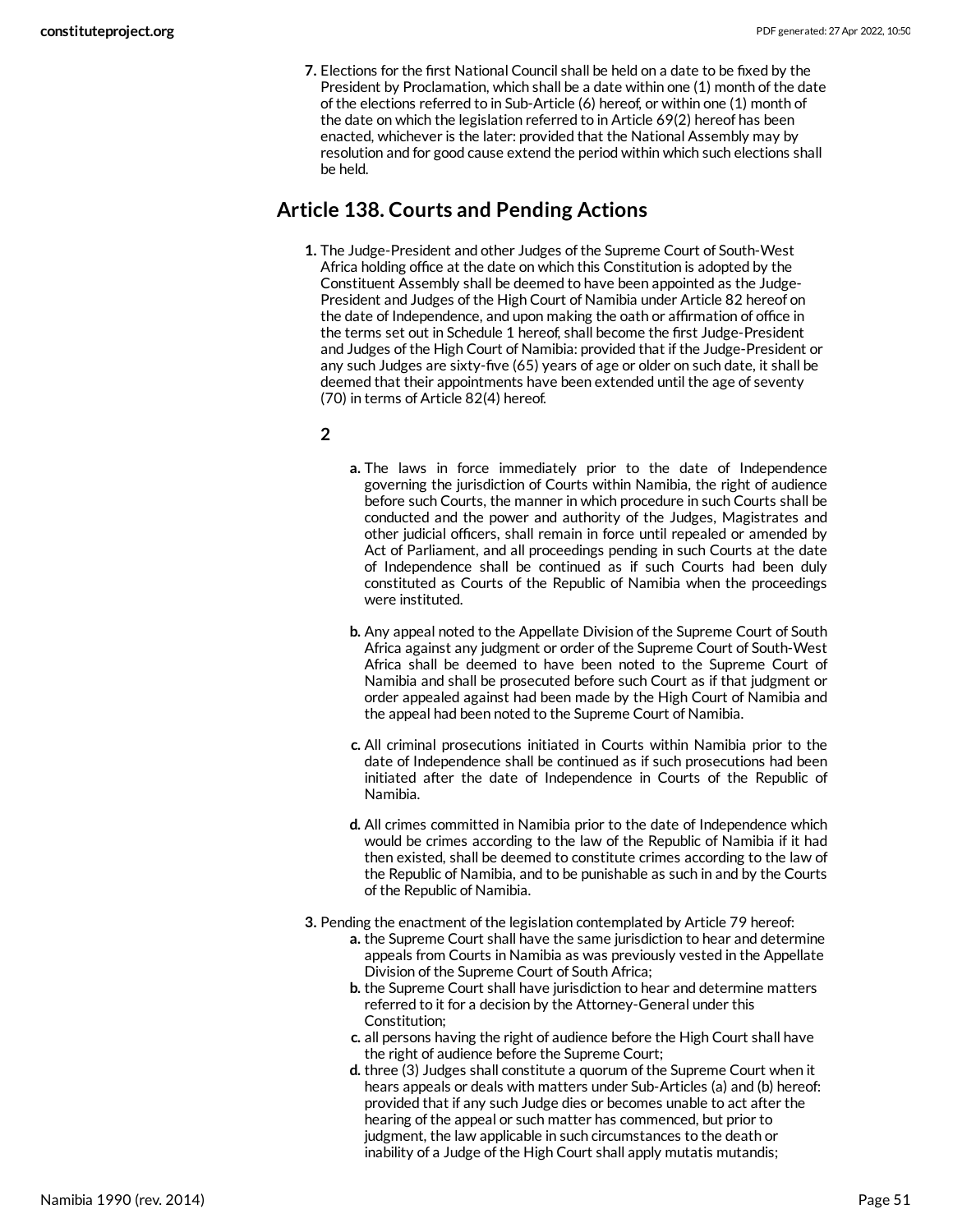7. Elections for the first National Council shall be held on a date to be fixed by the President by Proclamation, which shall be a date within one (1) month of the date of the elections referred to in Sub-Article (6) hereof, or within one (1) month of the date on which the legislation referred to in Article 69(2) hereof has been enacted, whichever is the later: provided that the National Assembly may by resolution and for good cause extend the period within which such elections shall be held.

## Article 138. Courts and Pending Actions

1. The Judge-President and other Judges of the Supreme Court of South-West Africa holding office at the date on which this Constitution is adopted by the Constituent Assembly shall be deemed to have been appointed as the Judge-President and Judges of the High Court of Namibia under Article 82 hereof on the date of Independence, and upon making the oath or affirmation of office in the terms set out in Schedule 1 hereof, shall become the first Judge-President and Judges of the High Court of Namibia: provided that if the Judge-President or any such Judges are sixty-five (65) years of age or older on such date, it shall be deemed that their appointments have been extended until the age of seventy (70) in terms of Article 82(4) hereof.

**2**

a. The laws in force immediately prior to the date of Independence governing the jurisdiction of Courts within Namibia, the right of audience before such Courts, the manner in which procedure in such Courts shall be conducted and the power and authority of the Judges, Magistrates and other judicial officers, shall remain in force until repealed or amended by Act of Parliament, and all proceedings pending in such Courts at the date of Independence shall be continued as if such Courts had been duly constituted as Courts of the Republic of Namibia when the proceedings were instituted.

b. Any appeal noted to the Appellate Division of the Supreme Court of South Africa against any judgment or order of the Supreme Court of South-West Africa shall be deemed to have been noted to the Supreme Court of Namibia and shall be prosecuted before such Court as if that judgment or order appealed against had been made by the High Court of Namibia and the appeal had been noted to the Supreme Court of Namibia.

c. All criminal prosecutions initiated in Courts within Namibia prior to the date of Independence shall be continued as if such prosecutions had been initiated after the date of Independence in Courts of the Republic of Namibia.

d. All crimes committed in Namibia prior to the date of Independence which would be crimes according to the law of the Republic of Namibia if it had then existed, shall be deemed to constitute crimes according to the law of the Republic of Namibia, and to be punishable as such in and by the Courts of the Republic of Namibia.

3. Pending the enactment of the legislation contemplated by Article 79 hereof:
   a. the Supreme Court shall have the same jurisdiction to hear and determine appeals from Courts in Namibia as was previously vested in the Appellate Division of the Supreme Court of South Africa;
   b. the Supreme Court shall have jurisdiction to hear and determine matters referred to it for a decision by the Attorney-General under this Constitution;
   c. all persons having the right of audience before the High Court shall have the right of audience before the Supreme Court;
   d. three (3) Judges shall constitute a quorum of the Supreme Court when it hears appeals or deals with matters under Sub-Articles (a) and (b) hereof: provided that if any such Judge dies or becomes unable to act after the hearing of the appeal or such matter has commenced, but prior to judgment, the law applicable in such circumstances to the death or inability of a Judge of the High Court shall apply mutatis mutandis;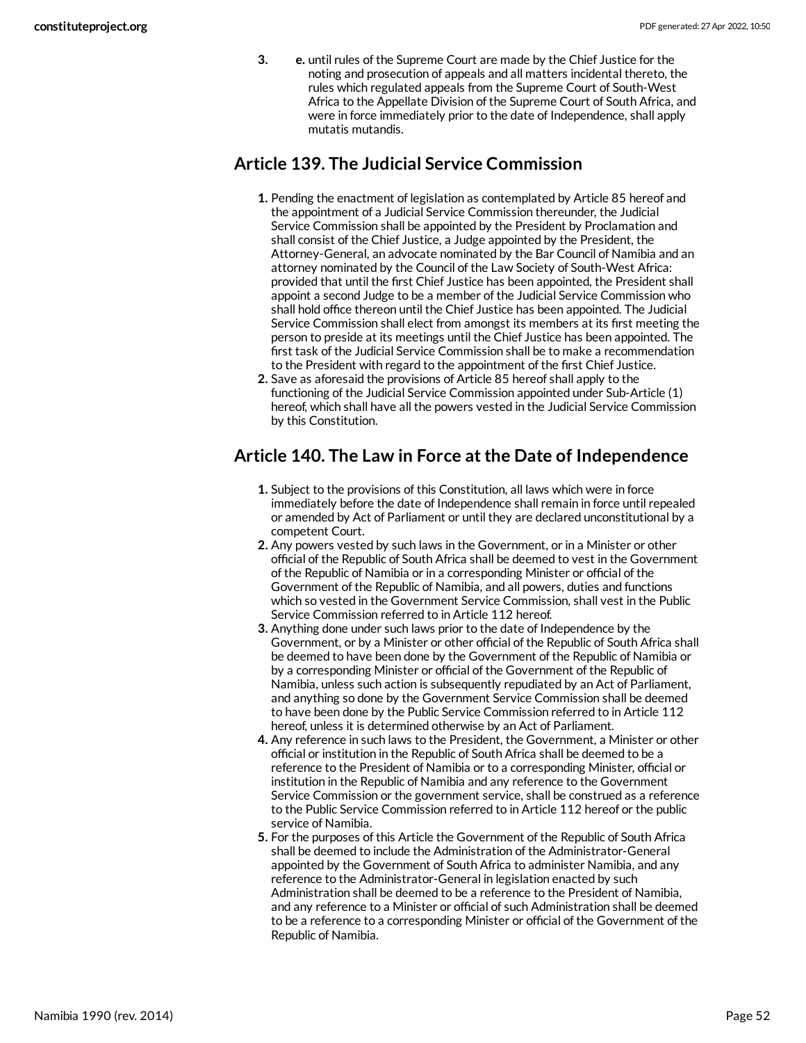3. e. until rules of the Supreme Court are made by the Chief Justice for the noting and prosecution of appeals and all matters incidental thereto, the rules which regulated appeals from the Supreme Court of South-West Africa to the Appellate Division of the Supreme Court of South Africa, and were in force immediately prior to the date of Independence, shall apply mutatis mutandis.

## Article 139. The Judicial Service Commission

1. Pending the enactment of legislation as contemplated by Article 85 hereof and the appointment of a Judicial Service Commission thereunder, the Judicial Service Commission shall be appointed by the President by Proclamation and shall consist of the Chief Justice, a Judge appointed by the President, the Attorney-General, an advocate nominated by the Bar Council of Namibia and an attorney nominated by the Council of the Law Society of South-West Africa: provided that until the first Chief Justice has been appointed, the President shall appoint a second Judge to be a member of the Judicial Service Commission who shall hold office thereon until the Chief Justice has been appointed. The Judicial Service Commission shall elect from amongst its members at its first meeting the person to preside at its meetings until the Chief Justice has been appointed. The first task of the Judicial Service Commission shall be to make a recommendation to the President with regard to the appointment of the first Chief Justice.
2. Save as aforesaid the provisions of Article 85 hereof shall apply to the functioning of the Judicial Service Commission appointed under Sub-Article (1) hereof, which shall have all the powers vested in the Judicial Service Commission by this Constitution.

## Article 140. The Law in Force at the Date of Independence

1. Subject to the provisions of this Constitution, all laws which were in force immediately before the date of Independence shall remain in force until repealed or amended by Act of Parliament or until they are declared unconstitutional by a competent Court.
2. Any powers vested by such laws in the Government, or in a Minister or other official of the Republic of South Africa shall be deemed to vest in the Government of the Republic of Namibia or in a corresponding Minister or official of the Government of the Republic of Namibia, and all powers, duties and functions which so vested in the Government Service Commission, shall vest in the Public Service Commission referred to in Article 112 hereof.
3. Anything done under such laws prior to the date of Independence by the Government, or by a Minister or other official of the Republic of South Africa shall be deemed to have been done by the Government of the Republic of Namibia or by a corresponding Minister or official of the Government of the Republic of Namibia, unless such action is subsequently repudiated by an Act of Parliament, and anything so done by the Government Service Commission shall be deemed to have been done by the Public Service Commission referred to in Article 112 hereof, unless it is determined otherwise by an Act of Parliament.
4. Any reference in such laws to the President, the Government, a Minister or other official or institution in the Republic of South Africa shall be deemed to be a reference to the President of Namibia or to a corresponding Minister, official or institution in the Republic of Namibia and any reference to the Government Service Commission or the government service, shall be construed as a reference to the Public Service Commission referred to in Article 112 hereof or the public service of Namibia.
5. For the purposes of this Article the Government of the Republic of South Africa shall be deemed to include the Administration of the Administrator-General appointed by the Government of South Africa to administer Namibia, and any reference to the Administrator-General in legislation enacted by such Administration shall be deemed to be a reference to the President of Namibia, and any reference to a Minister or official of such Administration shall be deemed to be a reference to a corresponding Minister or official of the Government of the Republic of Namibia.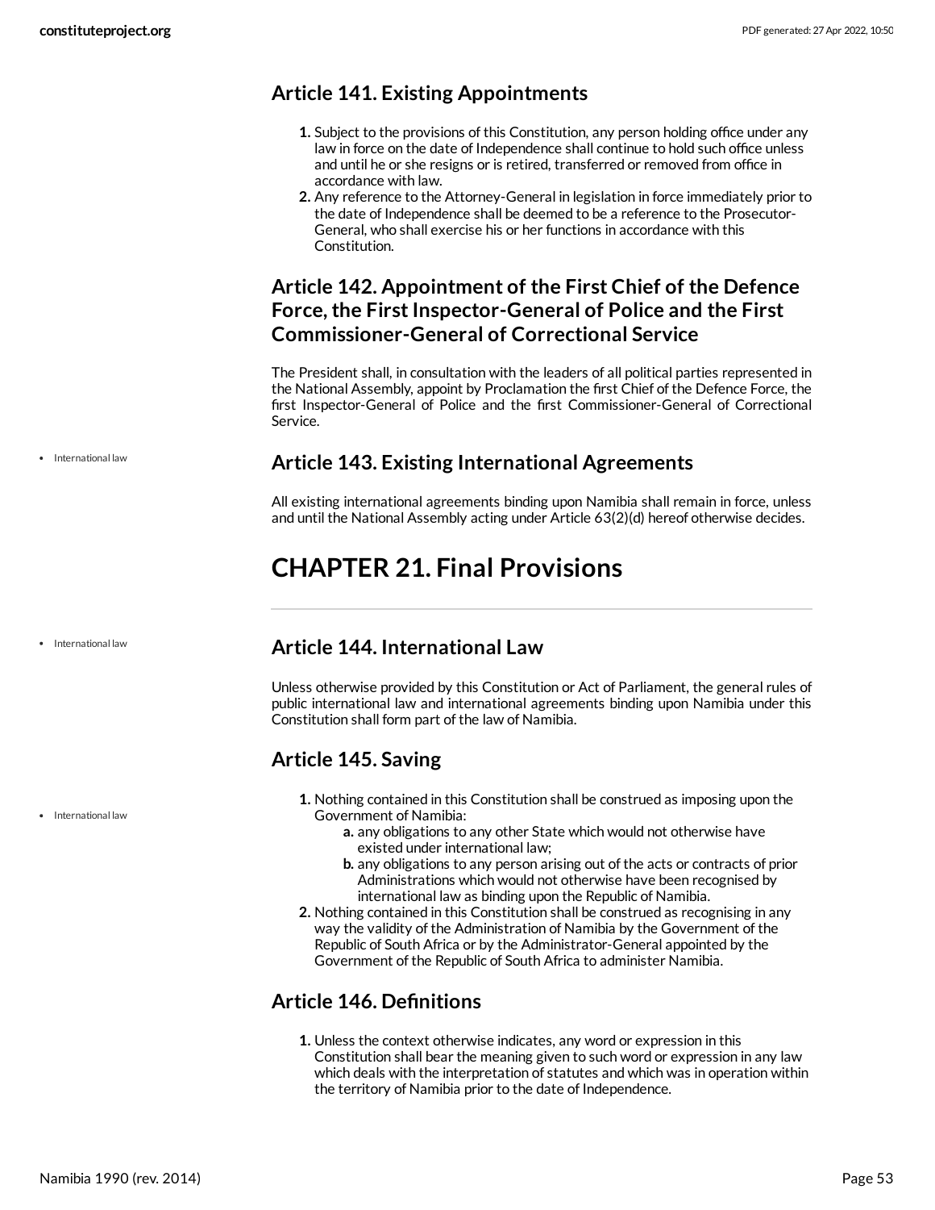### Article 141. Existing Appointments

1. Subject to the provisions of this Constitution, any person holding office under any law in force on the date of Independence shall continue to hold such office unless and until he or she resigns or is retired, transferred or removed from office in accordance with law.
2. Any reference to the Attorney-General in legislation in force immediately prior to the date of Independence shall be deemed to be a reference to the Prosecutor-General, who shall exercise his or her functions in accordance with this Constitution.

### Article 142. Appointment of the First Chief of the Defence Force, the First Inspector-General of Police and the First Commissioner-General of Correctional Service

The President shall, in consultation with the leaders of all political parties represented in the National Assembly, appoint by Proclamation the first Chief of the Defence Force, the first Inspector-General of Police and the first Commissioner-General of Correctional Service.

- International law

### Article 143. Existing International Agreements

All existing international agreements binding upon Namibia shall remain in force, unless and until the National Assembly acting under Article 63(2)(d) hereof otherwise decides.

# CHAPTER 21. Final Provisions

- International law

### Article 144. International Law

Unless otherwise provided by this Constitution or Act of Parliament, the general rules of public international law and international agreements binding upon Namibia under this Constitution shall form part of the law of Namibia.

### Article 145. Saving

- International law

1. Nothing contained in this Constitution shall be construed as imposing upon the Government of Namibia:
    a. any obligations to any other State which would not otherwise have existed under international law;
    b. any obligations to any person arising out of the acts or contracts of prior Administrations which would not otherwise have been recognised by international law as binding upon the Republic of Namibia.
2. Nothing contained in this Constitution shall be construed as recognising in any way the validity of the Administration of Namibia by the Government of the Republic of South Africa or by the Administrator-General appointed by the Government of the Republic of South Africa to administer Namibia.

### Article 146. Definitions

1. Unless the context otherwise indicates, any word or expression in this Constitution shall bear the meaning given to such word or expression in any law which deals with the interpretation of statutes and which was in operation within the territory of Namibia prior to the date of Independence.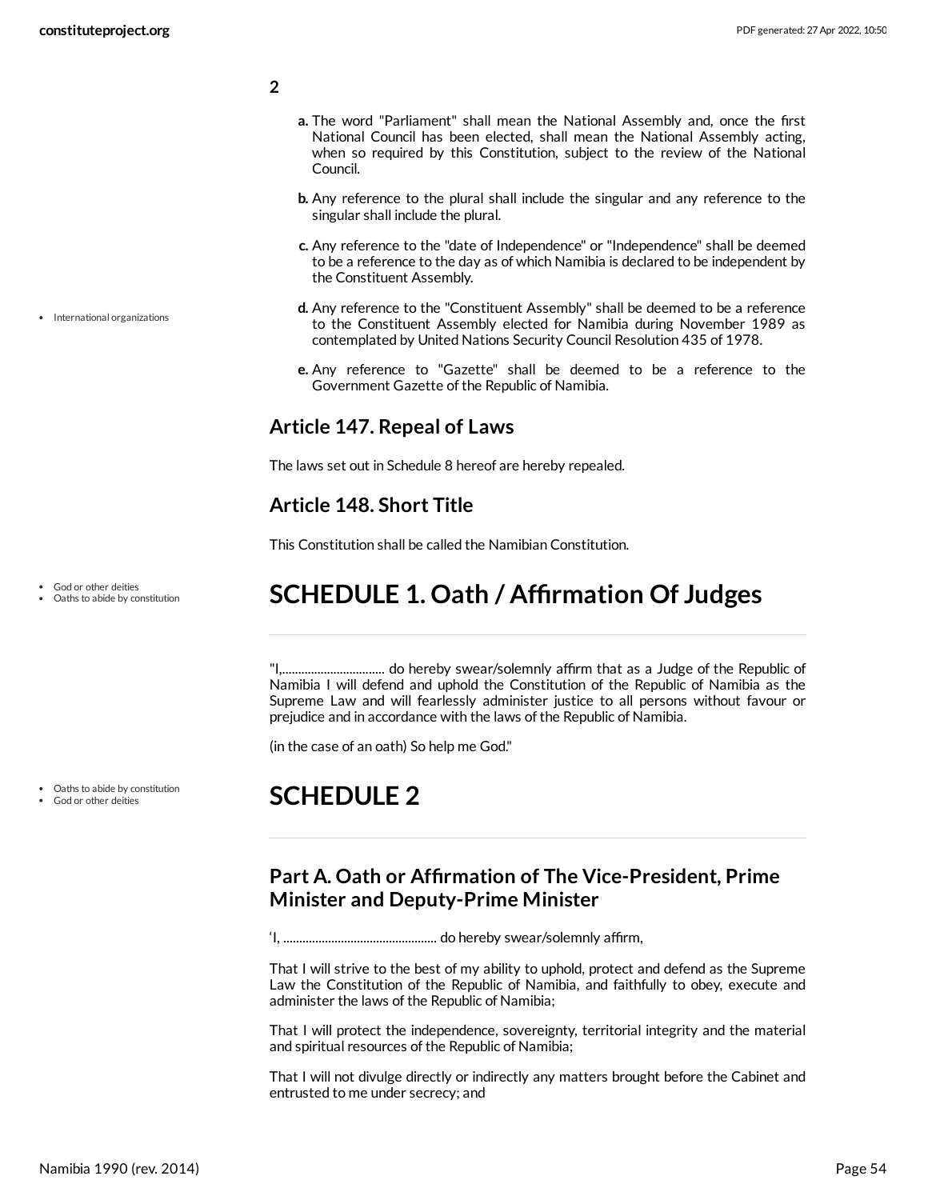2

a. The word "Parliament" shall mean the National Assembly and, once the first National Council has been elected, shall mean the National Assembly acting, when so required by this Constitution, subject to the review of the National Council.

b. Any reference to the plural shall include the singular and any reference to the singular shall include the plural.

c. Any reference to the "date of Independence" or "Independence" shall be deemed to be a reference to the day as of which Namibia is declared to be independent by the Constituent Assembly.

d. Any reference to the "Constituent Assembly" shall be deemed to be a reference to the Constituent Assembly elected for Namibia during November 1989 as contemplated by United Nations Security Council Resolution 435 of 1978.

e. Any reference to "Gazette" shall be deemed to be a reference to the Government Gazette of the Republic of Namibia.

## Article 147. Repeal of Laws

The laws set out in Schedule 8 hereof are hereby repealed.

## Article 148. Short Title

This Constitution shall be called the Namibian Constitution.

# SCHEDULE 1. Oath / Affirmation Of Judges

"I,................................ do hereby swear/solemnly affirm that as a Judge of the Republic of Namibia I will defend and uphold the Constitution of the Republic of Namibia as the Supreme Law and will fearlessly administer justice to all persons without favour or prejudice and in accordance with the laws of the Republic of Namibia.

(in the case of an oath) So help me God."

# SCHEDULE 2

## Part A. Oath or Affirmation of The Vice-President, Prime Minister and Deputy-Prime Minister

'I, ............................................... do hereby swear/solemnly affirm,

That I will strive to the best of my ability to uphold, protect and defend as the Supreme Law the Constitution of the Republic of Namibia, and faithfully to obey, execute and administer the laws of the Republic of Namibia;

That I will protect the independence, sovereignty, territorial integrity and the material and spiritual resources of the Republic of Namibia;

That I will not divulge directly or indirectly any matters brought before the Cabinet and entrusted to me under secrecy; and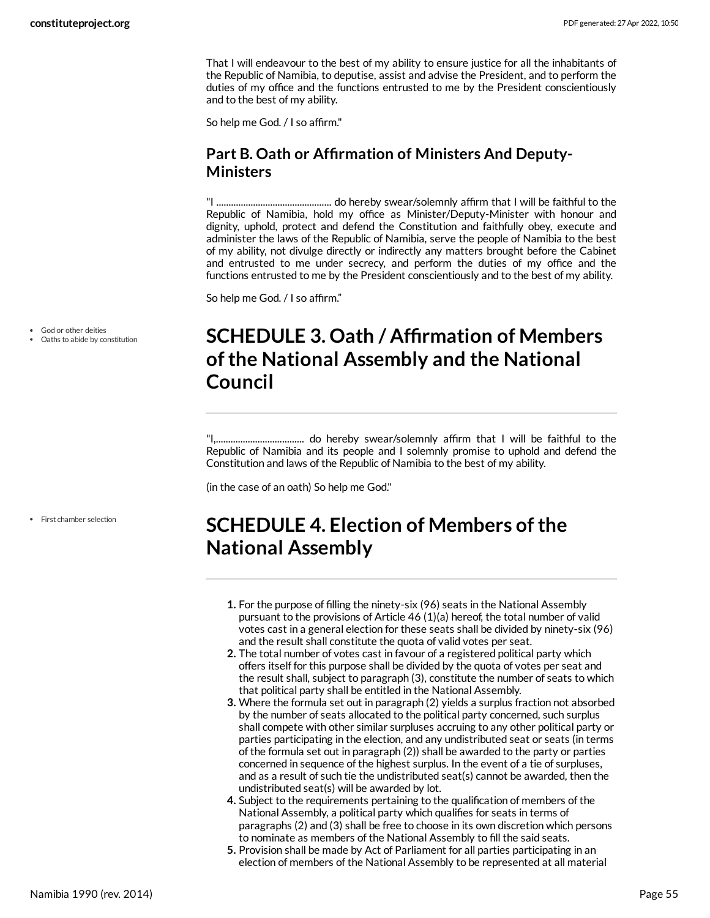That I will endeavour to the best of my ability to ensure justice for all the inhabitants of the Republic of Namibia, to deputise, assist and advise the President, and to perform the duties of my office and the functions entrusted to me by the President conscientiously and to the best of my ability.

So help me God. / I so affirm."

### Part B. Oath or Affirmation of Ministers And Deputy-Ministers

"I .............................................. do hereby swear/solemnly affirm that I will be faithful to the Republic of Namibia, hold my office as Minister/Deputy-Minister with honour and dignity, uphold, protect and defend the Constitution and faithfully obey, execute and administer the laws of the Republic of Namibia, serve the people of Namibia to the best of my ability, not divulge directly or indirectly any matters brought before the Cabinet and entrusted to me under secrecy, and perform the duties of my office and the functions entrusted to me by the President conscientiously and to the best of my ability.

So help me God. / I so affirm."

- God or other deities
- Oaths to abide by constitution

## SCHEDULE 3. Oath / Affirmation of Members of the National Assembly and the National Council

"I,.................................... do hereby swear/solemnly affirm that I will be faithful to the Republic of Namibia and its people and I solemnly promise to uphold and defend the Constitution and laws of the Republic of Namibia to the best of my ability.

(in the case of an oath) So help me God."

- First chamber selection

## SCHEDULE 4. Election of Members of the National Assembly

1. For the purpose of filling the ninety-six (96) seats in the National Assembly pursuant to the provisions of Article 46 (1)(a) hereof, the total number of valid votes cast in a general election for these seats shall be divided by ninety-six (96) and the result shall constitute the quota of valid votes per seat.
2. The total number of votes cast in favour of a registered political party which offers itself for this purpose shall be divided by the quota of votes per seat and the result shall, subject to paragraph (3), constitute the number of seats to which that political party shall be entitled in the National Assembly.
3. Where the formula set out in paragraph (2) yields a surplus fraction not absorbed by the number of seats allocated to the political party concerned, such surplus shall compete with other similar surpluses accruing to any other political party or parties participating in the election, and any undistributed seat or seats (in terms of the formula set out in paragraph (2)) shall be awarded to the party or parties concerned in sequence of the highest surplus. In the event of a tie of surpluses, and as a result of such tie the undistributed seat(s) cannot be awarded, then the undistributed seat(s) will be awarded by lot.
4. Subject to the requirements pertaining to the qualification of members of the National Assembly, a political party which qualifies for seats in terms of paragraphs (2) and (3) shall be free to choose in its own discretion which persons to nominate as members of the National Assembly to fill the said seats.
5. Provision shall be made by Act of Parliament for all parties participating in an election of members of the National Assembly to be represented at all material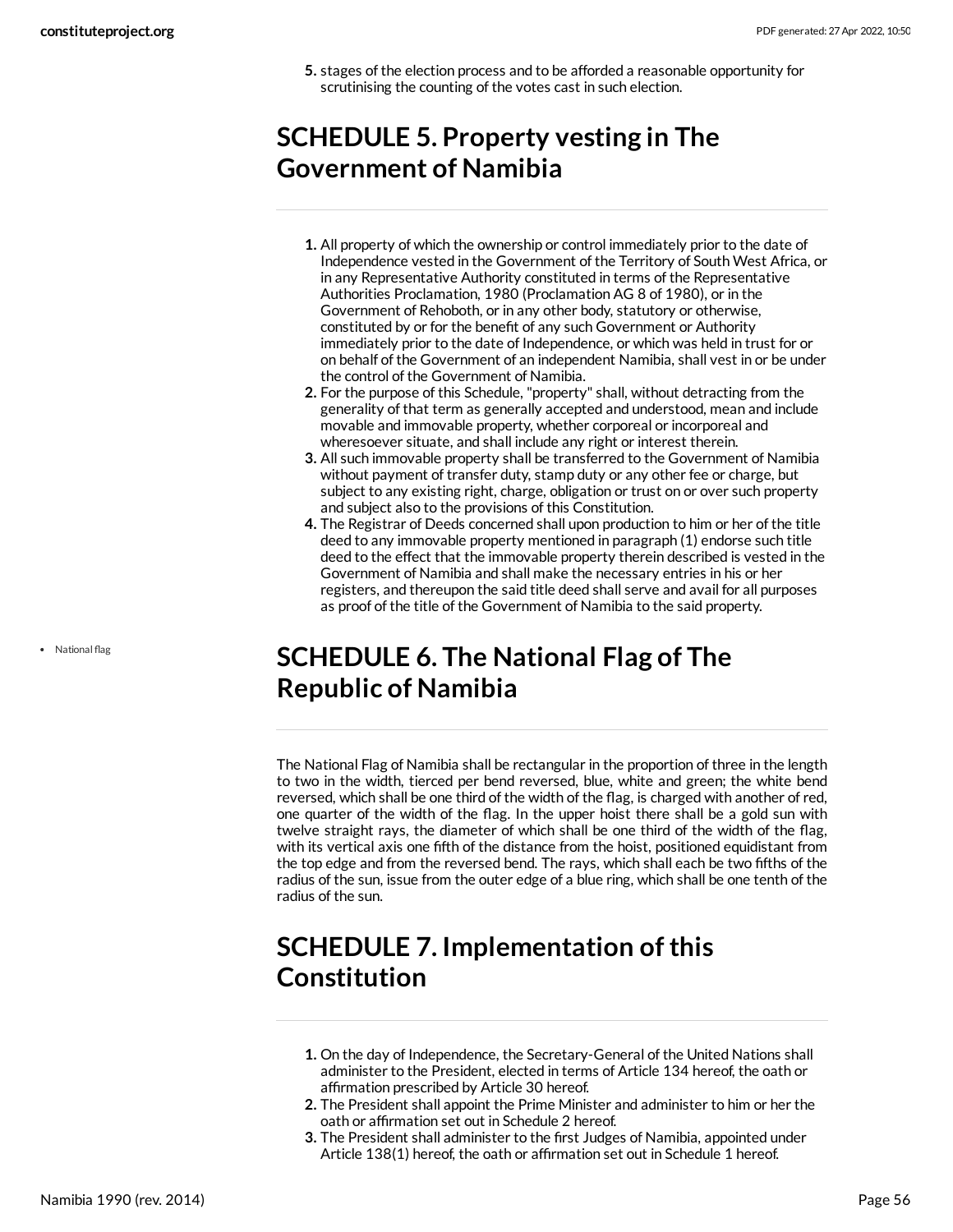5. stages of the election process and to be afforded a reasonable opportunity for scrutinising the counting of the votes cast in such election.

## SCHEDULE 5. Property vesting in The Government of Namibia

1. All property of which the ownership or control immediately prior to the date of Independence vested in the Government of the Territory of South West Africa, or in any Representative Authority constituted in terms of the Representative Authorities Proclamation, 1980 (Proclamation AG 8 of 1980), or in the Government of Rehoboth, or in any other body, statutory or otherwise, constituted by or for the benefit of any such Government or Authority immediately prior to the date of Independence, or which was held in trust for or on behalf of the Government of an independent Namibia, shall vest in or be under the control of the Government of Namibia.
2. For the purpose of this Schedule, "property" shall, without detracting from the generality of that term as generally accepted and understood, mean and include movable and immovable property, whether corporeal or incorporeal and wheresoever situate, and shall include any right or interest therein.
3. All such immovable property shall be transferred to the Government of Namibia without payment of transfer duty, stamp duty or any other fee or charge, but subject to any existing right, charge, obligation or trust on or over such property and subject also to the provisions of this Constitution.
4. The Registrar of Deeds concerned shall upon production to him or her of the title deed to any immovable property mentioned in paragraph (1) endorse such title deed to the effect that the immovable property therein described is vested in the Government of Namibia and shall make the necessary entries in his or her registers, and thereupon the said title deed shall serve and avail for all purposes as proof of the title of the Government of Namibia to the said property.

- National flag

## SCHEDULE 6. The National Flag of The Republic of Namibia

The National Flag of Namibia shall be rectangular in the proportion of three in the length to two in the width, tierced per bend reversed, blue, white and green; the white bend reversed, which shall be one third of the width of the flag, is charged with another of red, one quarter of the width of the flag. In the upper hoist there shall be a gold sun with twelve straight rays, the diameter of which shall be one third of the width of the flag, with its vertical axis one fifth of the distance from the hoist, positioned equidistant from the top edge and from the reversed bend. The rays, which shall each be two fifths of the radius of the sun, issue from the outer edge of a blue ring, which shall be one tenth of the radius of the sun.

## SCHEDULE 7. Implementation of this Constitution

1. On the day of Independence, the Secretary-General of the United Nations shall administer to the President, elected in terms of Article 134 hereof, the oath or affirmation prescribed by Article 30 hereof.
2. The President shall appoint the Prime Minister and administer to him or her the oath or affirmation set out in Schedule 2 hereof.
3. The President shall administer to the first Judges of Namibia, appointed under Article 138(1) hereof, the oath or affirmation set out in Schedule 1 hereof.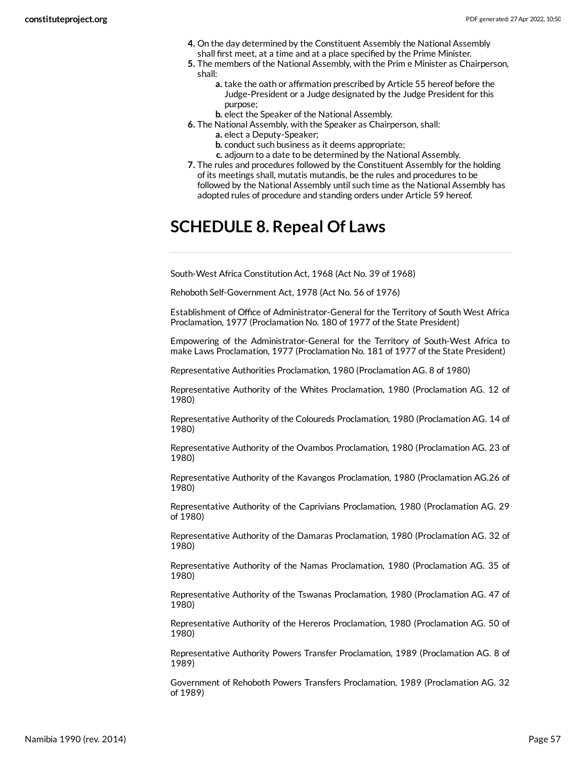4. On the day determined by the Constituent Assembly the National Assembly shall first meet, at a time and at a place specified by the Prime Minister.
5. The members of the National Assembly, with the Prim e Minister as Chairperson, shall:
    a. take the oath or affirmation prescribed by Article 55 hereof before the Judge-President or a Judge designated by the Judge President for this purpose;
    b. elect the Speaker of the National Assembly.
6. The National Assembly, with the Speaker as Chairperson, shall:
    a. elect a Deputy-Speaker;
    b. conduct such business as it deems appropriate;
    c. adjourn to a date to be determined by the National Assembly.
7. The rules and procedures followed by the Constituent Assembly for the holding of its meetings shall, mutatis mutandis, be the rules and procedures to be followed by the National Assembly until such time as the National Assembly has adopted rules of procedure and standing orders under Article 59 hereof.

# SCHEDULE 8. Repeal Of Laws

South-West Africa Constitution Act, 1968 (Act No. 39 of 1968)

Rehoboth Self-Government Act, 1978 (Act No. 56 of 1976)

Establishment of Office of Administrator-General for the Territory of South West Africa Proclamation, 1977 (Proclamation No. 180 of 1977 of the State President)

Empowering of the Administrator-General for the Territory of South-West Africa to make Laws Proclamation, 1977 (Proclamation No. 181 of 1977 of the State President)

Representative Authorities Proclamation, 1980 (Proclamation AG. 8 of 1980)

Representative Authority of the Whites Proclamation, 1980 (Proclamation AG. 12 of 1980)

Representative Authority of the Coloureds Proclamation, 1980 (Proclamation AG. 14 of 1980)

Representative Authority of the Ovambos Proclamation, 1980 (Proclamation AG. 23 of 1980)

Representative Authority of the Kavangos Proclamation, 1980 (Proclamation AG.26 of 1980)

Representative Authority of the Caprivians Proclamation, 1980 (Proclamation AG. 29 of 1980)

Representative Authority of the Damaras Proclamation, 1980 (Proclamation AG. 32 of 1980)

Representative Authority of the Namas Proclamation, 1980 (Proclamation AG. 35 of 1980)

Representative Authority of the Tswanas Proclamation, 1980 (Proclamation AG. 47 of 1980)

Representative Authority of the Hereros Proclamation, 1980 (Proclamation AG. 50 of 1980)

Representative Authority Powers Transfer Proclamation, 1989 (Proclamation AG. 8 of 1989)

Government of Rehoboth Powers Transfers Proclamation, 1989 (Proclamation AG. 32 of 1989)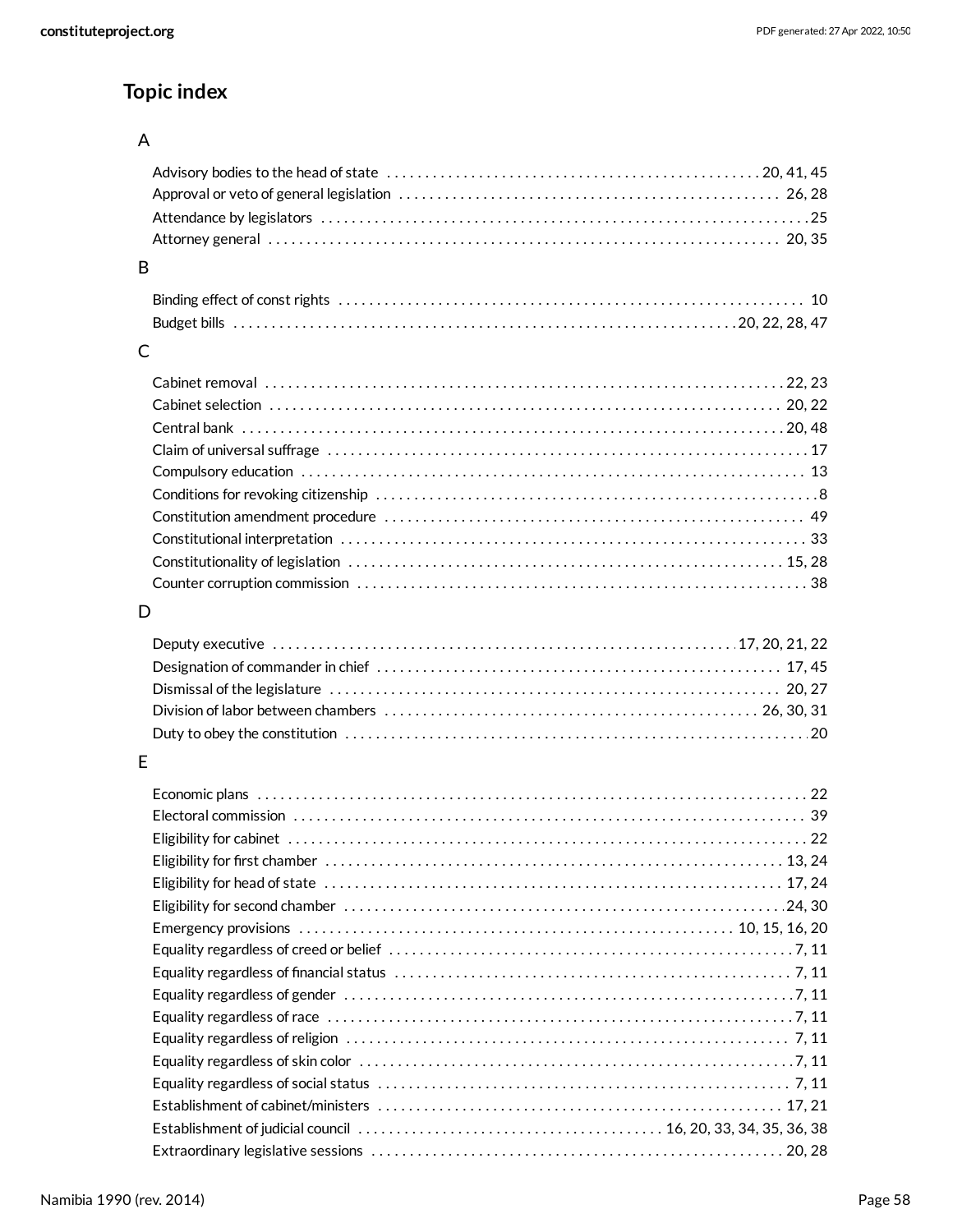## Topic index

### A

- Advisory bodies to the head of state . . . . . 20, 41, 45
- Approval or veto of general legislation . . . . . 26, 28
- Attendance by legislators . . . . . 25
- Attorney general . . . . . 20, 35

### B

- Binding effect of const rights . . . . . 10
- Budget bills . . . . . 20, 22, 28, 47

### C

- Cabinet removal . . . . . 22, 23
- Cabinet selection . . . . . 20, 22
- Central bank . . . . . 20, 48
- Claim of universal suffrage . . . . . 17
- Compulsory education . . . . . 13
- Conditions for revoking citizenship . . . . . 8
- Constitution amendment procedure . . . . . 49
- Constitutional interpretation . . . . . 33
- Constitutionality of legislation . . . . . 15, 28
- Counter corruption commission . . . . . 38

### D

- Deputy executive . . . . . 17, 20, 21, 22
- Designation of commander in chief . . . . . 17, 45
- Dismissal of the legislature . . . . . 20, 27
- Division of labor between chambers . . . . . 26, 30, 31
- Duty to obey the constitution . . . . . 20

### E

- Economic plans . . . . . 22
- Electoral commission . . . . . 39
- Eligibility for cabinet . . . . . 22
- Eligibility for first chamber . . . . . 13, 24
- Eligibility for head of state . . . . . 17, 24
- Eligibility for second chamber . . . . . 24, 30
- Emergency provisions . . . . . 10, 15, 16, 20
- Equality regardless of creed or belief . . . . . 7, 11
- Equality regardless of financial status . . . . . 7, 11
- Equality regardless of gender . . . . . 7, 11
- Equality regardless of race . . . . . 7, 11
- Equality regardless of religion . . . . . 7, 11
- Equality regardless of skin color . . . . . 7, 11
- Equality regardless of social status . . . . . 7, 11
- Establishment of cabinet/ministers . . . . . 17, 21
- Establishment of judicial council . . . . . 16, 20, 33, 34, 35, 36, 38
- Extraordinary legislative sessions . . . . . 20, 28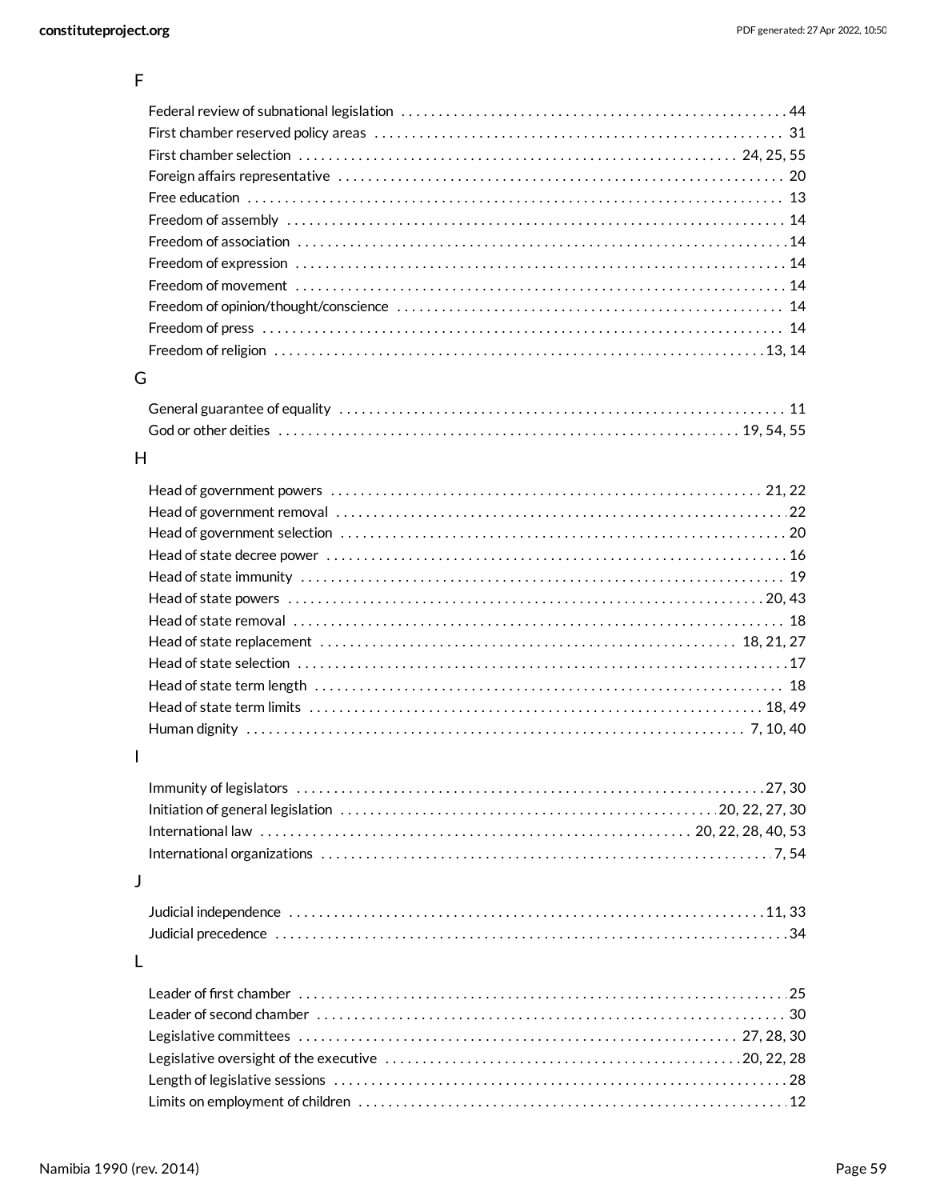F

Federal review of subnational legislation . . . . . . . . . . 44
First chamber reserved policy areas . . . . . . . . . . 31
First chamber selection . . . . . . . . . . 24, 25, 55
Foreign affairs representative . . . . . . . . . . 20
Free education . . . . . . . . . . 13
Freedom of assembly . . . . . . . . . . 14
Freedom of association . . . . . . . . . . 14
Freedom of expression . . . . . . . . . . 14
Freedom of movement . . . . . . . . . . 14
Freedom of opinion/thought/conscience . . . . . . . . . . 14
Freedom of press . . . . . . . . . . 14
Freedom of religion . . . . . . . . . . 13, 14

G

General guarantee of equality . . . . . . . . . . 11
God or other deities . . . . . . . . . . 19, 54, 55

H

Head of government powers . . . . . . . . . . 21, 22
Head of government removal . . . . . . . . . . 22
Head of government selection . . . . . . . . . . 20
Head of state decree power . . . . . . . . . . 16
Head of state immunity . . . . . . . . . . 19
Head of state powers . . . . . . . . . . 20, 43
Head of state removal . . . . . . . . . . 18
Head of state replacement . . . . . . . . . . 18, 21, 27
Head of state selection . . . . . . . . . . 17
Head of state term length . . . . . . . . . . 18
Head of state term limits . . . . . . . . . . 18, 49
Human dignity . . . . . . . . . . 7, 10, 40

I

Immunity of legislators . . . . . . . . . . 27, 30
Initiation of general legislation . . . . . . . . . . 20, 22, 27, 30
International law . . . . . . . . . . 20, 22, 28, 40, 53
International organizations . . . . . . . . . . 7, 54

J

Judicial independence . . . . . . . . . . 11, 33
Judicial precedence . . . . . . . . . . 34

L

Leader of first chamber . . . . . . . . . . 25
Leader of second chamber . . . . . . . . . . 30
Legislative committees . . . . . . . . . . 27, 28, 30
Legislative oversight of the executive . . . . . . . . . . 20, 22, 28
Length of legislative sessions . . . . . . . . . . 28
Limits on employment of children . . . . . . . . . . 12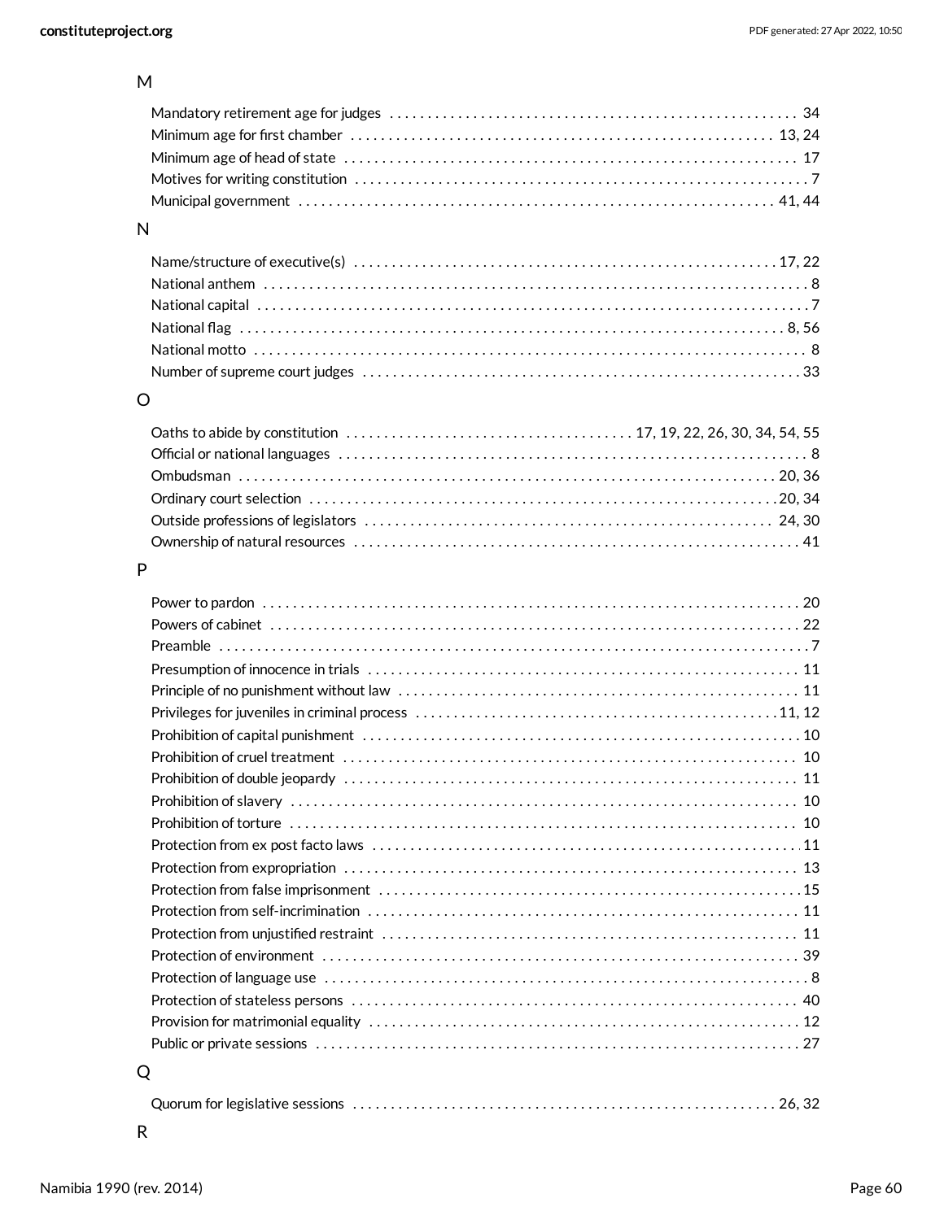## M

- Mandatory retirement age for judges . . . 34
- Minimum age for first chamber . . . 13, 24
- Minimum age of head of state . . . 17
- Motives for writing constitution . . . 7
- Municipal government . . . 41, 44

## N

- Name/structure of executive(s) . . . 17, 22
- National anthem . . . 8
- National capital . . . 7
- National flag . . . 8, 56
- National motto . . . 8
- Number of supreme court judges . . . 33

## O

- Oaths to abide by constitution . . . 17, 19, 22, 26, 30, 34, 54, 55
- Official or national languages . . . 8
- Ombudsman . . . 20, 36
- Ordinary court selection . . . 20, 34
- Outside professions of legislators . . . 24, 30
- Ownership of natural resources . . . 41

## P

- Power to pardon . . . 20
- Powers of cabinet . . . 22
- Preamble . . . 7
- Presumption of innocence in trials . . . 11
- Principle of no punishment without law . . . 11
- Privileges for juveniles in criminal process . . . 11, 12
- Prohibition of capital punishment . . . 10
- Prohibition of cruel treatment . . . 10
- Prohibition of double jeopardy . . . 11
- Prohibition of slavery . . . 10
- Prohibition of torture . . . 10
- Protection from ex post facto laws . . . 11
- Protection from expropriation . . . 13
- Protection from false imprisonment . . . 15
- Protection from self-incrimination . . . 11
- Protection from unjustified restraint . . . 11
- Protection of environment . . . 39
- Protection of language use . . . 8
- Protection of stateless persons . . . 40
- Provision for matrimonial equality . . . 12
- Public or private sessions . . . 27

## Q

- Quorum for legislative sessions . . . 26, 32

## R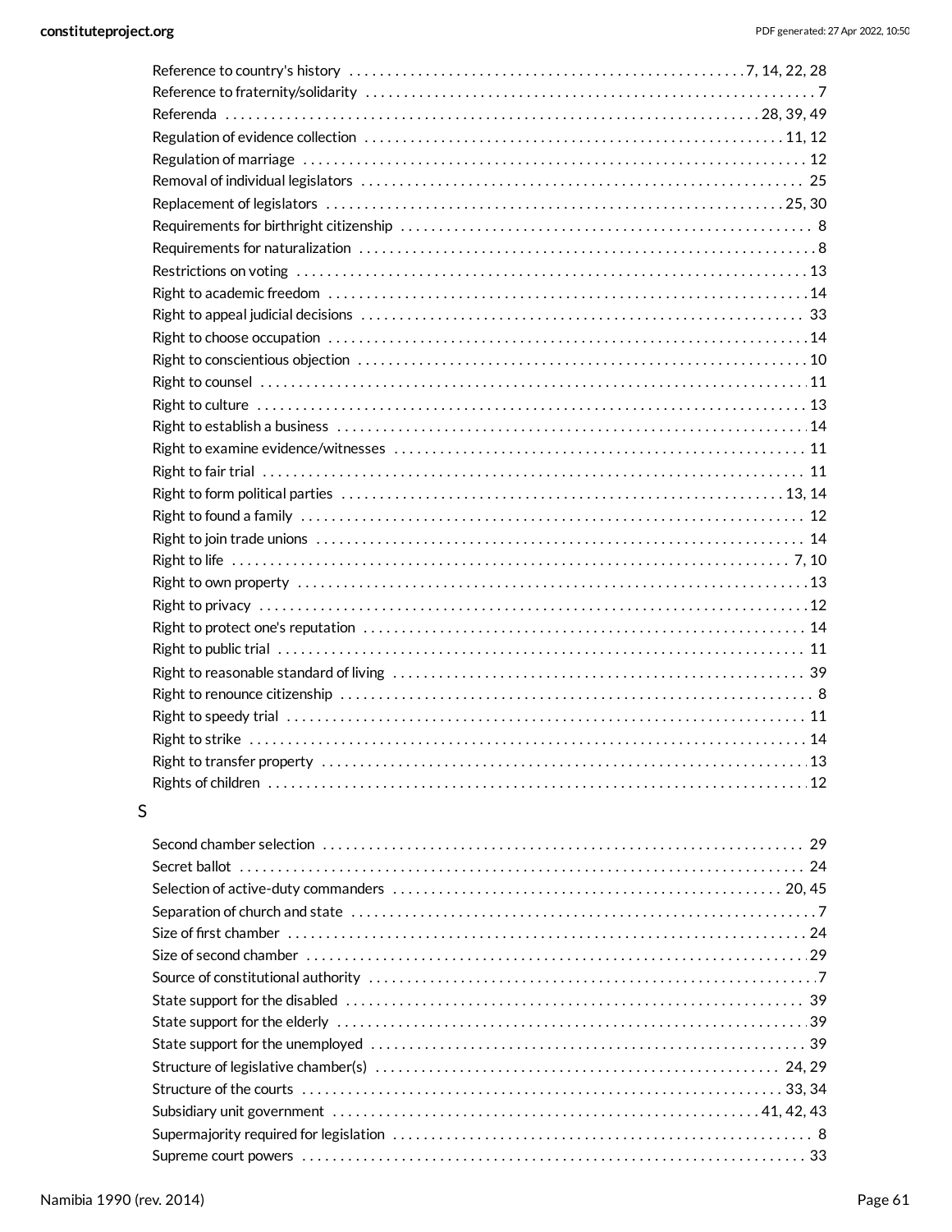- Reference to country's history ........ 7, 14, 22, 28
- Reference to fraternity/solidarity ........ 7
- Referenda ........ 28, 39, 49
- Regulation of evidence collection ........ 11, 12
- Regulation of marriage ........ 12
- Removal of individual legislators ........ 25
- Replacement of legislators ........ 25, 30
- Requirements for birthright citizenship ........ 8
- Requirements for naturalization ........ 8
- Restrictions on voting ........ 13
- Right to academic freedom ........ 14
- Right to appeal judicial decisions ........ 33
- Right to choose occupation ........ 14
- Right to conscientious objection ........ 10
- Right to counsel ........ 11
- Right to culture ........ 13
- Right to establish a business ........ 14
- Right to examine evidence/witnesses ........ 11
- Right to fair trial ........ 11
- Right to form political parties ........ 13, 14
- Right to found a family ........ 12
- Right to join trade unions ........ 14
- Right to life ........ 7, 10
- Right to own property ........ 13
- Right to privacy ........ 12
- Right to protect one's reputation ........ 14
- Right to public trial ........ 11
- Right to reasonable standard of living ........ 39
- Right to renounce citizenship ........ 8
- Right to speedy trial ........ 11
- Right to strike ........ 14
- Right to transfer property ........ 13
- Rights of children ........ 12

## S

- Second chamber selection ........ 29
- Secret ballot ........ 24
- Selection of active-duty commanders ........ 20, 45
- Separation of church and state ........ 7
- Size of first chamber ........ 24
- Size of second chamber ........ 29
- Source of constitutional authority ........ 7
- State support for the disabled ........ 39
- State support for the elderly ........ 39
- State support for the unemployed ........ 39
- Structure of legislative chamber(s) ........ 24, 29
- Structure of the courts ........ 33, 34
- Subsidiary unit government ........ 41, 42, 43
- Supermajority required for legislation ........ 8
- Supreme court powers ........ 33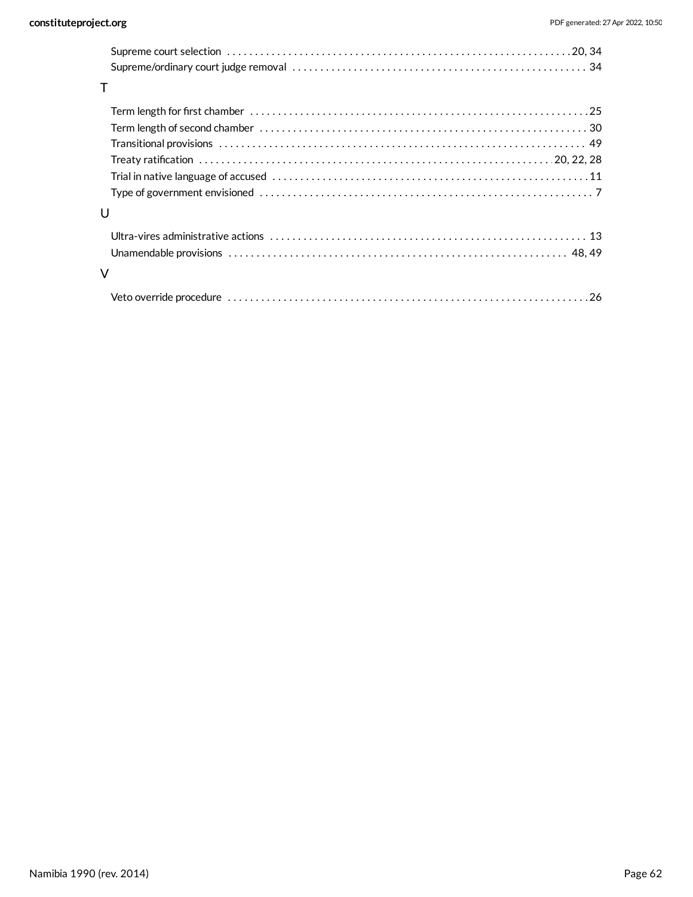Supreme court selection . . . . . . . . . . . . . . . . . . . . . . . . . . . . . . . . . . . . . . . . . . . . . . . . . . . . . . . . . . . . . . 20, 34
Supreme/ordinary court judge removal . . . . . . . . . . . . . . . . . . . . . . . . . . . . . . . . . . . . . . . . . . . . . . . . . . . . . 34

T

Term length for first chamber . . . . . . . . . . . . . . . . . . . . . . . . . . . . . . . . . . . . . . . . . . . . . . . . . . . . . . . . . . . . . . 25
Term length of second chamber . . . . . . . . . . . . . . . . . . . . . . . . . . . . . . . . . . . . . . . . . . . . . . . . . . . . . . . . . . . 30
Transitional provisions . . . . . . . . . . . . . . . . . . . . . . . . . . . . . . . . . . . . . . . . . . . . . . . . . . . . . . . . . . . . . . . . . . 49
Treaty ratification . . . . . . . . . . . . . . . . . . . . . . . . . . . . . . . . . . . . . . . . . . . . . . . . . . . . . . . . . . . . . . . . 20, 22, 28
Trial in native language of accused . . . . . . . . . . . . . . . . . . . . . . . . . . . . . . . . . . . . . . . . . . . . . . . . . . . . . . . . . 11
Type of government envisioned . . . . . . . . . . . . . . . . . . . . . . . . . . . . . . . . . . . . . . . . . . . . . . . . . . . . . . . . . . . . . 7

U

Ultra-vires administrative actions . . . . . . . . . . . . . . . . . . . . . . . . . . . . . . . . . . . . . . . . . . . . . . . . . . . . . . . . . . 13
Unamendable provisions . . . . . . . . . . . . . . . . . . . . . . . . . . . . . . . . . . . . . . . . . . . . . . . . . . . . . . . . . . . . . . . 48, 49

V

Veto override procedure . . . . . . . . . . . . . . . . . . . . . . . . . . . . . . . . . . . . . . . . . . . . . . . . . . . . . . . . . . . . . . . . . . 26